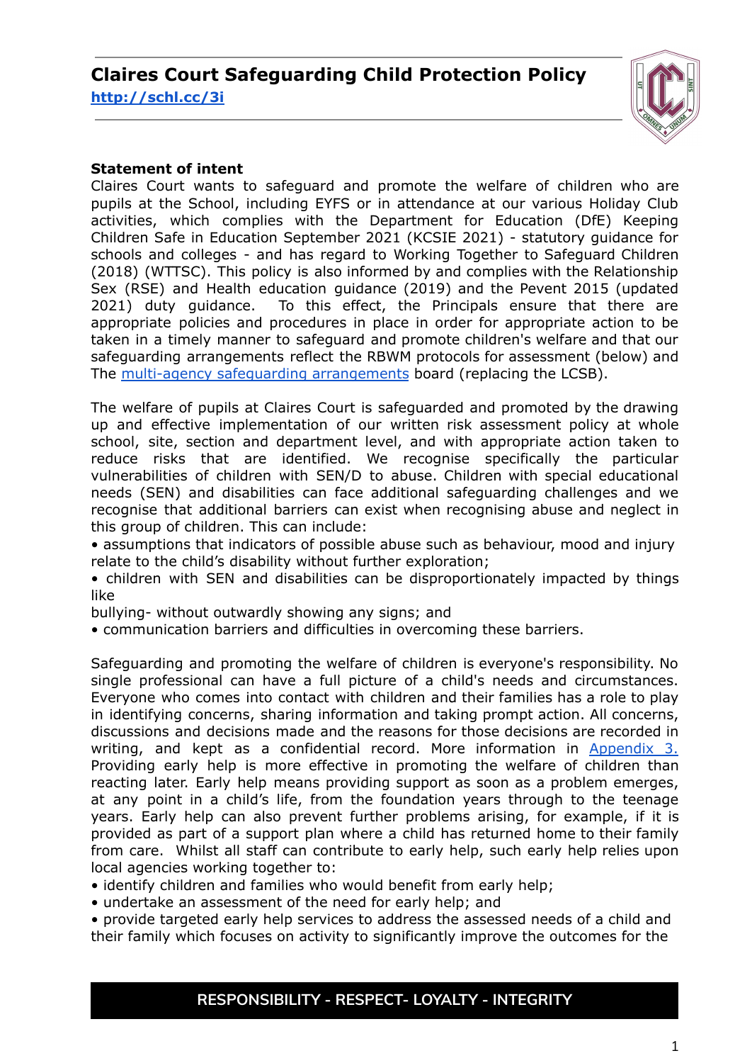# Claires Court Safeguarding Child Protection Policy

[http://schl.cc/3i](http://schl.cc/3i)

**Statement of intent**

Claires Court wants to safeguard and promote the welfare of children who are pupils at the School, including EYFS or in attendance at our various Holiday Club activities, which complies with the Department for Education (DfE) Keeping Children Safe in Education September 2021 (KCSIE 2021) - statutory guidance for schools and colleges - and has regard to Working Together to Safeguard Children (2018) (WTTSC). This policy is also informed by and complies with the Relationship Sex (RSE) and Health education guidance (2019) and the Pevent 2015 (updated 2021) duty guidance. To this effect, the Principals ensure that there are appropriate policies and procedures in place in order for appropriate action to be taken in a timely manner to safeguard and promote children's welfare and that our safeguarding arrangements reflect the RBWM protocols for assessment (below) and The [multi-agency safeguarding arrangements](#) board (replacing the LCSB).

The welfare of pupils at Claires Court is safeguarded and promoted by the drawing up and effective implementation of our written risk assessment policy at whole school, site, section and department level, and with appropriate action taken to reduce risks that are identified. We recognise specifically the particular vulnerabilities of children with SEN/D to abuse. Children with special educational needs (SEN) and disabilities can face additional safeguarding challenges and we recognise that additional barriers can exist when recognising abuse and neglect in this group of children. This can include:

- assumptions that indicators of possible abuse such as behaviour, mood and injury relate to the child's disability without further exploration;
- children with SEN and disabilities can be disproportionately impacted by things like bullying- without outwardly showing any signs; and
- communication barriers and difficulties in overcoming these barriers.

Safeguarding and promoting the welfare of children is everyone's responsibility. No single professional can have a full picture of a child's needs and circumstances. Everyone who comes into contact with children and their families has a role to play in identifying concerns, sharing information and taking prompt action. All concerns, discussions and decisions made and the reasons for those decisions are recorded in writing, and kept as a confidential record. More information in [Appendix 3.](#) Providing early help is more effective in promoting the welfare of children than reacting later. Early help means providing support as soon as a problem emerges, at any point in a child's life, from the foundation years through to the teenage years. Early help can also prevent further problems arising, for example, if it is provided as part of a support plan where a child has returned home to their family from care. Whilst all staff can contribute to early help, such early help relies upon local agencies working together to:

- identify children and families who would benefit from early help;
- undertake an assessment of the need for early help; and
- provide targeted early help services to address the assessed needs of a child and their family which focuses on activity to significantly improve the outcomes for the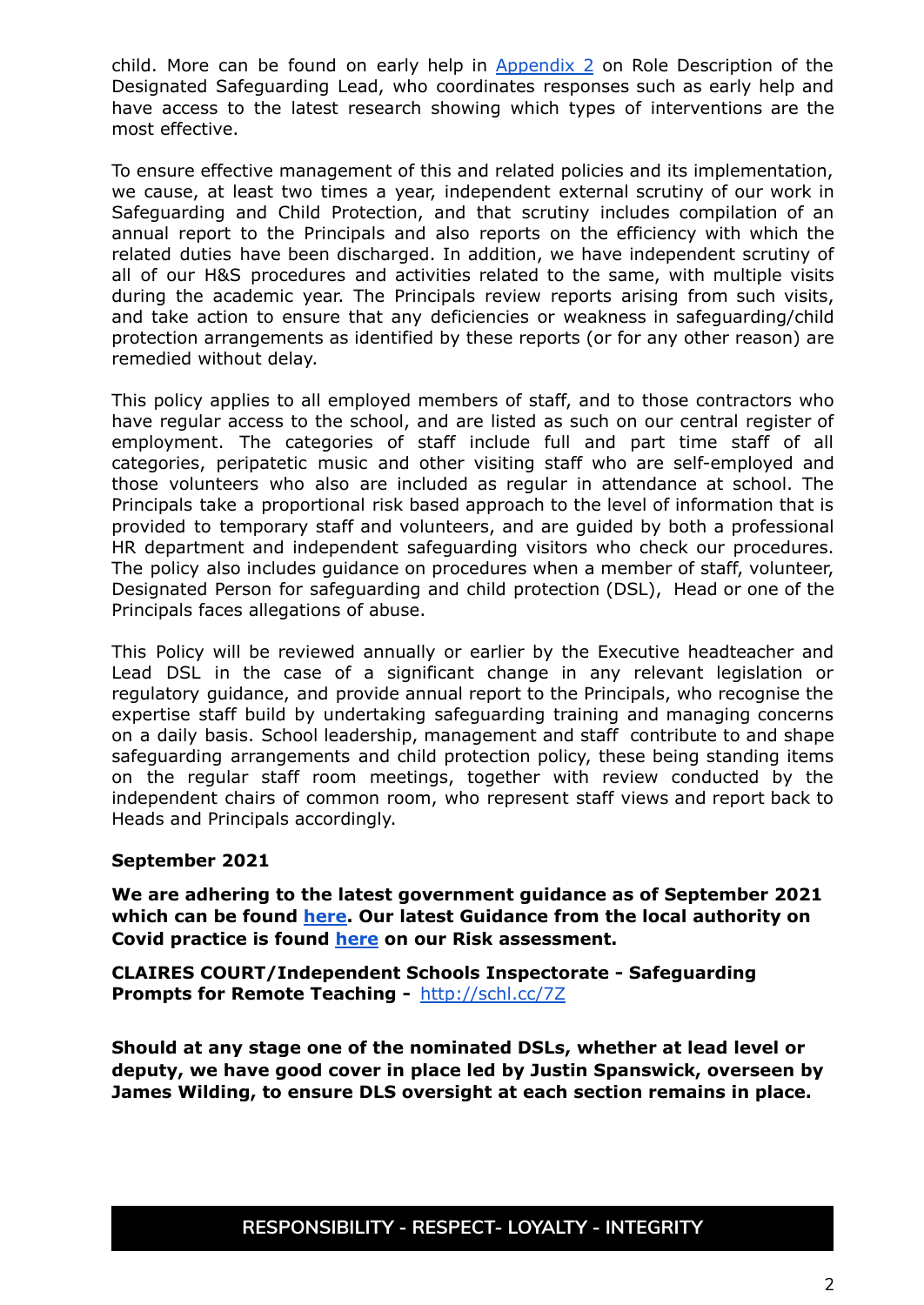child. More can be found on early help in [Appendix 2] on Role Description of the Designated Safeguarding Lead, who coordinates responses such as early help and have access to the latest research showing which types of interventions are the most effective.

To ensure effective management of this and related policies and its implementation, we cause, at least two times a year, independent external scrutiny of our work in Safeguarding and Child Protection, and that scrutiny includes compilation of an annual report to the Principals and also reports on the efficiency with which the related duties have been discharged. In addition, we have independent scrutiny of all of our H&S procedures and activities related to the same, with multiple visits during the academic year. The Principals review reports arising from such visits, and take action to ensure that any deficiencies or weakness in safeguarding/child protection arrangements as identified by these reports (or for any other reason) are remedied without delay.

This policy applies to all employed members of staff, and to those contractors who have regular access to the school, and are listed as such on our central register of employment. The categories of staff include full and part time staff of all categories, peripatetic music and other visiting staff who are self-employed and those volunteers who also are included as regular in attendance at school. The Principals take a proportional risk based approach to the level of information that is provided to temporary staff and volunteers, and are guided by both a professional HR department and independent safeguarding visitors who check our procedures. The policy also includes guidance on procedures when a member of staff, volunteer, Designated Person for safeguarding and child protection (DSL), Head or one of the Principals faces allegations of abuse.

This Policy will be reviewed annually or earlier by the Executive headteacher and Lead DSL in the case of a significant change in any relevant legislation or regulatory guidance, and provide annual report to the Principals, who recognise the expertise staff build by undertaking safeguarding training and managing concerns on a daily basis. School leadership, management and staff contribute to and shape safeguarding arrangements and child protection policy, these being standing items on the regular staff room meetings, together with review conducted by the independent chairs of common room, who represent staff views and report back to Heads and Principals accordingly.

**September 2021**

**We are adhering to the latest government guidance as of September 2021 which can be found [here]. Our latest Guidance from the local authority on Covid practice is found [here] on our Risk assessment.**

**CLAIRES COURT/Independent Schools Inspectorate - Safeguarding Prompts for Remote Teaching -** http://schl.cc/7Z

**Should at any stage one of the nominated DSLs, whether at lead level or deputy, we have good cover in place led by Justin Spanswick, overseen by James Wilding, to ensure DLS oversight at each section remains in place.**

RESPONSIBILITY - RESPECT- LOYALTY - INTEGRITY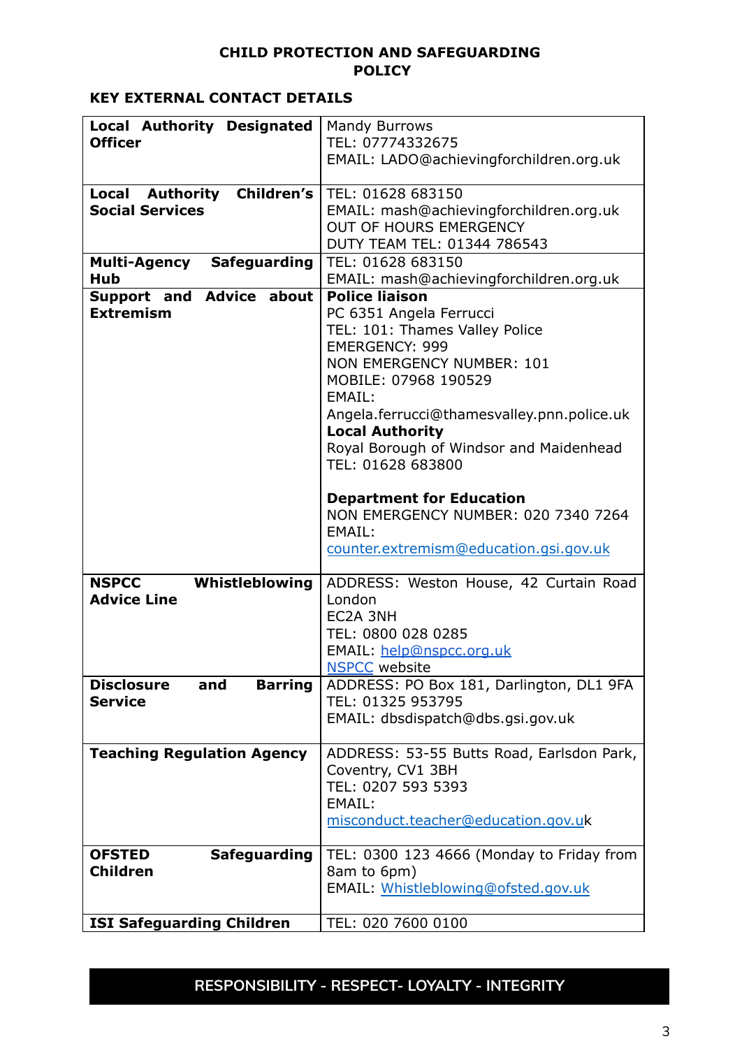# CHILD PROTECTION AND SAFEGUARDING POLICY

## KEY EXTERNAL CONTACT DETAILS

| | |
|---|---|
| **Local Authority Designated Officer** | Mandy Burrows<br>TEL: 07774332675<br>EMAIL: LADO@achievingforchildren.org.uk |
| **Local Authority Children's Social Services** | TEL: 01628 683150<br>EMAIL: mash@achievingforchildren.org.uk<br>OUT OF HOURS EMERGENCY<br>DUTY TEAM TEL: 01344 786543 |
| **Multi-Agency Safeguarding Hub** | TEL: 01628 683150<br>EMAIL: mash@achievingforchildren.org.uk |
| **Support and Advice about Extremism** | **Police liaison**<br>PC 6351 Angela Ferrucci<br>TEL: 101: Thames Valley Police<br>EMERGENCY: 999<br>NON EMERGENCY NUMBER: 101<br>MOBILE: 07968 190529<br>EMAIL:<br>Angela.ferrucci@thamesvalley.pnn.police.uk<br>**Local Authority**<br>Royal Borough of Windsor and Maidenhead<br>TEL: 01628 683800<br><br>**Department for Education**<br>NON EMERGENCY NUMBER: 020 7340 7264<br>EMAIL:<br>counter.extremism@education.gsi.gov.uk |
| **NSPCC Whistleblowing Advice Line** | ADDRESS: Weston House, 42 Curtain Road London<br>EC2A 3NH<br>TEL: 0800 028 0285<br>EMAIL: help@nspcc.org.uk<br>NSPCC website |
| **Disclosure and Barring Service** | ADDRESS: PO Box 181, Darlington, DL1 9FA<br>TEL: 01325 953795<br>EMAIL: dbsdispatch@dbs.gsi.gov.uk |
| **Teaching Regulation Agency** | ADDRESS: 53-55 Butts Road, Earlsdon Park, Coventry, CV1 3BH<br>TEL: 0207 593 5393<br>EMAIL:<br>misconduct.teacher@education.gov.uk |
| **OFSTED Safeguarding Children** | TEL: 0300 123 4666 (Monday to Friday from 8am to 6pm)<br>EMAIL: Whistleblowing@ofsted.gov.uk |
| **ISI Safeguarding Children** | TEL: 020 7600 0100 |

RESPONSIBILITY - RESPECT- LOYALTY - INTEGRITY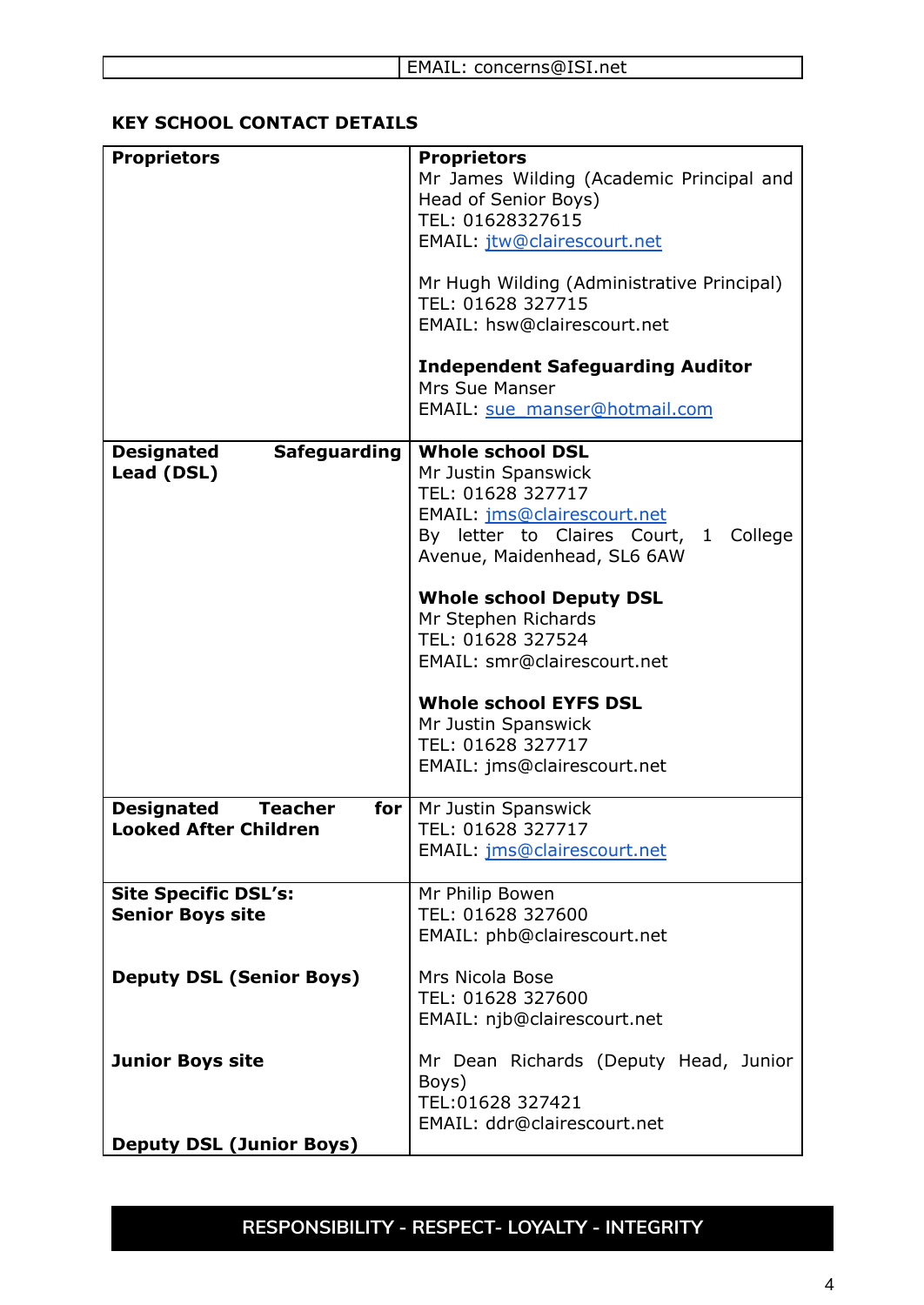| | EMAIL: concerns@ISI.net |
|---|---|

**KEY SCHOOL CONTACT DETAILS**

| **Proprietors** | **Proprietors**<br>Mr James Wilding (Academic Principal and Head of Senior Boys)<br>TEL: 01628327615<br>EMAIL: jtw@clairescourt.net<br><br>Mr Hugh Wilding (Administrative Principal)<br>TEL: 01628 327715<br>EMAIL: hsw@clairescourt.net<br><br>**Independent Safeguarding Auditor**<br>Mrs Sue Manser<br>EMAIL: sue_manser@hotmail.com |
|---|---|
| **Designated Safeguarding Lead (DSL)** | **Whole school DSL**<br>Mr Justin Spanswick<br>TEL: 01628 327717<br>EMAIL: jms@clairescourt.net<br>By letter to Claires Court, 1 College Avenue, Maidenhead, SL6 6AW<br><br>**Whole school Deputy DSL**<br>Mr Stephen Richards<br>TEL: 01628 327524<br>EMAIL: smr@clairescourt.net<br><br>**Whole school EYFS DSL**<br>Mr Justin Spanswick<br>TEL: 01628 327717<br>EMAIL: jms@clairescourt.net |
| **Designated Teacher for Looked After Children** | Mr Justin Spanswick<br>TEL: 01628 327717<br>EMAIL: jms@clairescourt.net |
| **Site Specific DSL's:**<br>**Senior Boys site** | Mr Philip Bowen<br>TEL: 01628 327600<br>EMAIL: phb@clairescourt.net |
| **Deputy DSL (Senior Boys)** | Mrs Nicola Bose<br>TEL: 01628 327600<br>EMAIL: njb@clairescourt.net |
| **Junior Boys site** | Mr Dean Richards (Deputy Head, Junior Boys)<br>TEL:01628 327421<br>EMAIL: ddr@clairescourt.net |
| **Deputy DSL (Junior Boys)** | |

RESPONSIBILITY - RESPECT- LOYALTY - INTEGRITY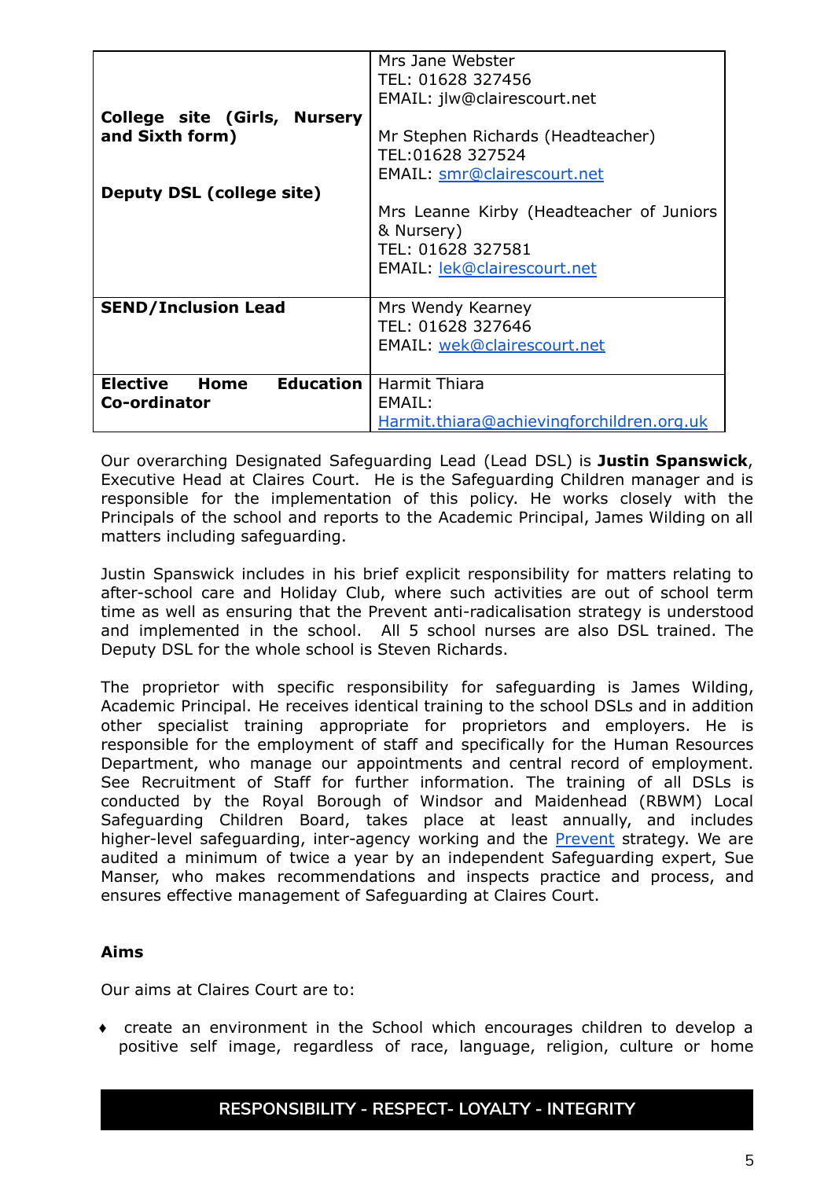| | |
|---|---|
| **College site (Girls, Nursery and Sixth form)**<br><br>**Deputy DSL (college site)** | Mrs Jane Webster<br>TEL: 01628 327456<br>EMAIL: jlw@clairescourt.net<br><br>Mr Stephen Richards (Headteacher)<br>TEL:01628 327524<br>EMAIL: smr@clairescourt.net<br><br>Mrs Leanne Kirby (Headteacher of Juniors & Nursery)<br>TEL: 01628 327581<br>EMAIL: lek@clairescourt.net |
| **SEND/Inclusion Lead** | Mrs Wendy Kearney<br>TEL: 01628 327646<br>EMAIL: wek@clairescourt.net |
| **Elective Home Education Co-ordinator** | Harmit Thiara<br>EMAIL:<br>Harmit.thiara@achievingforchildren.org.uk |

Our overarching Designated Safeguarding Lead (Lead DSL) is **Justin Spanswick**, Executive Head at Claires Court. He is the Safeguarding Children manager and is responsible for the implementation of this policy. He works closely with the Principals of the school and reports to the Academic Principal, James Wilding on all matters including safeguarding.

Justin Spanswick includes in his brief explicit responsibility for matters relating to after-school care and Holiday Club, where such activities are out of school term time as well as ensuring that the Prevent anti-radicalisation strategy is understood and implemented in the school. All 5 school nurses are also DSL trained. The Deputy DSL for the whole school is Steven Richards.

The proprietor with specific responsibility for safeguarding is James Wilding, Academic Principal. He receives identical training to the school DSLs and in addition other specialist training appropriate for proprietors and employers. He is responsible for the employment of staff and specifically for the Human Resources Department, who manage our appointments and central record of employment. See Recruitment of Staff for further information. The training of all DSLs is conducted by the Royal Borough of Windsor and Maidenhead (RBWM) Local Safeguarding Children Board, takes place at least annually, and includes higher-level safeguarding, inter-agency working and the Prevent strategy. We are audited a minimum of twice a year by an independent Safeguarding expert, Sue Manser, who makes recommendations and inspects practice and process, and ensures effective management of Safeguarding at Claires Court.

### Aims

Our aims at Claires Court are to:

- create an environment in the School which encourages children to develop a positive self image, regardless of race, language, religion, culture or home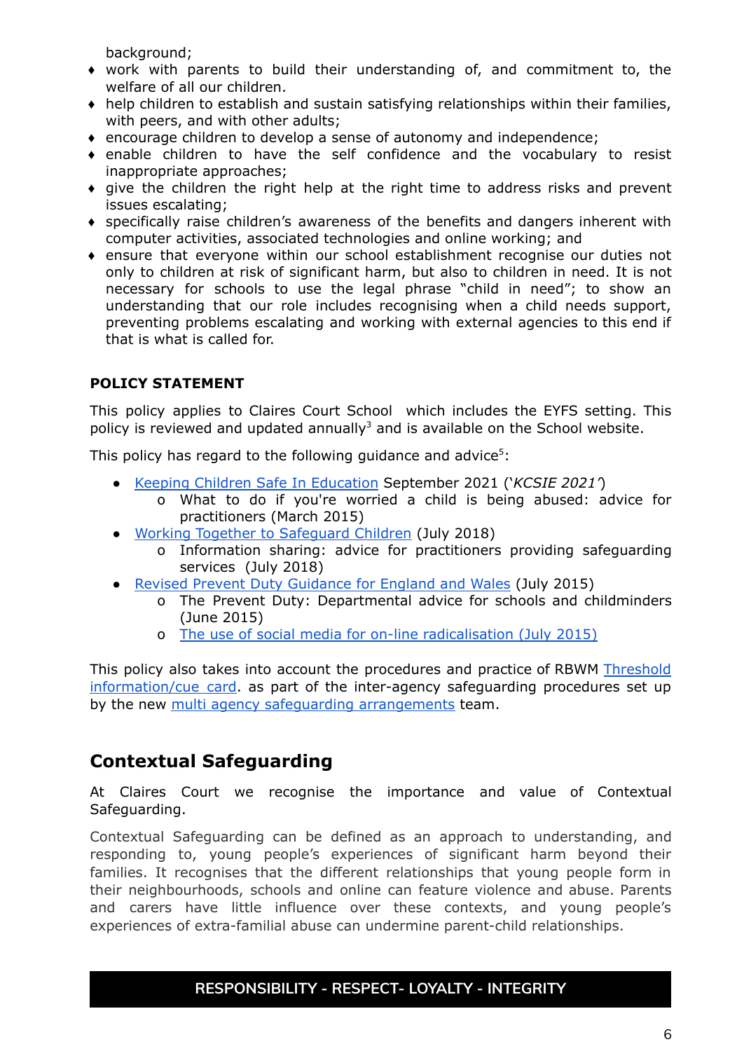background;

- work with parents to build their understanding of, and commitment to, the welfare of all our children.
- help children to establish and sustain satisfying relationships within their families, with peers, and with other adults;
- encourage children to develop a sense of autonomy and independence;
- enable children to have the self confidence and the vocabulary to resist inappropriate approaches;
- give the children the right help at the right time to address risks and prevent issues escalating;
- specifically raise children's awareness of the benefits and dangers inherent with computer activities, associated technologies and online working; and
- ensure that everyone within our school establishment recognise our duties not only to children at risk of significant harm, but also to children in need. It is not necessary for schools to use the legal phrase "child in need"; to show an understanding that our role includes recognising when a child needs support, preventing problems escalating and working with external agencies to this end if that is what is called for.

**POLICY STATEMENT**

This policy applies to Claires Court School which includes the EYFS setting. This policy is reviewed and updated annually[3] and is available on the School website.

This policy has regard to the following guidance and advice[5]:

- Keeping Children Safe In Education September 2021 ('*KCSIE 2021'*)
  - What to do if you're worried a child is being abused: advice for practitioners (March 2015)
- Working Together to Safeguard Children (July 2018)
  - Information sharing: advice for practitioners providing safeguarding services (July 2018)
- Revised Prevent Duty Guidance for England and Wales (July 2015)
  - The Prevent Duty: Departmental advice for schools and childminders (June 2015)
  - The use of social media for on-line radicalisation (July 2015)

This policy also takes into account the procedures and practice of RBWM Threshold information/cue card. as part of the inter-agency safeguarding procedures set up by the new multi agency safeguarding arrangements team.

## Contextual Safeguarding

At Claires Court we recognise the importance and value of Contextual Safeguarding.

Contextual Safeguarding can be defined as an approach to understanding, and responding to, young people's experiences of significant harm beyond their families. It recognises that the different relationships that young people form in their neighbourhoods, schools and online can feature violence and abuse. Parents and carers have little influence over these contexts, and young people's experiences of extra-familial abuse can undermine parent-child relationships.

RESPONSIBILITY - RESPECT- LOYALTY - INTEGRITY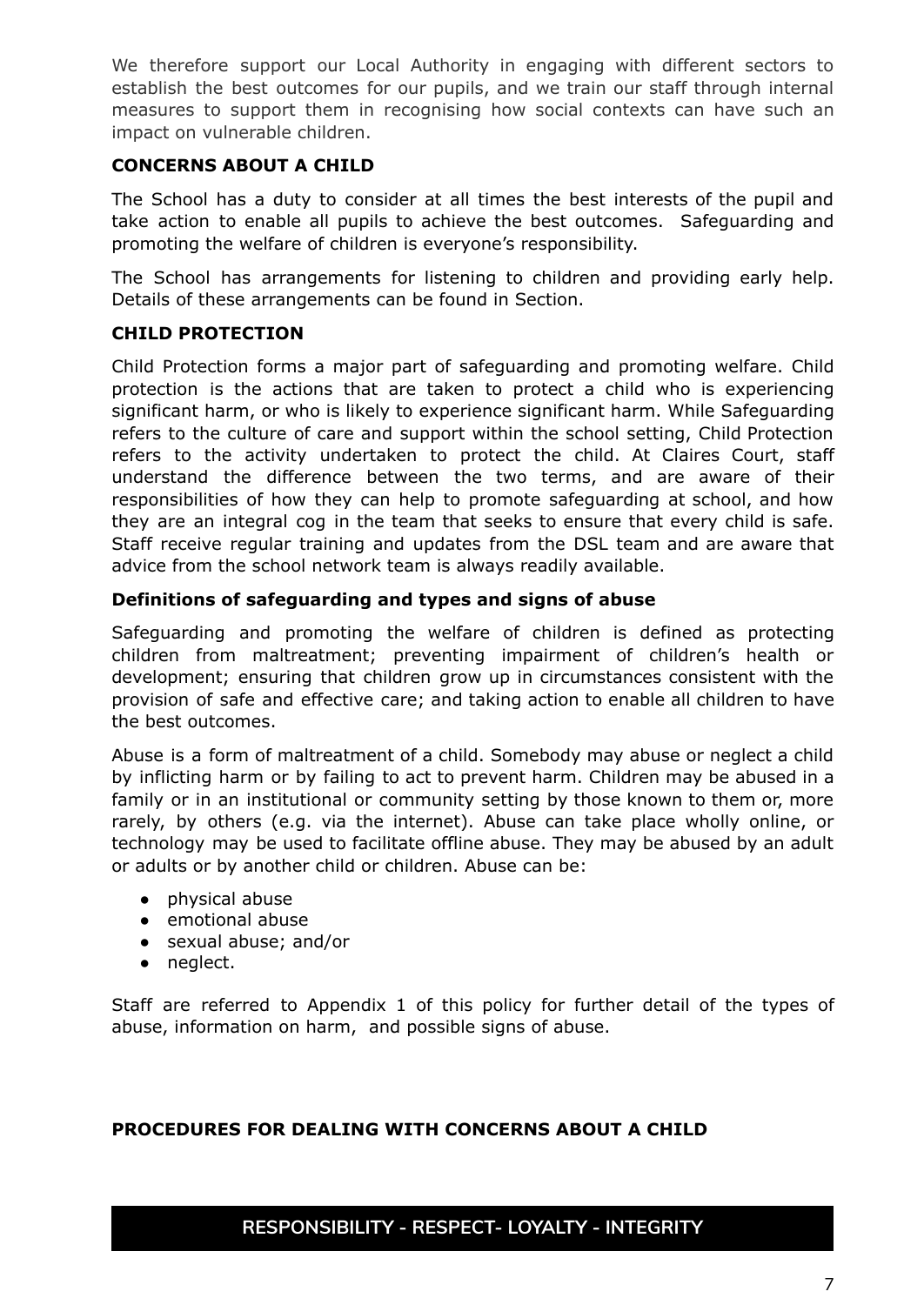We therefore support our Local Authority in engaging with different sectors to establish the best outcomes for our pupils, and we train our staff through internal measures to support them in recognising how social contexts can have such an impact on vulnerable children.

## CONCERNS ABOUT A CHILD

The School has a duty to consider at all times the best interests of the pupil and take action to enable all pupils to achieve the best outcomes. Safeguarding and promoting the welfare of children is everyone's responsibility.

The School has arrangements for listening to children and providing early help. Details of these arrangements can be found in Section.

## CHILD PROTECTION

Child Protection forms a major part of safeguarding and promoting welfare. Child protection is the actions that are taken to protect a child who is experiencing significant harm, or who is likely to experience significant harm. While Safeguarding refers to the culture of care and support within the school setting, Child Protection refers to the activity undertaken to protect the child. At Claires Court, staff understand the difference between the two terms, and are aware of their responsibilities of how they can help to promote safeguarding at school, and how they are an integral cog in the team that seeks to ensure that every child is safe. Staff receive regular training and updates from the DSL team and are aware that advice from the school network team is always readily available.

### Definitions of safeguarding and types and signs of abuse

Safeguarding and promoting the welfare of children is defined as protecting children from maltreatment; preventing impairment of children's health or development; ensuring that children grow up in circumstances consistent with the provision of safe and effective care; and taking action to enable all children to have the best outcomes.

Abuse is a form of maltreatment of a child. Somebody may abuse or neglect a child by inflicting harm or by failing to act to prevent harm. Children may be abused in a family or in an institutional or community setting by those known to them or, more rarely, by others (e.g. via the internet). Abuse can take place wholly online, or technology may be used to facilitate offline abuse. They may be abused by an adult or adults or by another child or children. Abuse can be:

- physical abuse
- emotional abuse
- sexual abuse; and/or
- neglect.

Staff are referred to Appendix 1 of this policy for further detail of the types of abuse, information on harm, and possible signs of abuse.

## PROCEDURES FOR DEALING WITH CONCERNS ABOUT A CHILD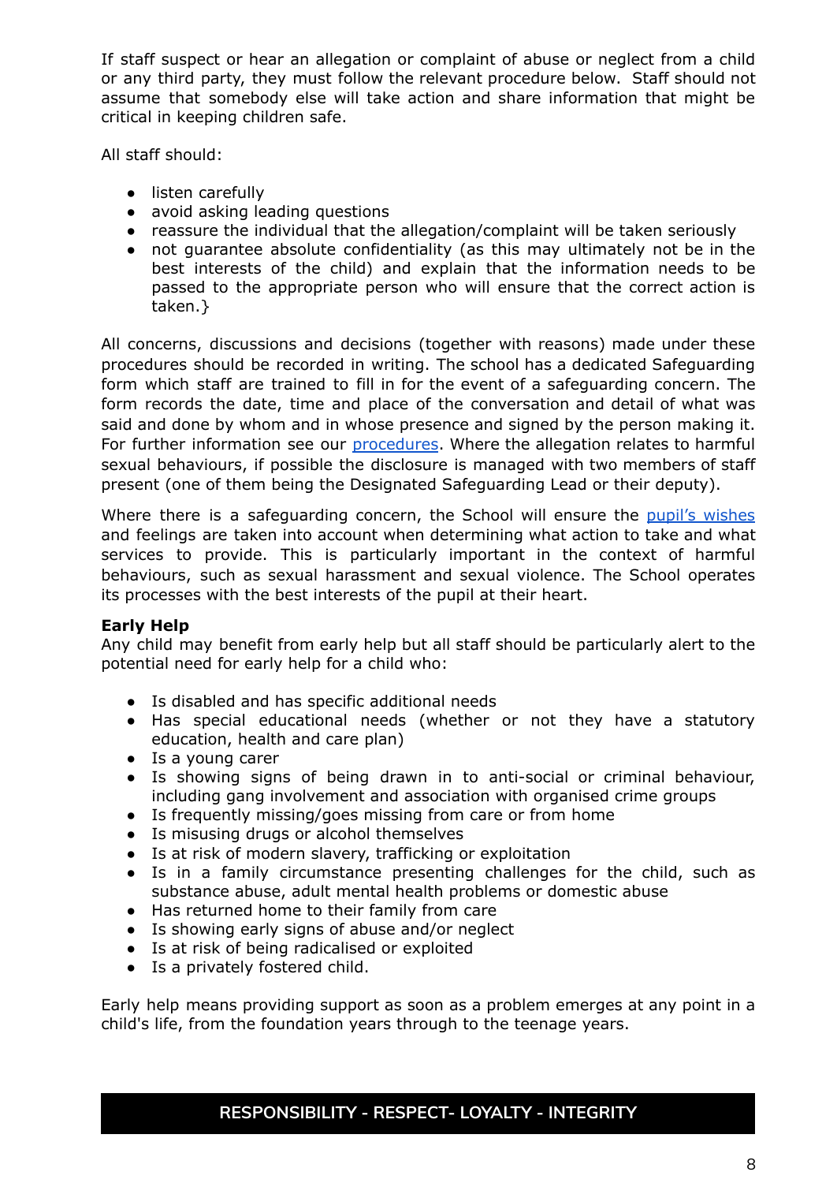If staff suspect or hear an allegation or complaint of abuse or neglect from a child or any third party, they must follow the relevant procedure below. Staff should not assume that somebody else will take action and share information that might be critical in keeping children safe.

All staff should:

- listen carefully
- avoid asking leading questions
- reassure the individual that the allegation/complaint will be taken seriously
- not guarantee absolute confidentiality (as this may ultimately not be in the best interests of the child) and explain that the information needs to be passed to the appropriate person who will ensure that the correct action is taken.}

All concerns, discussions and decisions (together with reasons) made under these procedures should be recorded in writing. The school has a dedicated Safeguarding form which staff are trained to fill in for the event of a safeguarding concern. The form records the date, time and place of the conversation and detail of what was said and done by whom and in whose presence and signed by the person making it. For further information see our procedures. Where the allegation relates to harmful sexual behaviours, if possible the disclosure is managed with two members of staff present (one of them being the Designated Safeguarding Lead or their deputy).

Where there is a safeguarding concern, the School will ensure the pupil's wishes and feelings are taken into account when determining what action to take and what services to provide. This is particularly important in the context of harmful behaviours, such as sexual harassment and sexual violence. The School operates its processes with the best interests of the pupil at their heart.

**Early Help**

Any child may benefit from early help but all staff should be particularly alert to the potential need for early help for a child who:

- Is disabled and has specific additional needs
- Has special educational needs (whether or not they have a statutory education, health and care plan)
- Is a young carer
- Is showing signs of being drawn in to anti-social or criminal behaviour, including gang involvement and association with organised crime groups
- Is frequently missing/goes missing from care or from home
- Is misusing drugs or alcohol themselves
- Is at risk of modern slavery, trafficking or exploitation
- Is in a family circumstance presenting challenges for the child, such as substance abuse, adult mental health problems or domestic abuse
- Has returned home to their family from care
- Is showing early signs of abuse and/or neglect
- Is at risk of being radicalised or exploited
- Is a privately fostered child.

Early help means providing support as soon as a problem emerges at any point in a child's life, from the foundation years through to the teenage years.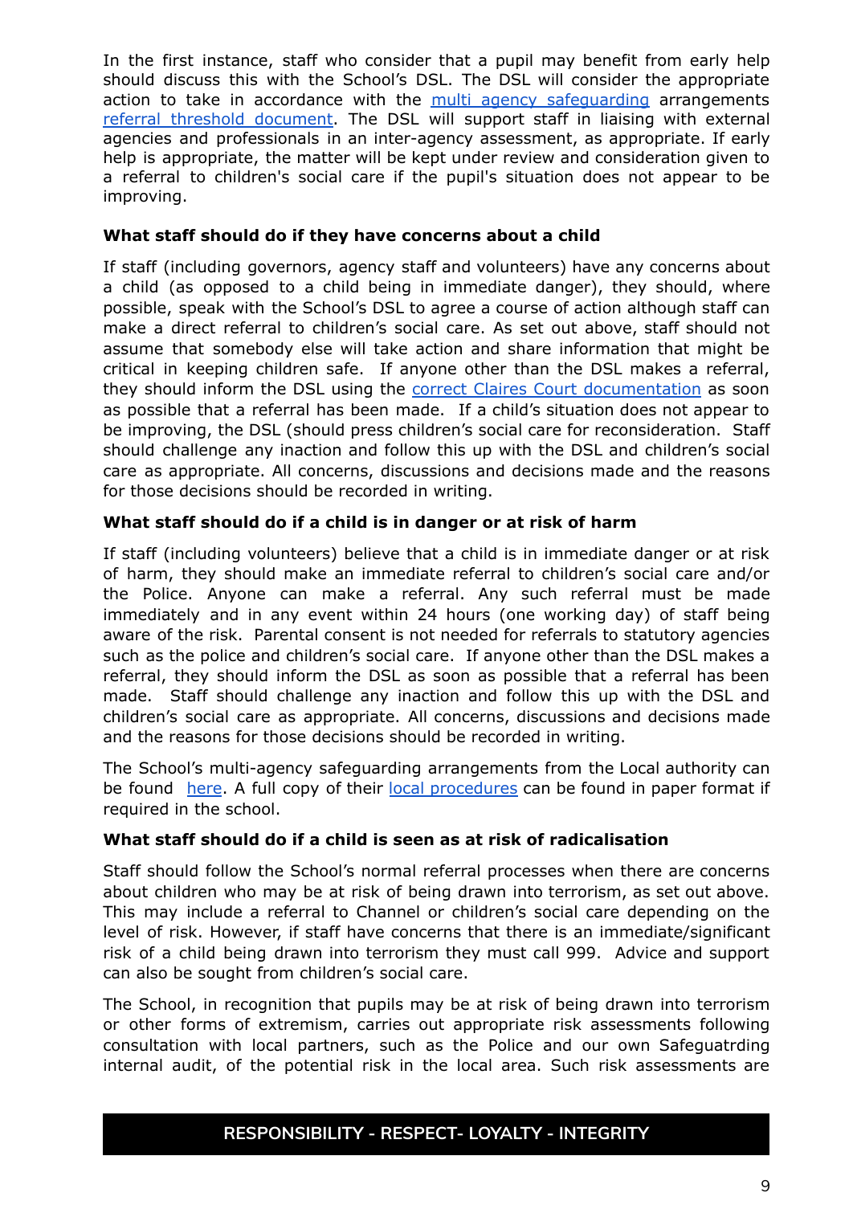In the first instance, staff who consider that a pupil may benefit from early help should discuss this with the School's DSL. The DSL will consider the appropriate action to take in accordance with the multi agency safeguarding arrangements referral threshold document. The DSL will support staff in liaising with external agencies and professionals in an inter-agency assessment, as appropriate. If early help is appropriate, the matter will be kept under review and consideration given to a referral to children's social care if the pupil's situation does not appear to be improving.

**What staff should do if they have concerns about a child**

If staff (including governors, agency staff and volunteers) have any concerns about a child (as opposed to a child being in immediate danger), they should, where possible, speak with the School's DSL to agree a course of action although staff can make a direct referral to children's social care. As set out above, staff should not assume that somebody else will take action and share information that might be critical in keeping children safe. If anyone other than the DSL makes a referral, they should inform the DSL using the correct Claires Court documentation as soon as possible that a referral has been made. If a child's situation does not appear to be improving, the DSL (should press children's social care for reconsideration. Staff should challenge any inaction and follow this up with the DSL and children's social care as appropriate. All concerns, discussions and decisions made and the reasons for those decisions should be recorded in writing.

**What staff should do if a child is in danger or at risk of harm**

If staff (including volunteers) believe that a child is in immediate danger or at risk of harm, they should make an immediate referral to children's social care and/or the Police. Anyone can make a referral. Any such referral must be made immediately and in any event within 24 hours (one working day) of staff being aware of the risk. Parental consent is not needed for referrals to statutory agencies such as the police and children's social care. If anyone other than the DSL makes a referral, they should inform the DSL as soon as possible that a referral has been made. Staff should challenge any inaction and follow this up with the DSL and children's social care as appropriate. All concerns, discussions and decisions made and the reasons for those decisions should be recorded in writing.

The School's multi-agency safeguarding arrangements from the Local authority can be found here. A full copy of their local procedures can be found in paper format if required in the school.

**What staff should do if a child is seen as at risk of radicalisation**

Staff should follow the School's normal referral processes when there are concerns about children who may be at risk of being drawn into terrorism, as set out above. This may include a referral to Channel or children's social care depending on the level of risk. However, if staff have concerns that there is an immediate/significant risk of a child being drawn into terrorism they must call 999. Advice and support can also be sought from children's social care.

The School, in recognition that pupils may be at risk of being drawn into terrorism or other forms of extremism, carries out appropriate risk assessments following consultation with local partners, such as the Police and our own Safeguatrding internal audit, of the potential risk in the local area. Such risk assessments are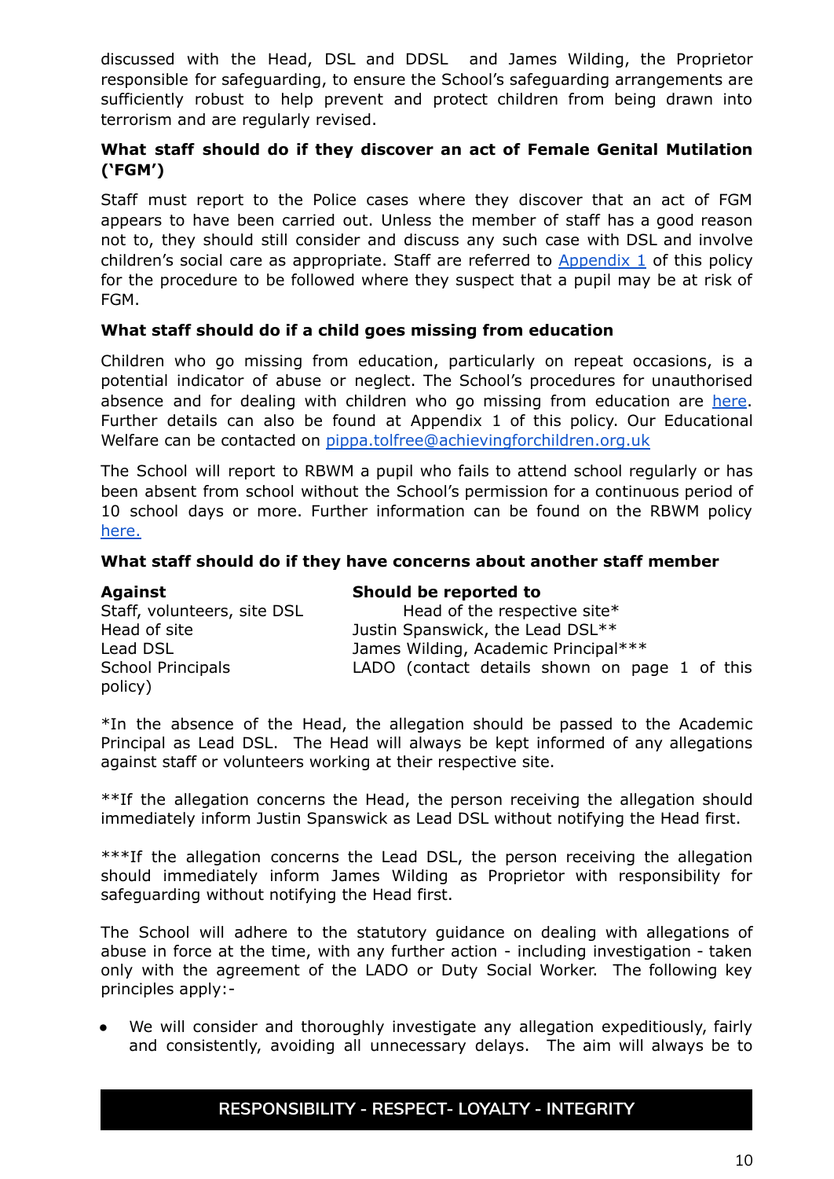discussed with the Head, DSL and DDSL and James Wilding, the Proprietor responsible for safeguarding, to ensure the School's safeguarding arrangements are sufficiently robust to help prevent and protect children from being drawn into terrorism and are regularly revised.

**What staff should do if they discover an act of Female Genital Mutilation ('FGM')**

Staff must report to the Police cases where they discover that an act of FGM appears to have been carried out. Unless the member of staff has a good reason not to, they should still consider and discuss any such case with DSL and involve children's social care as appropriate. Staff are referred to Appendix 1 of this policy for the procedure to be followed where they suspect that a pupil may be at risk of FGM.

**What staff should do if a child goes missing from education**

Children who go missing from education, particularly on repeat occasions, is a potential indicator of abuse or neglect. The School's procedures for unauthorised absence and for dealing with children who go missing from education are here. Further details can also be found at Appendix 1 of this policy. Our Educational Welfare can be contacted on pippa.tolfree@achievingforchildren.org.uk

The School will report to RBWM a pupil who fails to attend school regularly or has been absent from school without the School's permission for a continuous period of 10 school days or more. Further information can be found on the RBWM policy here.

**What staff should do if they have concerns about another staff member**

| **Against** | **Should be reported to** |
|---|---|
| Staff, volunteers, site DSL | Head of the respective site* |
| Head of site | Justin Spanswick, the Lead DSL** |
| Lead DSL | James Wilding, Academic Principal*** |
| School Principals | LADO (contact details shown on page 1 of this policy) |

*In the absence of the Head, the allegation should be passed to the Academic Principal as Lead DSL. The Head will always be kept informed of any allegations against staff or volunteers working at their respective site.

**If the allegation concerns the Head, the person receiving the allegation should immediately inform Justin Spanswick as Lead DSL without notifying the Head first.

***If the allegation concerns the Lead DSL, the person receiving the allegation should immediately inform James Wilding as Proprietor with responsibility for safeguarding without notifying the Head first.

The School will adhere to the statutory guidance on dealing with allegations of abuse in force at the time, with any further action - including investigation - taken only with the agreement of the LADO or Duty Social Worker. The following key principles apply:-

- We will consider and thoroughly investigate any allegation expeditiously, fairly and consistently, avoiding all unnecessary delays. The aim will always be to

**RESPONSIBILITY - RESPECT- LOYALTY - INTEGRITY**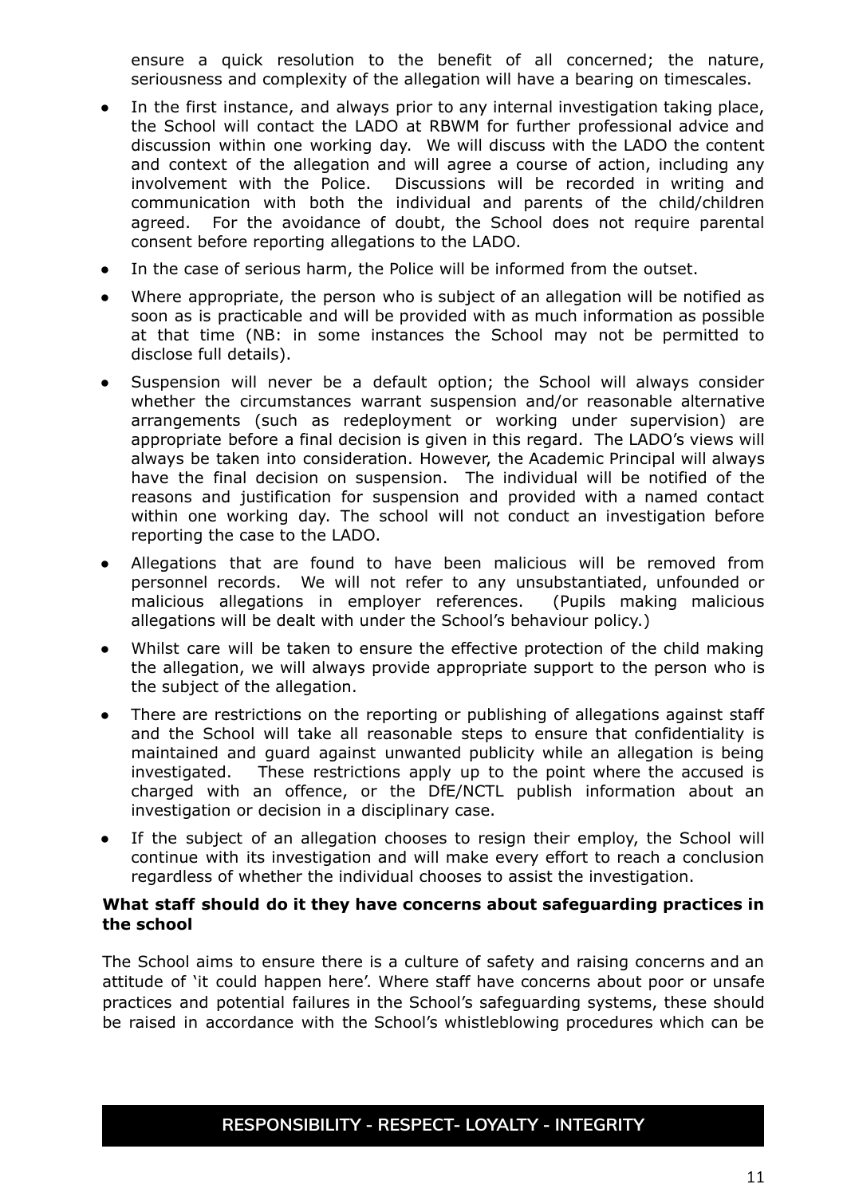ensure a quick resolution to the benefit of all concerned; the nature, seriousness and complexity of the allegation will have a bearing on timescales.

- In the first instance, and always prior to any internal investigation taking place, the School will contact the LADO at RBWM for further professional advice and discussion within one working day. We will discuss with the LADO the content and context of the allegation and will agree a course of action, including any involvement with the Police. Discussions will be recorded in writing and communication with both the individual and parents of the child/children agreed. For the avoidance of doubt, the School does not require parental consent before reporting allegations to the LADO.
- In the case of serious harm, the Police will be informed from the outset.
- Where appropriate, the person who is subject of an allegation will be notified as soon as is practicable and will be provided with as much information as possible at that time (NB: in some instances the School may not be permitted to disclose full details).
- Suspension will never be a default option; the School will always consider whether the circumstances warrant suspension and/or reasonable alternative arrangements (such as redeployment or working under supervision) are appropriate before a final decision is given in this regard. The LADO's views will always be taken into consideration. However, the Academic Principal will always have the final decision on suspension. The individual will be notified of the reasons and justification for suspension and provided with a named contact within one working day. The school will not conduct an investigation before reporting the case to the LADO.
- Allegations that are found to have been malicious will be removed from personnel records. We will not refer to any unsubstantiated, unfounded or malicious allegations in employer references. (Pupils making malicious allegations will be dealt with under the School's behaviour policy.)
- Whilst care will be taken to ensure the effective protection of the child making the allegation, we will always provide appropriate support to the person who is the subject of the allegation.
- There are restrictions on the reporting or publishing of allegations against staff and the School will take all reasonable steps to ensure that confidentiality is maintained and guard against unwanted publicity while an allegation is being investigated. These restrictions apply up to the point where the accused is charged with an offence, or the DfE/NCTL publish information about an investigation or decision in a disciplinary case.
- If the subject of an allegation chooses to resign their employ, the School will continue with its investigation and will make every effort to reach a conclusion regardless of whether the individual chooses to assist the investigation.

**What staff should do it they have concerns about safeguarding practices in the school**

The School aims to ensure there is a culture of safety and raising concerns and an attitude of 'it could happen here'. Where staff have concerns about poor or unsafe practices and potential failures in the School's safeguarding systems, these should be raised in accordance with the School's whistleblowing procedures which can be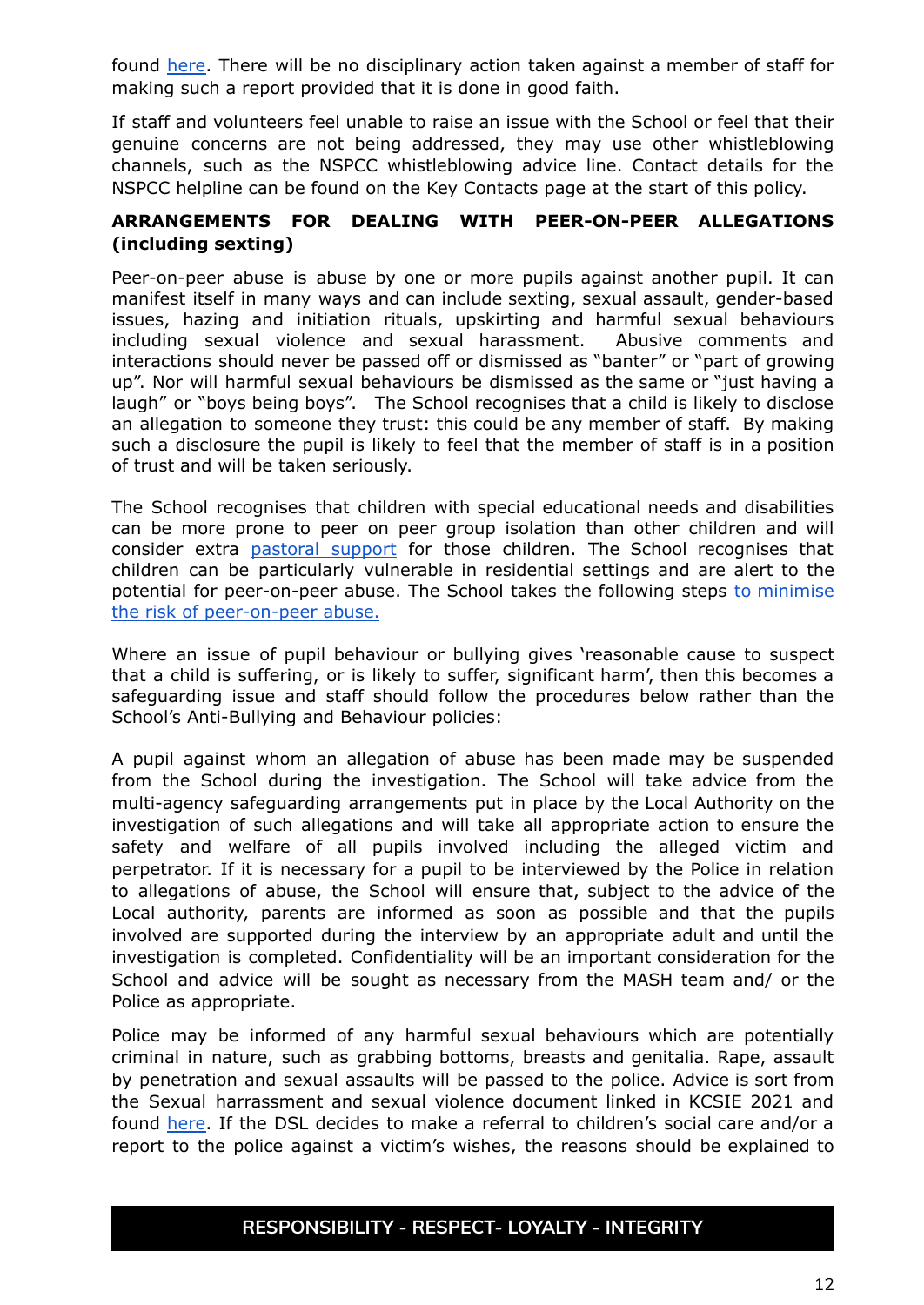found here. There will be no disciplinary action taken against a member of staff for making such a report provided that it is done in good faith.

If staff and volunteers feel unable to raise an issue with the School or feel that their genuine concerns are not being addressed, they may use other whistleblowing channels, such as the NSPCC whistleblowing advice line. Contact details for the NSPCC helpline can be found on the Key Contacts page at the start of this policy.

**ARRANGEMENTS FOR DEALING WITH PEER-ON-PEER ALLEGATIONS (including sexting)**

Peer-on-peer abuse is abuse by one or more pupils against another pupil. It can manifest itself in many ways and can include sexting, sexual assault, gender-based issues, hazing and initiation rituals, upskirting and harmful sexual behaviours including sexual violence and sexual harassment. Abusive comments and interactions should never be passed off or dismissed as "banter" or "part of growing up". Nor will harmful sexual behaviours be dismissed as the same or "just having a laugh" or "boys being boys". The School recognises that a child is likely to disclose an allegation to someone they trust: this could be any member of staff. By making such a disclosure the pupil is likely to feel that the member of staff is in a position of trust and will be taken seriously.

The School recognises that children with special educational needs and disabilities can be more prone to peer on peer group isolation than other children and will consider extra pastoral support for those children. The School recognises that children can be particularly vulnerable in residential settings and are alert to the potential for peer-on-peer abuse. The School takes the following steps to minimise the risk of peer-on-peer abuse.

Where an issue of pupil behaviour or bullying gives 'reasonable cause to suspect that a child is suffering, or is likely to suffer, significant harm', then this becomes a safeguarding issue and staff should follow the procedures below rather than the School's Anti-Bullying and Behaviour policies:

A pupil against whom an allegation of abuse has been made may be suspended from the School during the investigation. The School will take advice from the multi-agency safeguarding arrangements put in place by the Local Authority on the investigation of such allegations and will take all appropriate action to ensure the safety and welfare of all pupils involved including the alleged victim and perpetrator. If it is necessary for a pupil to be interviewed by the Police in relation to allegations of abuse, the School will ensure that, subject to the advice of the Local authority, parents are informed as soon as possible and that the pupils involved are supported during the interview by an appropriate adult and until the investigation is completed. Confidentiality will be an important consideration for the School and advice will be sought as necessary from the MASH team and/ or the Police as appropriate.

Police may be informed of any harmful sexual behaviours which are potentially criminal in nature, such as grabbing bottoms, breasts and genitalia. Rape, assault by penetration and sexual assaults will be passed to the police. Advice is sort from the Sexual harrassment and sexual violence document linked in KCSIE 2021 and found here. If the DSL decides to make a referral to children's social care and/or a report to the police against a victim's wishes, the reasons should be explained to

RESPONSIBILITY - RESPECT- LOYALTY - INTEGRITY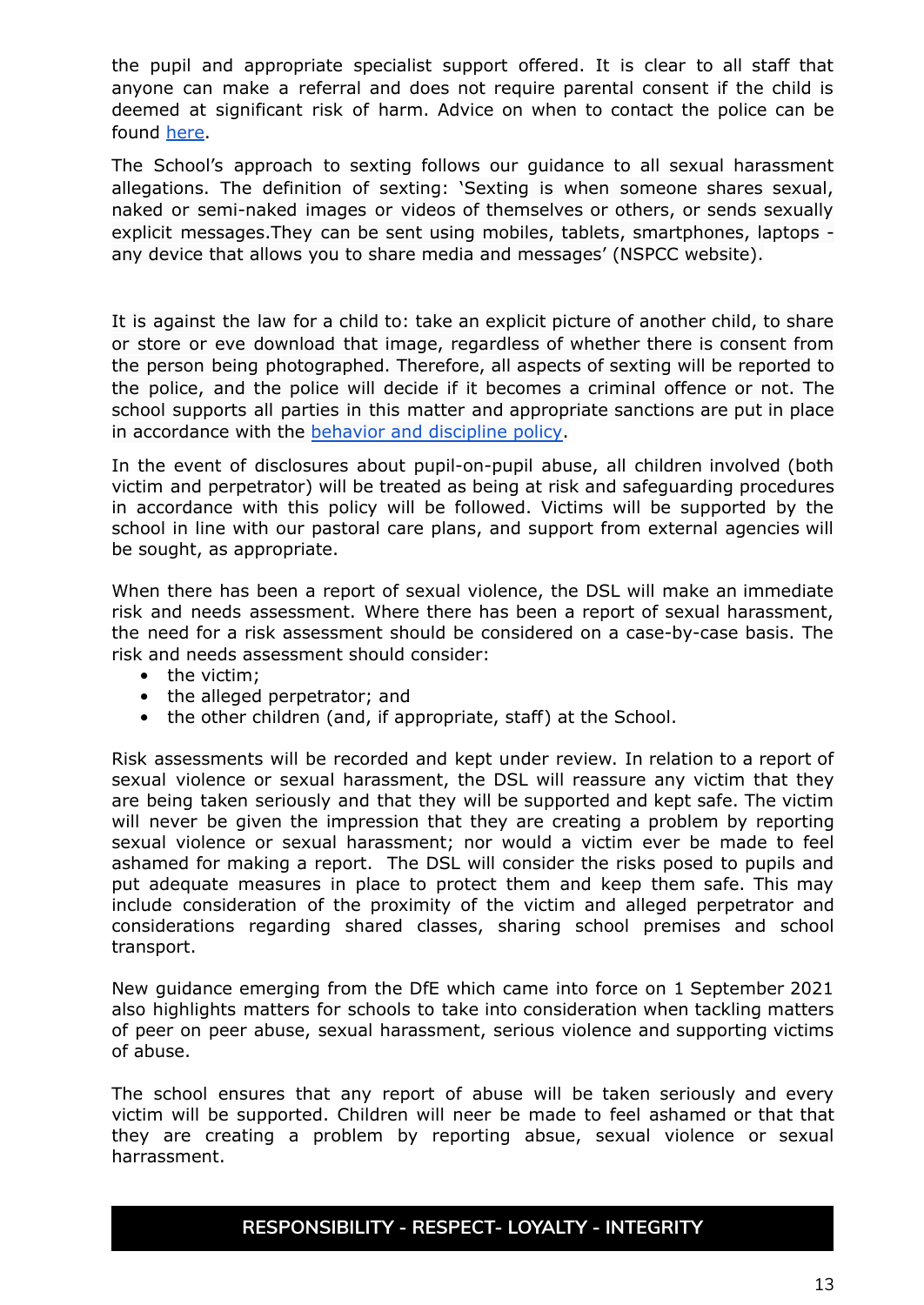the pupil and appropriate specialist support offered. It is clear to all staff that anyone can make a referral and does not require parental consent if the child is deemed at significant risk of harm. Advice on when to contact the police can be found [here](#).

The School's approach to sexting follows our guidance to all sexual harassment allegations. The definition of sexting: 'Sexting is when someone shares sexual, naked or semi-naked images or videos of themselves or others, or sends sexually explicit messages.They can be sent using mobiles, tablets, smartphones, laptops - any device that allows you to share media and messages' (NSPCC website).

It is against the law for a child to: take an explicit picture of another child, to share or store or eve download that image, regardless of whether there is consent from the person being photographed. Therefore, all aspects of sexting will be reported to the police, and the police will decide if it becomes a criminal offence or not. The school supports all parties in this matter and appropriate sanctions are put in place in accordance with the [behavior and discipline policy](#).

In the event of disclosures about pupil-on-pupil abuse, all children involved (both victim and perpetrator) will be treated as being at risk and safeguarding procedures in accordance with this policy will be followed. Victims will be supported by the school in line with our pastoral care plans, and support from external agencies will be sought, as appropriate.

When there has been a report of sexual violence, the DSL will make an immediate risk and needs assessment. Where there has been a report of sexual harassment, the need for a risk assessment should be considered on a case-by-case basis. The risk and needs assessment should consider:

- the victim;
- the alleged perpetrator; and
- the other children (and, if appropriate, staff) at the School.

Risk assessments will be recorded and kept under review. In relation to a report of sexual violence or sexual harassment, the DSL will reassure any victim that they are being taken seriously and that they will be supported and kept safe. The victim will never be given the impression that they are creating a problem by reporting sexual violence or sexual harassment; nor would a victim ever be made to feel ashamed for making a report. The DSL will consider the risks posed to pupils and put adequate measures in place to protect them and keep them safe. This may include consideration of the proximity of the victim and alleged perpetrator and considerations regarding shared classes, sharing school premises and school transport.

New guidance emerging from the DfE which came into force on 1 September 2021 also highlights matters for schools to take into consideration when tackling matters of peer on peer abuse, sexual harassment, serious violence and supporting victims of abuse.

The school ensures that any report of abuse will be taken seriously and every victim will be supported. Children will neer be made to feel ashamed or that that they are creating a problem by reporting absue, sexual violence or sexual harrassment.

**RESPONSIBILITY - RESPECT- LOYALTY - INTEGRITY**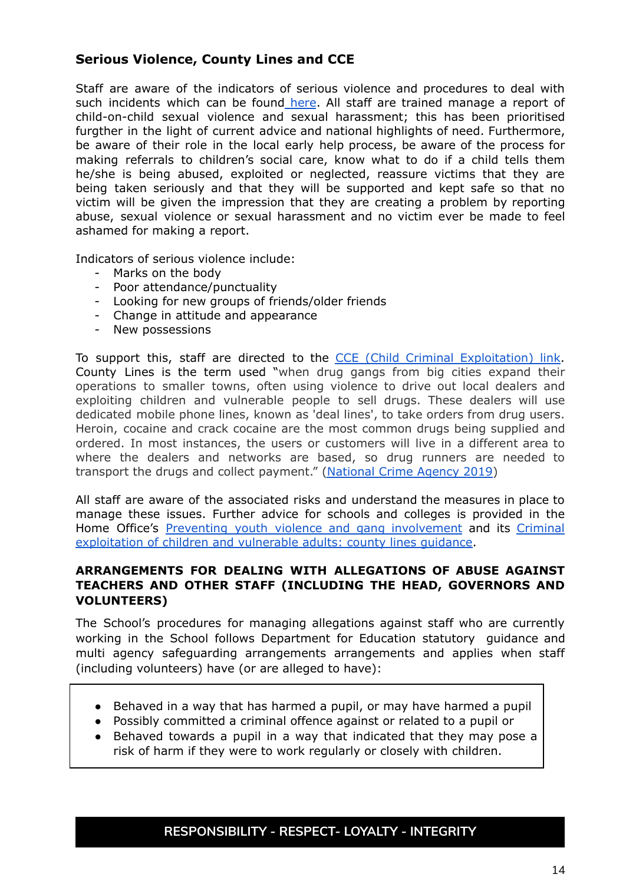## Serious Violence, County Lines and CCE

Staff are aware of the indicators of serious violence and procedures to deal with such incidents which can be found here. All staff are trained manage a report of child-on-child sexual violence and sexual harassment; this has been prioritised furgther in the light of current advice and national highlights of need. Furthermore, be aware of their role in the local early help process, be aware of the process for making referrals to children's social care, know what to do if a child tells them he/she is being abused, exploited or neglected, reassure victims that they are being taken seriously and that they will be supported and kept safe so that no victim will be given the impression that they are creating a problem by reporting abuse, sexual violence or sexual harassment and no victim ever be made to feel ashamed for making a report.

Indicators of serious violence include:

- Marks on the body
- Poor attendance/punctuality
- Looking for new groups of friends/older friends
- Change in attitude and appearance
- New possessions

To support this, staff are directed to the CCE (Child Criminal Exploitation) link. County Lines is the term used "when drug gangs from big cities expand their operations to smaller towns, often using violence to drive out local dealers and exploiting children and vulnerable people to sell drugs. These dealers will use dedicated mobile phone lines, known as 'deal lines', to take orders from drug users. Heroin, cocaine and crack cocaine are the most common drugs being supplied and ordered. In most instances, the users or customers will live in a different area to where the dealers and networks are based, so drug runners are needed to transport the drugs and collect payment." (National Crime Agency 2019)

All staff are aware of the associated risks and understand the measures in place to manage these issues. Further advice for schools and colleges is provided in the Home Office's Preventing youth violence and gang involvement and its Criminal exploitation of children and vulnerable adults: county lines guidance.

## ARRANGEMENTS FOR DEALING WITH ALLEGATIONS OF ABUSE AGAINST TEACHERS AND OTHER STAFF (INCLUDING THE HEAD, GOVERNORS AND VOLUNTEERS)

The School's procedures for managing allegations against staff who are currently working in the School follows Department for Education statutory guidance and multi agency safeguarding arrangements arrangements and applies when staff (including volunteers) have (or are alleged to have):

- Behaved in a way that has harmed a pupil, or may have harmed a pupil
- Possibly committed a criminal offence against or related to a pupil or
- Behaved towards a pupil in a way that indicated that they may pose a risk of harm if they were to work regularly or closely with children.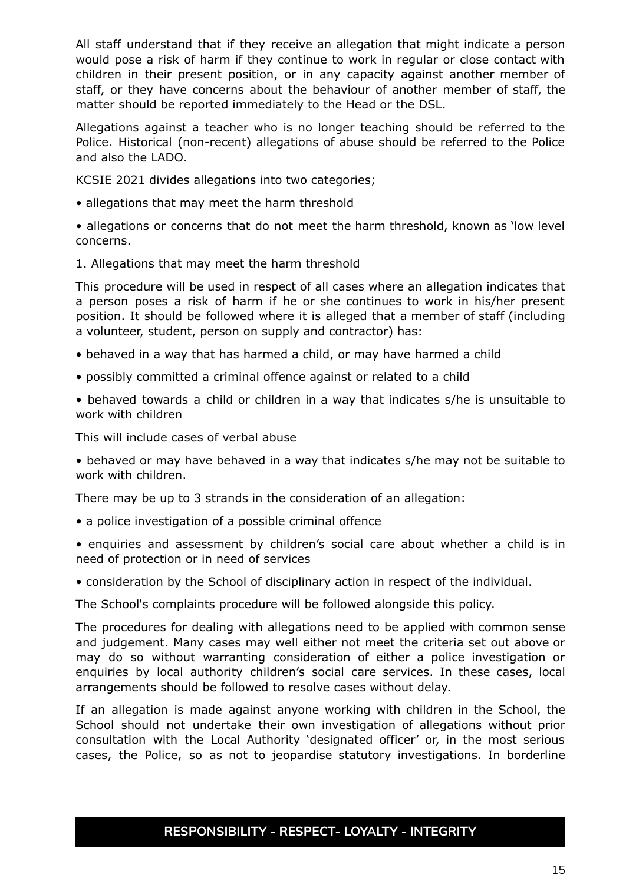All staff understand that if they receive an allegation that might indicate a person would pose a risk of harm if they continue to work in regular or close contact with children in their present position, or in any capacity against another member of staff, or they have concerns about the behaviour of another member of staff, the matter should be reported immediately to the Head or the DSL.

Allegations against a teacher who is no longer teaching should be referred to the Police. Historical (non-recent) allegations of abuse should be referred to the Police and also the LADO.

KCSIE 2021 divides allegations into two categories;

- allegations that may meet the harm threshold
- allegations or concerns that do not meet the harm threshold, known as 'low level concerns.

1. Allegations that may meet the harm threshold

This procedure will be used in respect of all cases where an allegation indicates that a person poses a risk of harm if he or she continues to work in his/her present position. It should be followed where it is alleged that a member of staff (including a volunteer, student, person on supply and contractor) has:

- behaved in a way that has harmed a child, or may have harmed a child
- possibly committed a criminal offence against or related to a child
- behaved towards a child or children in a way that indicates s/he is unsuitable to work with children

This will include cases of verbal abuse

- behaved or may have behaved in a way that indicates s/he may not be suitable to work with children.

There may be up to 3 strands in the consideration of an allegation:

- a police investigation of a possible criminal offence
- enquiries and assessment by children's social care about whether a child is in need of protection or in need of services
- consideration by the School of disciplinary action in respect of the individual.

The School's complaints procedure will be followed alongside this policy.

The procedures for dealing with allegations need to be applied with common sense and judgement. Many cases may well either not meet the criteria set out above or may do so without warranting consideration of either a police investigation or enquiries by local authority children's social care services. In these cases, local arrangements should be followed to resolve cases without delay.

If an allegation is made against anyone working with children in the School, the School should not undertake their own investigation of allegations without prior consultation with the Local Authority 'designated officer' or, in the most serious cases, the Police, so as not to jeopardise statutory investigations. In borderline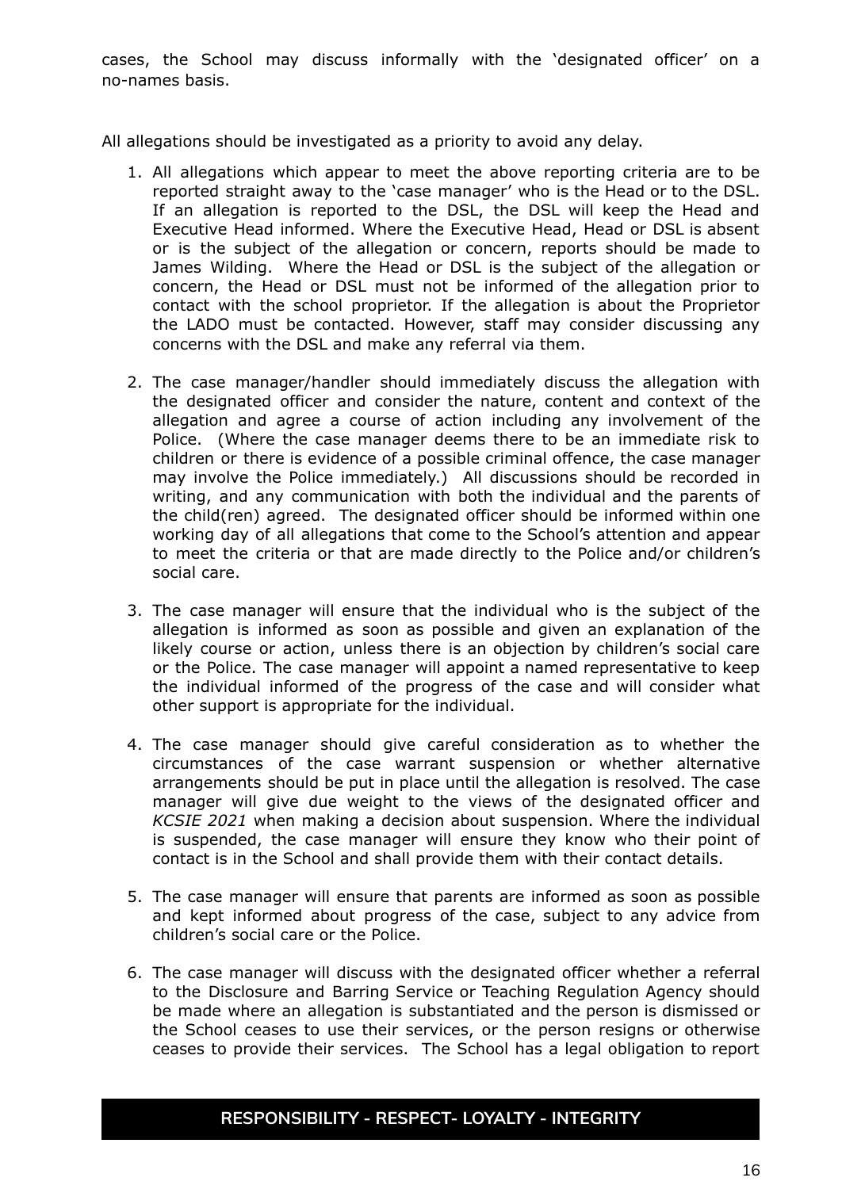cases, the School may discuss informally with the 'designated officer' on a no-names basis.

All allegations should be investigated as a priority to avoid any delay.

1. All allegations which appear to meet the above reporting criteria are to be reported straight away to the 'case manager' who is the Head or to the DSL. If an allegation is reported to the DSL, the DSL will keep the Head and Executive Head informed. Where the Executive Head, Head or DSL is absent or is the subject of the allegation or concern, reports should be made to James Wilding. Where the Head or DSL is the subject of the allegation or concern, the Head or DSL must not be informed of the allegation prior to contact with the school proprietor. If the allegation is about the Proprietor the LADO must be contacted. However, staff may consider discussing any concerns with the DSL and make any referral via them.

2. The case manager/handler should immediately discuss the allegation with the designated officer and consider the nature, content and context of the allegation and agree a course of action including any involvement of the Police. (Where the case manager deems there to be an immediate risk to children or there is evidence of a possible criminal offence, the case manager may involve the Police immediately.) All discussions should be recorded in writing, and any communication with both the individual and the parents of the child(ren) agreed. The designated officer should be informed within one working day of all allegations that come to the School's attention and appear to meet the criteria or that are made directly to the Police and/or children's social care.

3. The case manager will ensure that the individual who is the subject of the allegation is informed as soon as possible and given an explanation of the likely course or action, unless there is an objection by children's social care or the Police. The case manager will appoint a named representative to keep the individual informed of the progress of the case and will consider what other support is appropriate for the individual.

4. The case manager should give careful consideration as to whether the circumstances of the case warrant suspension or whether alternative arrangements should be put in place until the allegation is resolved. The case manager will give due weight to the views of the designated officer and *KCSIE 2021* when making a decision about suspension. Where the individual is suspended, the case manager will ensure they know who their point of contact is in the School and shall provide them with their contact details.

5. The case manager will ensure that parents are informed as soon as possible and kept informed about progress of the case, subject to any advice from children's social care or the Police.

6. The case manager will discuss with the designated officer whether a referral to the Disclosure and Barring Service or Teaching Regulation Agency should be made where an allegation is substantiated and the person is dismissed or the School ceases to use their services, or the person resigns or otherwise ceases to provide their services. The School has a legal obligation to report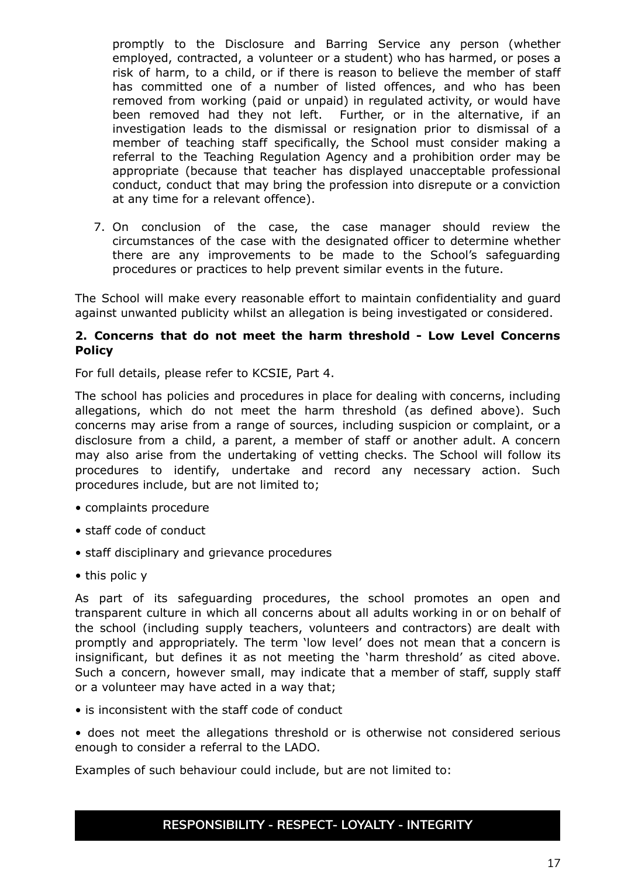promptly to the Disclosure and Barring Service any person (whether employed, contracted, a volunteer or a student) who has harmed, or poses a risk of harm, to a child, or if there is reason to believe the member of staff has committed one of a number of listed offences, and who has been removed from working (paid or unpaid) in regulated activity, or would have been removed had they not left. Further, or in the alternative, if an investigation leads to the dismissal or resignation prior to dismissal of a member of teaching staff specifically, the School must consider making a referral to the Teaching Regulation Agency and a prohibition order may be appropriate (because that teacher has displayed unacceptable professional conduct, conduct that may bring the profession into disrepute or a conviction at any time for a relevant offence).

7. On conclusion of the case, the case manager should review the circumstances of the case with the designated officer to determine whether there are any improvements to be made to the School's safeguarding procedures or practices to help prevent similar events in the future.

The School will make every reasonable effort to maintain confidentiality and guard against unwanted publicity whilst an allegation is being investigated or considered.

**2. Concerns that do not meet the harm threshold - Low Level Concerns Policy**

For full details, please refer to KCSIE, Part 4.

The school has policies and procedures in place for dealing with concerns, including allegations, which do not meet the harm threshold (as defined above). Such concerns may arise from a range of sources, including suspicion or complaint, or a disclosure from a child, a parent, a member of staff or another adult. A concern may also arise from the undertaking of vetting checks. The School will follow its procedures to identify, undertake and record any necessary action. Such procedures include, but are not limited to;

- complaints procedure
- staff code of conduct
- staff disciplinary and grievance procedures
- this polic y

As part of its safeguarding procedures, the school promotes an open and transparent culture in which all concerns about all adults working in or on behalf of the school (including supply teachers, volunteers and contractors) are dealt with promptly and appropriately. The term 'low level' does not mean that a concern is insignificant, but defines it as not meeting the 'harm threshold' as cited above. Such a concern, however small, may indicate that a member of staff, supply staff or a volunteer may have acted in a way that;

- is inconsistent with the staff code of conduct
- does not meet the allegations threshold or is otherwise not considered serious enough to consider a referral to the LADO.

Examples of such behaviour could include, but are not limited to: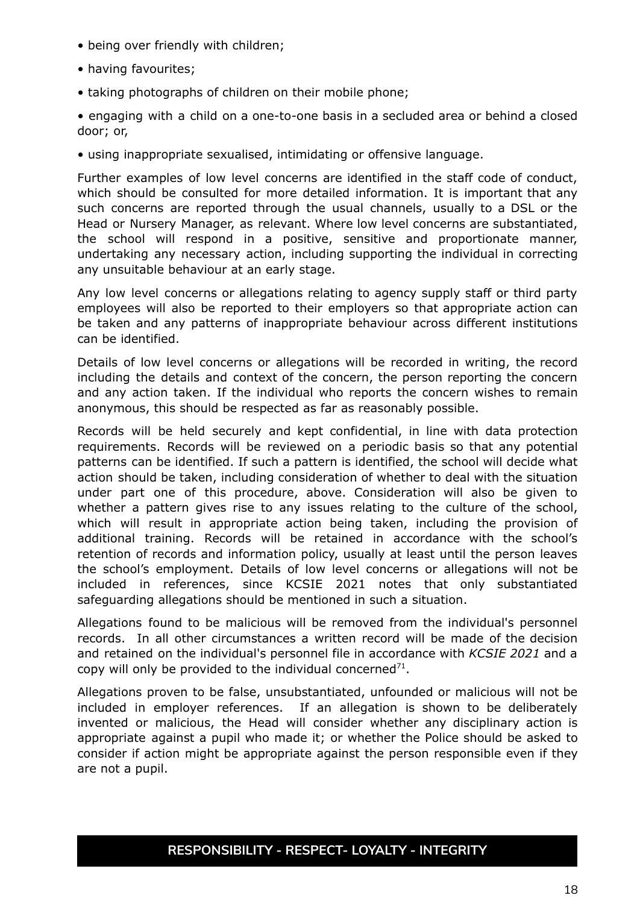- being over friendly with children;
- having favourites;
- taking photographs of children on their mobile phone;
- engaging with a child on a one-to-one basis in a secluded area or behind a closed door; or,
- using inappropriate sexualised, intimidating or offensive language.

Further examples of low level concerns are identified in the staff code of conduct, which should be consulted for more detailed information. It is important that any such concerns are reported through the usual channels, usually to a DSL or the Head or Nursery Manager, as relevant. Where low level concerns are substantiated, the school will respond in a positive, sensitive and proportionate manner, undertaking any necessary action, including supporting the individual in correcting any unsuitable behaviour at an early stage.

Any low level concerns or allegations relating to agency supply staff or third party employees will also be reported to their employers so that appropriate action can be taken and any patterns of inappropriate behaviour across different institutions can be identified.

Details of low level concerns or allegations will be recorded in writing, the record including the details and context of the concern, the person reporting the concern and any action taken. If the individual who reports the concern wishes to remain anonymous, this should be respected as far as reasonably possible.

Records will be held securely and kept confidential, in line with data protection requirements. Records will be reviewed on a periodic basis so that any potential patterns can be identified. If such a pattern is identified, the school will decide what action should be taken, including consideration of whether to deal with the situation under part one of this procedure, above. Consideration will also be given to whether a pattern gives rise to any issues relating to the culture of the school, which will result in appropriate action being taken, including the provision of additional training. Records will be retained in accordance with the school's retention of records and information policy, usually at least until the person leaves the school's employment. Details of low level concerns or allegations will not be included in references, since KCSIE 2021 notes that only substantiated safeguarding allegations should be mentioned in such a situation.

Allegations found to be malicious will be removed from the individual's personnel records. In all other circumstances a written record will be made of the decision and retained on the individual's personnel file in accordance with *KCSIE 2021* and a copy will only be provided to the individual concerned[71].

Allegations proven to be false, unsubstantiated, unfounded or malicious will not be included in employer references. If an allegation is shown to be deliberately invented or malicious, the Head will consider whether any disciplinary action is appropriate against a pupil who made it; or whether the Police should be asked to consider if action might be appropriate against the person responsible even if they are not a pupil.

**RESPONSIBILITY - RESPECT- LOYALTY - INTEGRITY**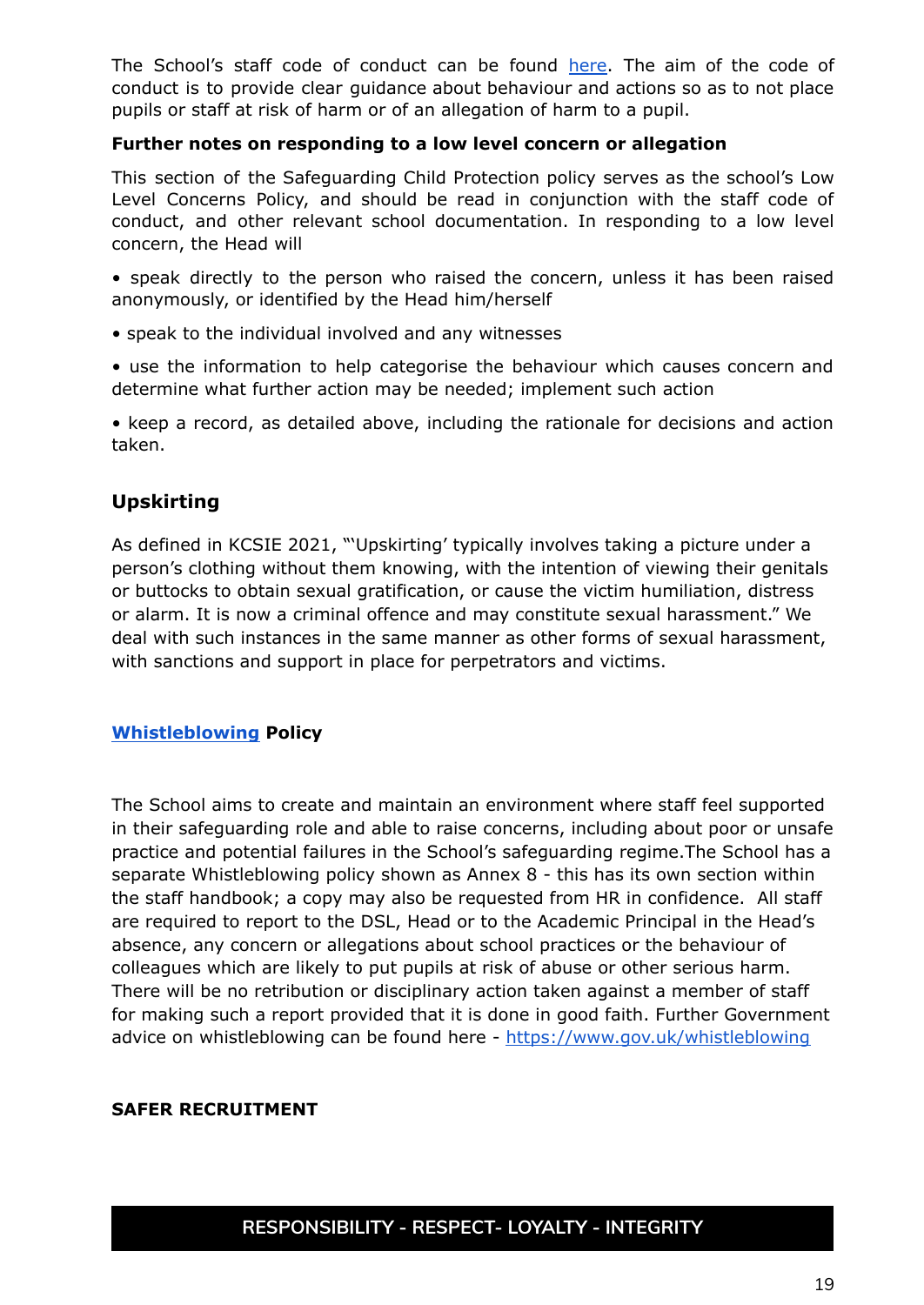The School's staff code of conduct can be found here. The aim of the code of conduct is to provide clear guidance about behaviour and actions so as to not place pupils or staff at risk of harm or of an allegation of harm to a pupil.

**Further notes on responding to a low level concern or allegation**

This section of the Safeguarding Child Protection policy serves as the school's Low Level Concerns Policy, and should be read in conjunction with the staff code of conduct, and other relevant school documentation. In responding to a low level concern, the Head will

• speak directly to the person who raised the concern, unless it has been raised anonymously, or identified by the Head him/herself

• speak to the individual involved and any witnesses

• use the information to help categorise the behaviour which causes concern and determine what further action may be needed; implement such action

• keep a record, as detailed above, including the rationale for decisions and action taken.

## Upskirting

As defined in KCSIE 2021, "'Upskirting' typically involves taking a picture under a person's clothing without them knowing, with the intention of viewing their genitals or buttocks to obtain sexual gratification, or cause the victim humiliation, distress or alarm. It is now a criminal offence and may constitute sexual harassment." We deal with such instances in the same manner as other forms of sexual harassment, with sanctions and support in place for perpetrators and victims.

**Whistleblowing Policy**

The School aims to create and maintain an environment where staff feel supported in their safeguarding role and able to raise concerns, including about poor or unsafe practice and potential failures in the School's safeguarding regime.The School has a separate Whistleblowing policy shown as Annex 8 - this has its own section within the staff handbook; a copy may also be requested from HR in confidence. All staff are required to report to the DSL, Head or to the Academic Principal in the Head's absence, any concern or allegations about school practices or the behaviour of colleagues which are likely to put pupils at risk of abuse or other serious harm. There will be no retribution or disciplinary action taken against a member of staff for making such a report provided that it is done in good faith. Further Government advice on whistleblowing can be found here - https://www.gov.uk/whistleblowing

**SAFER RECRUITMENT**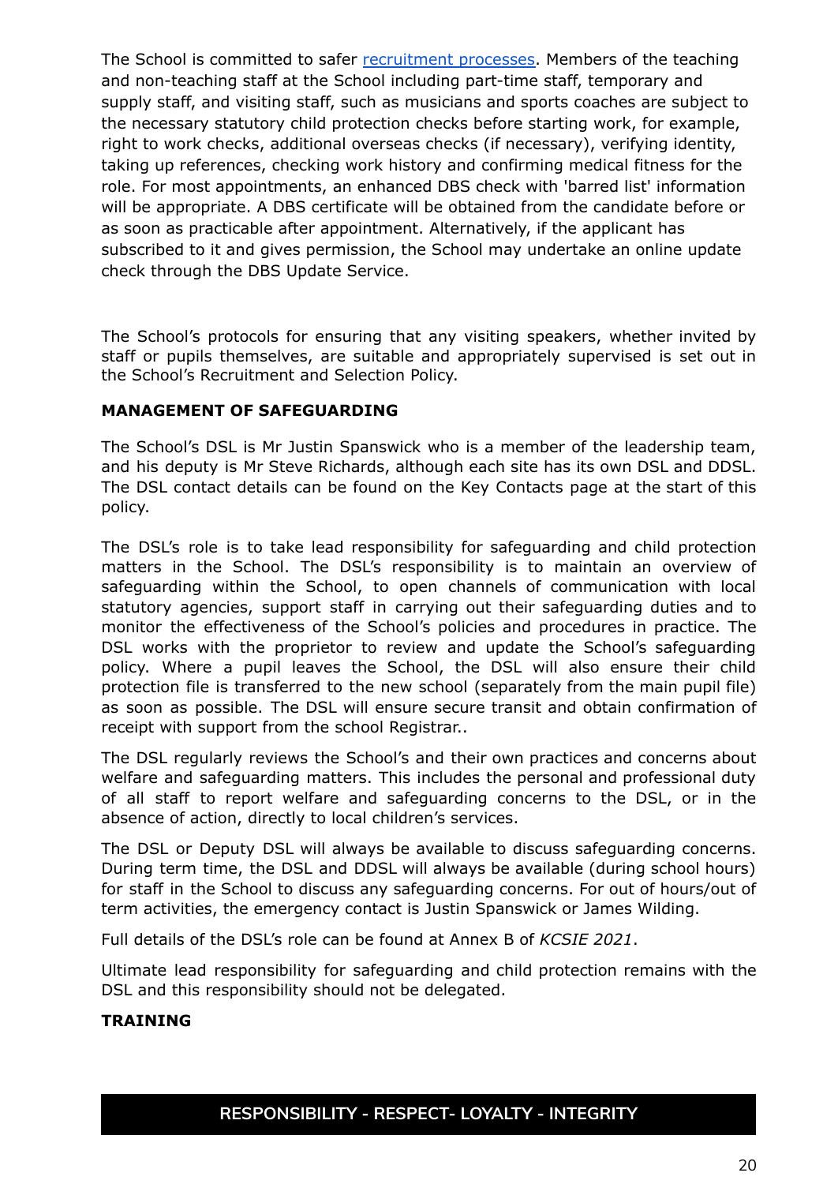The School is committed to safer [recruitment processes](). Members of the teaching and non-teaching staff at the School including part-time staff, temporary and supply staff, and visiting staff, such as musicians and sports coaches are subject to the necessary statutory child protection checks before starting work, for example, right to work checks, additional overseas checks (if necessary), verifying identity, taking up references, checking work history and confirming medical fitness for the role. For most appointments, an enhanced DBS check with 'barred list' information will be appropriate. A DBS certificate will be obtained from the candidate before or as soon as practicable after appointment. Alternatively, if the applicant has subscribed to it and gives permission, the School may undertake an online update check through the DBS Update Service.

The School's protocols for ensuring that any visiting speakers, whether invited by staff or pupils themselves, are suitable and appropriately supervised is set out in the School's Recruitment and Selection Policy.

**MANAGEMENT OF SAFEGUARDING**

The School's DSL is Mr Justin Spanswick who is a member of the leadership team, and his deputy is Mr Steve Richards, although each site has its own DSL and DDSL. The DSL contact details can be found on the Key Contacts page at the start of this policy.

The DSL's role is to take lead responsibility for safeguarding and child protection matters in the School. The DSL's responsibility is to maintain an overview of safeguarding within the School, to open channels of communication with local statutory agencies, support staff in carrying out their safeguarding duties and to monitor the effectiveness of the School's policies and procedures in practice. The DSL works with the proprietor to review and update the School's safeguarding policy. Where a pupil leaves the School, the DSL will also ensure their child protection file is transferred to the new school (separately from the main pupil file) as soon as possible. The DSL will ensure secure transit and obtain confirmation of receipt with support from the school Registrar..

The DSL regularly reviews the School's and their own practices and concerns about welfare and safeguarding matters. This includes the personal and professional duty of all staff to report welfare and safeguarding concerns to the DSL, or in the absence of action, directly to local children's services.

The DSL or Deputy DSL will always be available to discuss safeguarding concerns. During term time, the DSL and DDSL will always be available (during school hours) for staff in the School to discuss any safeguarding concerns. For out of hours/out of term activities, the emergency contact is Justin Spanswick or James Wilding.

Full details of the DSL's role can be found at Annex B of *KCSIE 2021*.

Ultimate lead responsibility for safeguarding and child protection remains with the DSL and this responsibility should not be delegated.

**TRAINING**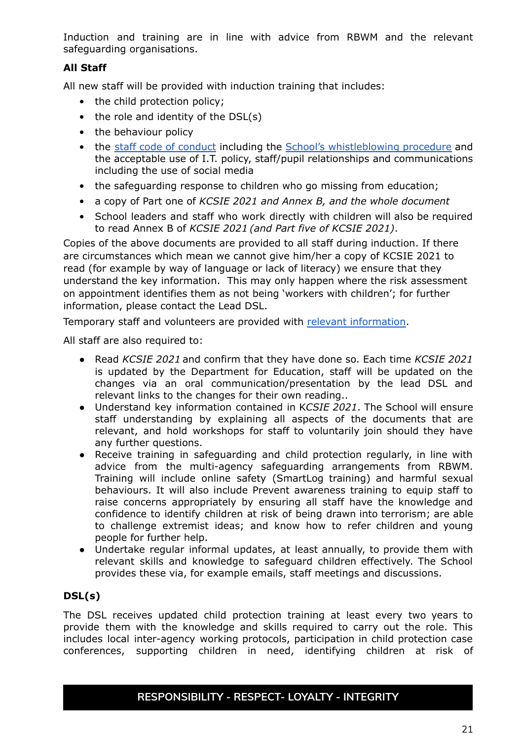Induction and training are in line with advice from RBWM and the relevant safeguarding organisations.

**All Staff**

All new staff will be provided with induction training that includes:

- the child protection policy;
- the role and identity of the DSL(s)
- the behaviour policy
- the [staff code of conduct](#) including the [School's whistleblowing procedure](#) and the acceptable use of I.T. policy, staff/pupil relationships and communications including the use of social media
- the safeguarding response to children who go missing from education;
- a copy of Part one of *KCSIE 2021 and Annex B, and the whole document*
- School leaders and staff who work directly with children will also be required to read Annex B of *KCSIE 2021 (and Part five of KCSIE 2021)*.

Copies of the above documents are provided to all staff during induction. If there are circumstances which mean we cannot give him/her a copy of KCSIE 2021 to read (for example by way of language or lack of literacy) we ensure that they understand the key information. This may only happen where the risk assessment on appointment identifies them as not being 'workers with children'; for further information, please contact the Lead DSL.

Temporary staff and volunteers are provided with [relevant information](#).

All staff are also required to:

- Read *KCSIE 2021* and confirm that they have done so. Each time *KCSIE 2021* is updated by the Department for Education, staff will be updated on the changes via an oral communication/presentation by the lead DSL and relevant links to the changes for their own reading..
- Understand key information contained in K*CSIE 2021*. The School will ensure staff understanding by explaining all aspects of the documents that are relevant, and hold workshops for staff to voluntarily join should they have any further questions.
- Receive training in safeguarding and child protection regularly, in line with advice from the multi-agency safeguarding arrangements from RBWM. Training will include online safety (SmartLog training) and harmful sexual behaviours. It will also include Prevent awareness training to equip staff to raise concerns appropriately by ensuring all staff have the knowledge and confidence to identify children at risk of being drawn into terrorism; are able to challenge extremist ideas; and know how to refer children and young people for further help.
- Undertake regular informal updates, at least annually, to provide them with relevant skills and knowledge to safeguard children effectively. The School provides these via, for example emails, staff meetings and discussions.

**DSL(s)**

The DSL receives updated child protection training at least every two years to provide them with the knowledge and skills required to carry out the role. This includes local inter-agency working protocols, participation in child protection case conferences, supporting children in need, identifying children at risk of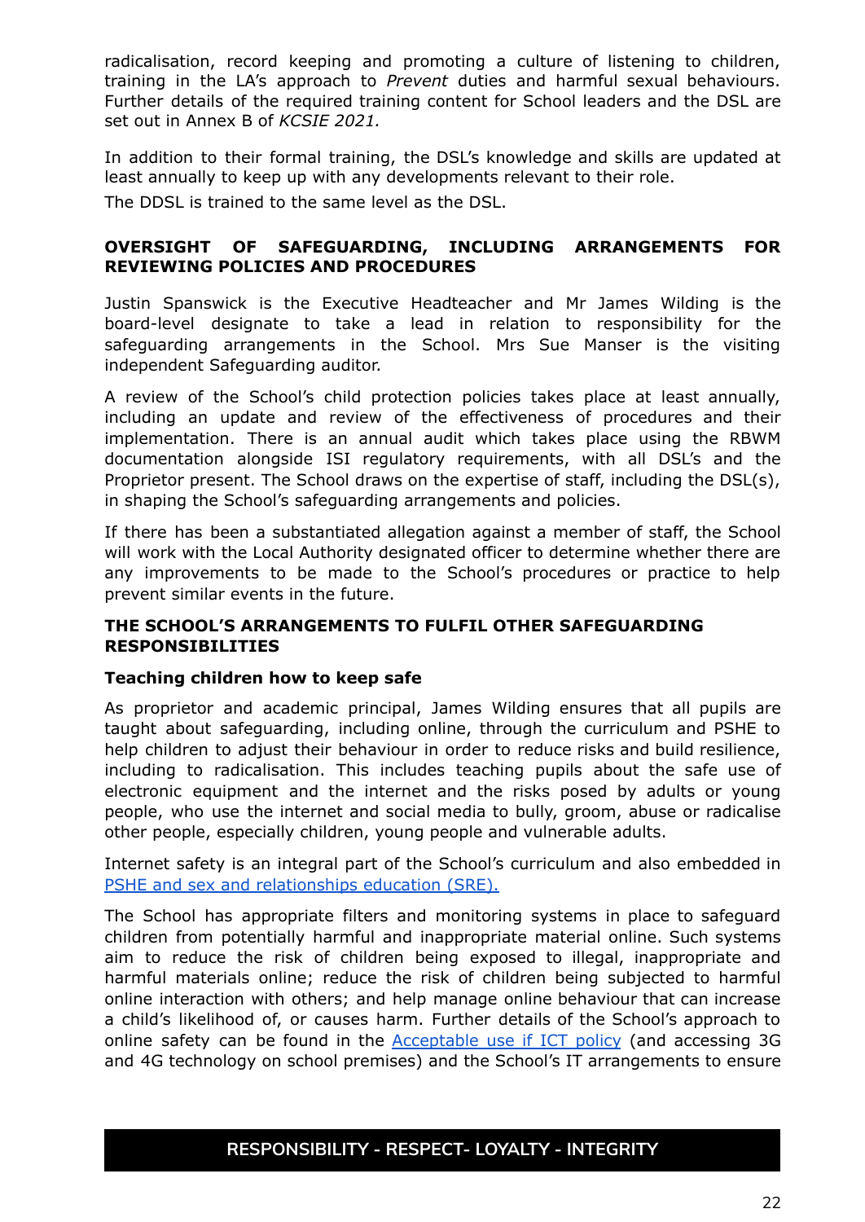radicalisation, record keeping and promoting a culture of listening to children, training in the LA's approach to *Prevent* duties and harmful sexual behaviours. Further details of the required training content for School leaders and the DSL are set out in Annex B of *KCSIE 2021.*

In addition to their formal training, the DSL's knowledge and skills are updated at least annually to keep up with any developments relevant to their role.

The DDSL is trained to the same level as the DSL.

**OVERSIGHT OF SAFEGUARDING, INCLUDING ARRANGEMENTS FOR REVIEWING POLICIES AND PROCEDURES**

Justin Spanswick is the Executive Headteacher and Mr James Wilding is the board-level designate to take a lead in relation to responsibility for the safeguarding arrangements in the School. Mrs Sue Manser is the visiting independent Safeguarding auditor.

A review of the School's child protection policies takes place at least annually, including an update and review of the effectiveness of procedures and their implementation. There is an annual audit which takes place using the RBWM documentation alongside ISI regulatory requirements, with all DSL's and the Proprietor present. The School draws on the expertise of staff, including the DSL(s), in shaping the School's safeguarding arrangements and policies.

If there has been a substantiated allegation against a member of staff, the School will work with the Local Authority designated officer to determine whether there are any improvements to be made to the School's procedures or practice to help prevent similar events in the future.

**THE SCHOOL'S ARRANGEMENTS TO FULFIL OTHER SAFEGUARDING RESPONSIBILITIES**

**Teaching children how to keep safe**

As proprietor and academic principal, James Wilding ensures that all pupils are taught about safeguarding, including online, through the curriculum and PSHE to help children to adjust their behaviour in order to reduce risks and build resilience, including to radicalisation. This includes teaching pupils about the safe use of electronic equipment and the internet and the risks posed by adults or young people, who use the internet and social media to bully, groom, abuse or radicalise other people, especially children, young people and vulnerable adults.

Internet safety is an integral part of the School's curriculum and also embedded in PSHE and sex and relationships education (SRE).

The School has appropriate filters and monitoring systems in place to safeguard children from potentially harmful and inappropriate material online. Such systems aim to reduce the risk of children being exposed to illegal, inappropriate and harmful materials online; reduce the risk of children being subjected to harmful online interaction with others; and help manage online behaviour that can increase a child's likelihood of, or causes harm. Further details of the School's approach to online safety can be found in the Acceptable use if ICT policy (and accessing 3G and 4G technology on school premises) and the School's IT arrangements to ensure

RESPONSIBILITY - RESPECT- LOYALTY - INTEGRITY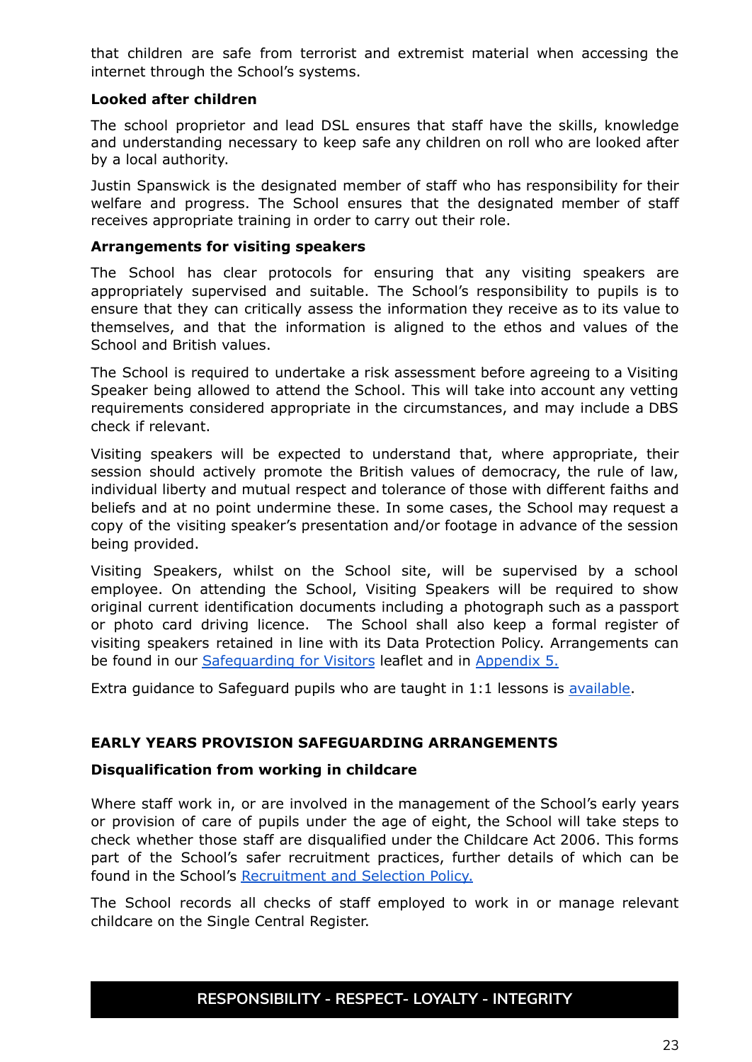that children are safe from terrorist and extremist material when accessing the internet through the School's systems.

**Looked after children**

The school proprietor and lead DSL ensures that staff have the skills, knowledge and understanding necessary to keep safe any children on roll who are looked after by a local authority.

Justin Spanswick is the designated member of staff who has responsibility for their welfare and progress. The School ensures that the designated member of staff receives appropriate training in order to carry out their role.

**Arrangements for visiting speakers**

The School has clear protocols for ensuring that any visiting speakers are appropriately supervised and suitable. The School's responsibility to pupils is to ensure that they can critically assess the information they receive as to its value to themselves, and that the information is aligned to the ethos and values of the School and British values.

The School is required to undertake a risk assessment before agreeing to a Visiting Speaker being allowed to attend the School. This will take into account any vetting requirements considered appropriate in the circumstances, and may include a DBS check if relevant.

Visiting speakers will be expected to understand that, where appropriate, their session should actively promote the British values of democracy, the rule of law, individual liberty and mutual respect and tolerance of those with different faiths and beliefs and at no point undermine these. In some cases, the School may request a copy of the visiting speaker's presentation and/or footage in advance of the session being provided.

Visiting Speakers, whilst on the School site, will be supervised by a school employee. On attending the School, Visiting Speakers will be required to show original current identification documents including a photograph such as a passport or photo card driving licence. The School shall also keep a formal register of visiting speakers retained in line with its Data Protection Policy. Arrangements can be found in our Safeguarding for Visitors leaflet and in Appendix 5.

Extra guidance to Safeguard pupils who are taught in 1:1 lessons is available.

## EARLY YEARS PROVISION SAFEGUARDING ARRANGEMENTS

**Disqualification from working in childcare**

Where staff work in, or are involved in the management of the School's early years or provision of care of pupils under the age of eight, the School will take steps to check whether those staff are disqualified under the Childcare Act 2006. This forms part of the School's safer recruitment practices, further details of which can be found in the School's Recruitment and Selection Policy.

The School records all checks of staff employed to work in or manage relevant childcare on the Single Central Register.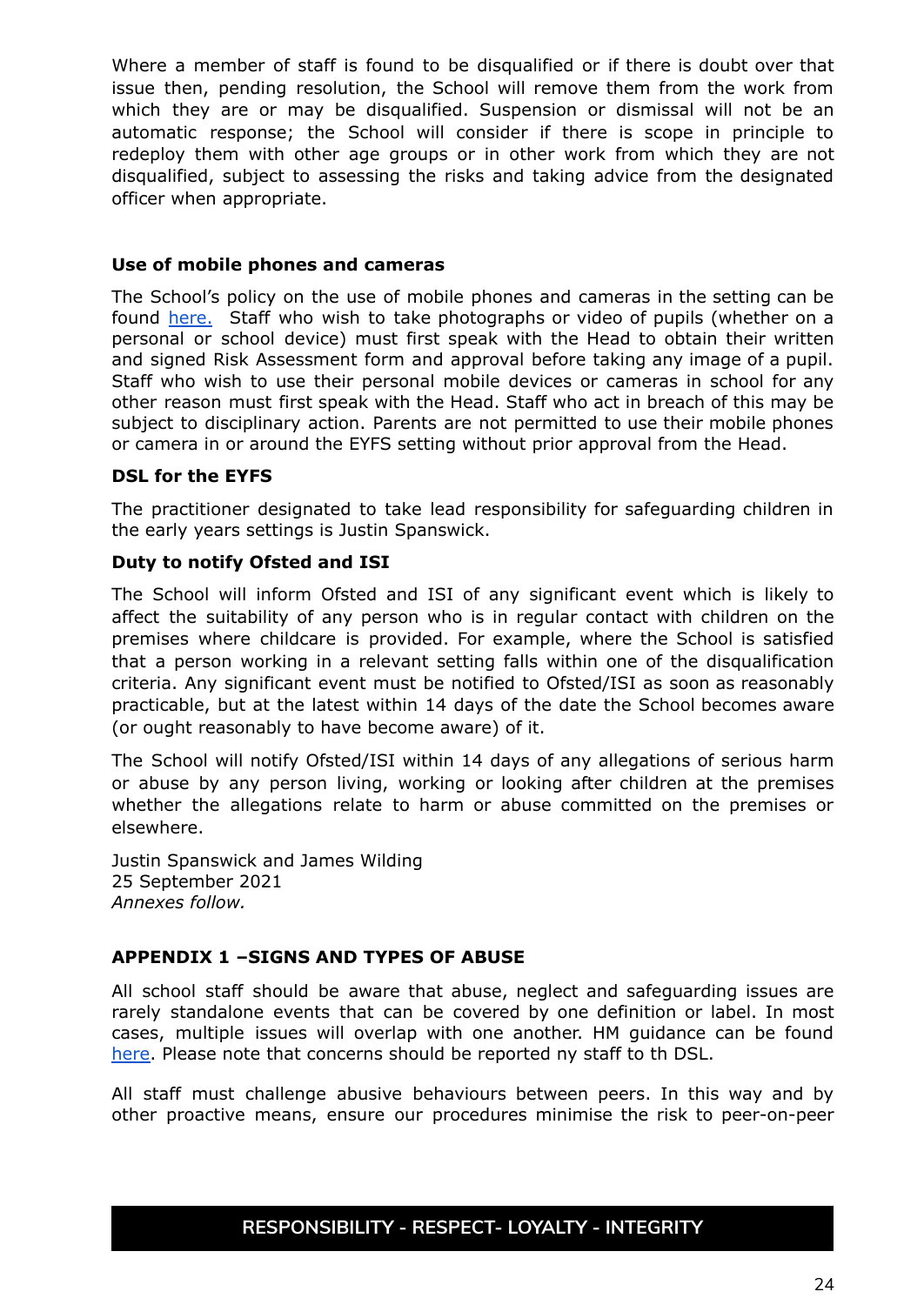Where a member of staff is found to be disqualified or if there is doubt over that issue then, pending resolution, the School will remove them from the work from which they are or may be disqualified. Suspension or dismissal will not be an automatic response; the School will consider if there is scope in principle to redeploy them with other age groups or in other work from which they are not disqualified, subject to assessing the risks and taking advice from the designated officer when appropriate.

### Use of mobile phones and cameras

The School's policy on the use of mobile phones and cameras in the setting can be found here. Staff who wish to take photographs or video of pupils (whether on a personal or school device) must first speak with the Head to obtain their written and signed Risk Assessment form and approval before taking any image of a pupil. Staff who wish to use their personal mobile devices or cameras in school for any other reason must first speak with the Head. Staff who act in breach of this may be subject to disciplinary action. Parents are not permitted to use their mobile phones or camera in or around the EYFS setting without prior approval from the Head.

### DSL for the EYFS

The practitioner designated to take lead responsibility for safeguarding children in the early years settings is Justin Spanswick.

### Duty to notify Ofsted and ISI

The School will inform Ofsted and ISI of any significant event which is likely to affect the suitability of any person who is in regular contact with children on the premises where childcare is provided. For example, where the School is satisfied that a person working in a relevant setting falls within one of the disqualification criteria. Any significant event must be notified to Ofsted/ISI as soon as reasonably practicable, but at the latest within 14 days of the date the School becomes aware (or ought reasonably to have become aware) of it.

The School will notify Ofsted/ISI within 14 days of any allegations of serious harm or abuse by any person living, working or looking after children at the premises whether the allegations relate to harm or abuse committed on the premises or elsewhere.

Justin Spanswick and James Wilding
25 September 2021
*Annexes follow.*

### APPENDIX 1 –SIGNS AND TYPES OF ABUSE

All school staff should be aware that abuse, neglect and safeguarding issues are rarely standalone events that can be covered by one definition or label. In most cases, multiple issues will overlap with one another. HM guidance can be found here. Please note that concerns should be reported ny staff to th DSL.

All staff must challenge abusive behaviours between peers. In this way and by other proactive means, ensure our procedures minimise the risk to peer-on-peer

RESPONSIBILITY - RESPECT- LOYALTY - INTEGRITY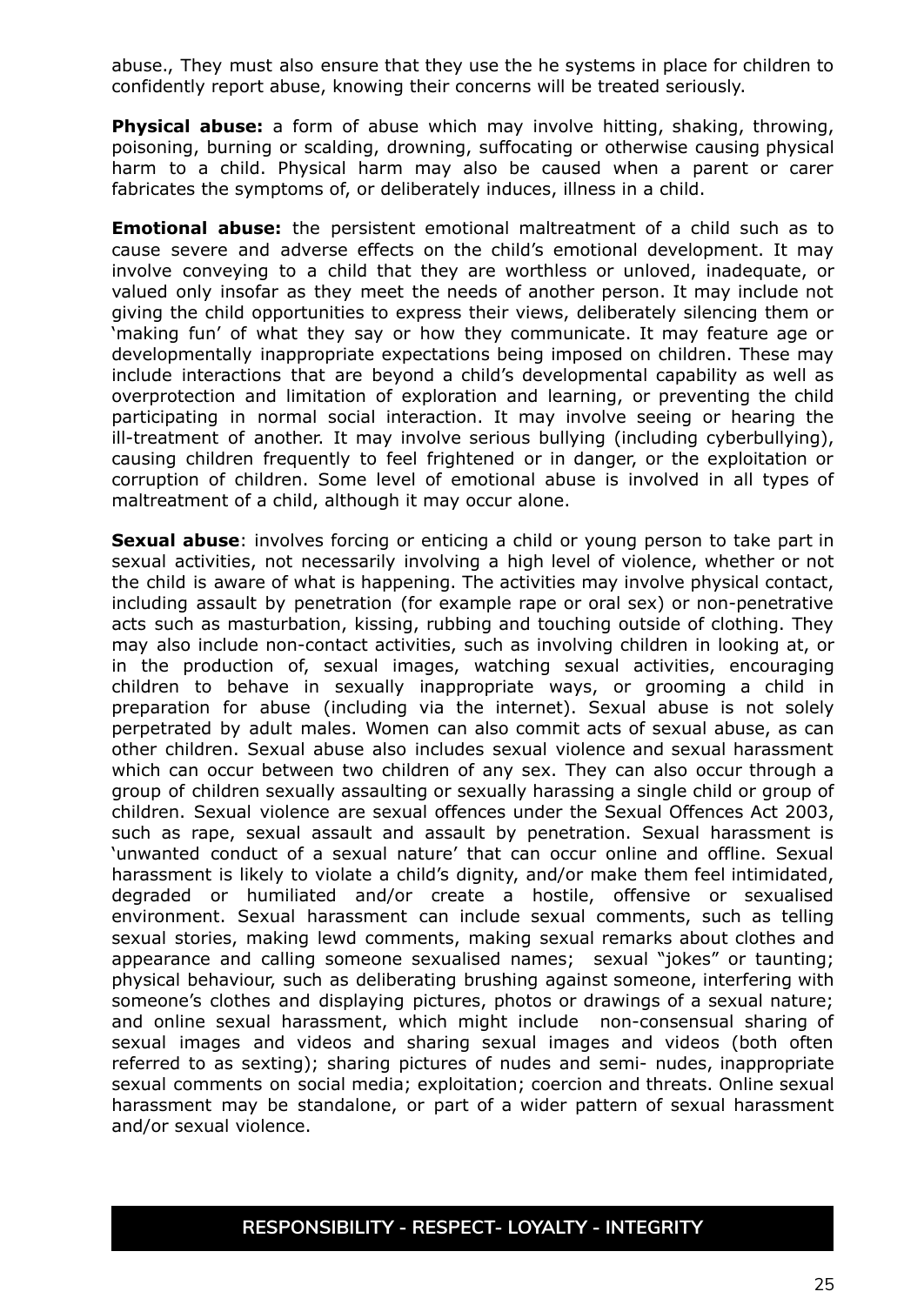abuse., They must also ensure that they use the he systems in place for children to confidently report abuse, knowing their concerns will be treated seriously.

**Physical abuse:** a form of abuse which may involve hitting, shaking, throwing, poisoning, burning or scalding, drowning, suffocating or otherwise causing physical harm to a child. Physical harm may also be caused when a parent or carer fabricates the symptoms of, or deliberately induces, illness in a child.

**Emotional abuse:** the persistent emotional maltreatment of a child such as to cause severe and adverse effects on the child's emotional development. It may involve conveying to a child that they are worthless or unloved, inadequate, or valued only insofar as they meet the needs of another person. It may include not giving the child opportunities to express their views, deliberately silencing them or 'making fun' of what they say or how they communicate. It may feature age or developmentally inappropriate expectations being imposed on children. These may include interactions that are beyond a child's developmental capability as well as overprotection and limitation of exploration and learning, or preventing the child participating in normal social interaction. It may involve seeing or hearing the ill-treatment of another. It may involve serious bullying (including cyberbullying), causing children frequently to feel frightened or in danger, or the exploitation or corruption of children. Some level of emotional abuse is involved in all types of maltreatment of a child, although it may occur alone.

**Sexual abuse**: involves forcing or enticing a child or young person to take part in sexual activities, not necessarily involving a high level of violence, whether or not the child is aware of what is happening. The activities may involve physical contact, including assault by penetration (for example rape or oral sex) or non-penetrative acts such as masturbation, kissing, rubbing and touching outside of clothing. They may also include non-contact activities, such as involving children in looking at, or in the production of, sexual images, watching sexual activities, encouraging children to behave in sexually inappropriate ways, or grooming a child in preparation for abuse (including via the internet). Sexual abuse is not solely perpetrated by adult males. Women can also commit acts of sexual abuse, as can other children. Sexual abuse also includes sexual violence and sexual harassment which can occur between two children of any sex. They can also occur through a group of children sexually assaulting or sexually harassing a single child or group of children. Sexual violence are sexual offences under the Sexual Offences Act 2003, such as rape, sexual assault and assault by penetration. Sexual harassment is 'unwanted conduct of a sexual nature' that can occur online and offline. Sexual harassment is likely to violate a child's dignity, and/or make them feel intimidated, degraded or humiliated and/or create a hostile, offensive or sexualised environment. Sexual harassment can include sexual comments, such as telling sexual stories, making lewd comments, making sexual remarks about clothes and appearance and calling someone sexualised names; sexual "jokes" or taunting; physical behaviour, such as deliberating brushing against someone, interfering with someone's clothes and displaying pictures, photos or drawings of a sexual nature; and online sexual harassment, which might include non-consensual sharing of sexual images and videos and sharing sexual images and videos (both often referred to as sexting); sharing pictures of nudes and semi- nudes, inappropriate sexual comments on social media; exploitation; coercion and threats. Online sexual harassment may be standalone, or part of a wider pattern of sexual harassment and/or sexual violence.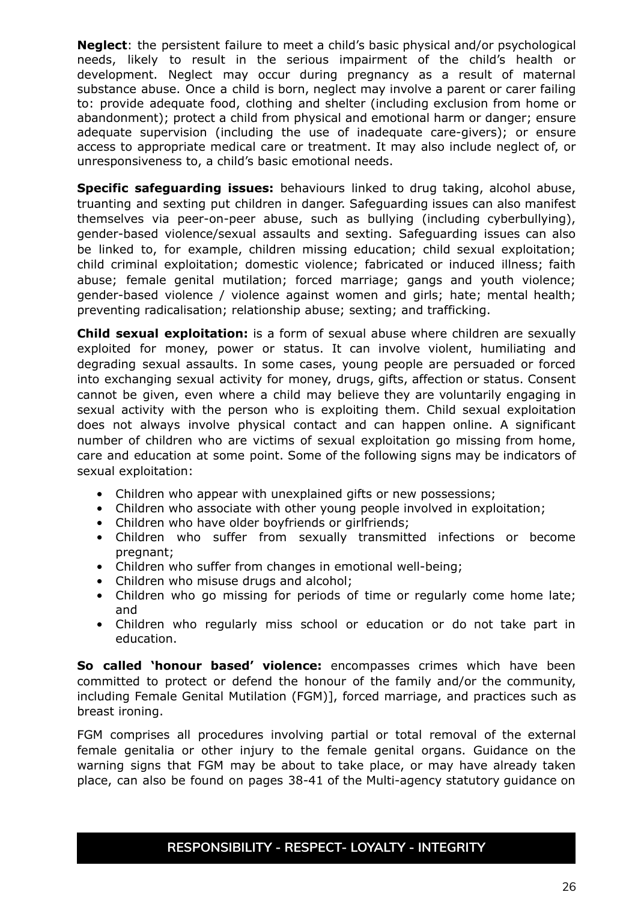**Neglect**: the persistent failure to meet a child's basic physical and/or psychological needs, likely to result in the serious impairment of the child's health or development. Neglect may occur during pregnancy as a result of maternal substance abuse. Once a child is born, neglect may involve a parent or carer failing to: provide adequate food, clothing and shelter (including exclusion from home or abandonment); protect a child from physical and emotional harm or danger; ensure adequate supervision (including the use of inadequate care-givers); or ensure access to appropriate medical care or treatment. It may also include neglect of, or unresponsiveness to, a child's basic emotional needs.

**Specific safeguarding issues:** behaviours linked to drug taking, alcohol abuse, truanting and sexting put children in danger. Safeguarding issues can also manifest themselves via peer-on-peer abuse, such as bullying (including cyberbullying), gender-based violence/sexual assaults and sexting. Safeguarding issues can also be linked to, for example, children missing education; child sexual exploitation; child criminal exploitation; domestic violence; fabricated or induced illness; faith abuse; female genital mutilation; forced marriage; gangs and youth violence; gender-based violence / violence against women and girls; hate; mental health; preventing radicalisation; relationship abuse; sexting; and trafficking.

**Child sexual exploitation:** is a form of sexual abuse where children are sexually exploited for money, power or status. It can involve violent, humiliating and degrading sexual assaults. In some cases, young people are persuaded or forced into exchanging sexual activity for money, drugs, gifts, affection or status. Consent cannot be given, even where a child may believe they are voluntarily engaging in sexual activity with the person who is exploiting them. Child sexual exploitation does not always involve physical contact and can happen online. A significant number of children who are victims of sexual exploitation go missing from home, care and education at some point. Some of the following signs may be indicators of sexual exploitation:

- Children who appear with unexplained gifts or new possessions;
- Children who associate with other young people involved in exploitation;
- Children who have older boyfriends or girlfriends;
- Children who suffer from sexually transmitted infections or become pregnant;
- Children who suffer from changes in emotional well-being;
- Children who misuse drugs and alcohol;
- Children who go missing for periods of time or regularly come home late; and
- Children who regularly miss school or education or do not take part in education.

**So called 'honour based' violence:** encompasses crimes which have been committed to protect or defend the honour of the family and/or the community, including Female Genital Mutilation (FGM)], forced marriage, and practices such as breast ironing.

FGM comprises all procedures involving partial or total removal of the external female genitalia or other injury to the female genital organs. Guidance on the warning signs that FGM may be about to take place, or may have already taken place, can also be found on pages 38-41 of the Multi-agency statutory guidance on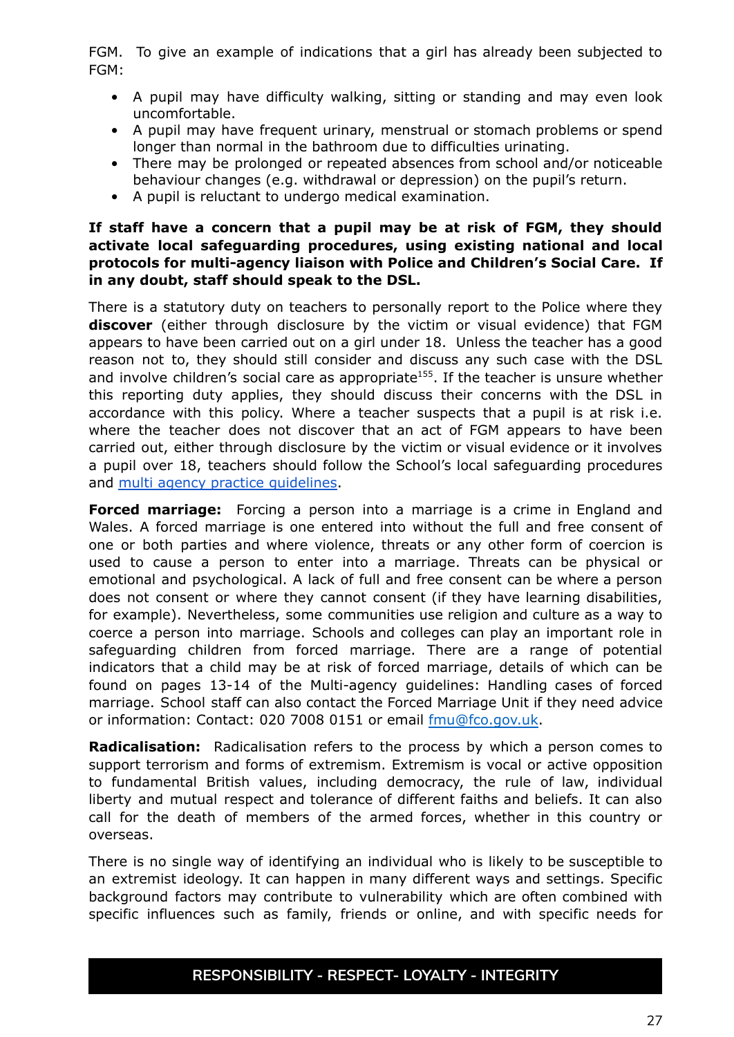FGM. To give an example of indications that a girl has already been subjected to FGM:

- A pupil may have difficulty walking, sitting or standing and may even look uncomfortable.
- A pupil may have frequent urinary, menstrual or stomach problems or spend longer than normal in the bathroom due to difficulties urinating.
- There may be prolonged or repeated absences from school and/or noticeable behaviour changes (e.g. withdrawal or depression) on the pupil's return.
- A pupil is reluctant to undergo medical examination.

**If staff have a concern that a pupil may be at risk of FGM, they should activate local safeguarding procedures, using existing national and local protocols for multi-agency liaison with Police and Children's Social Care. If in any doubt, staff should speak to the DSL.**

There is a statutory duty on teachers to personally report to the Police where they **discover** (either through disclosure by the victim or visual evidence) that FGM appears to have been carried out on a girl under 18. Unless the teacher has a good reason not to, they should still consider and discuss any such case with the DSL and involve children's social care as appropriate[155]. If the teacher is unsure whether this reporting duty applies, they should discuss their concerns with the DSL in accordance with this policy. Where a teacher suspects that a pupil is at risk i.e. where the teacher does not discover that an act of FGM appears to have been carried out, either through disclosure by the victim or visual evidence or it involves a pupil over 18, teachers should follow the School's local safeguarding procedures and [multi agency practice guidelines](#).

**Forced marriage:** Forcing a person into a marriage is a crime in England and Wales. A forced marriage is one entered into without the full and free consent of one or both parties and where violence, threats or any other form of coercion is used to cause a person to enter into a marriage. Threats can be physical or emotional and psychological. A lack of full and free consent can be where a person does not consent or where they cannot consent (if they have learning disabilities, for example). Nevertheless, some communities use religion and culture as a way to coerce a person into marriage. Schools and colleges can play an important role in safeguarding children from forced marriage. There are a range of potential indicators that a child may be at risk of forced marriage, details of which can be found on pages 13-14 of the Multi-agency guidelines: Handling cases of forced marriage. School staff can also contact the Forced Marriage Unit if they need advice or information: Contact: 020 7008 0151 or email [fmu@fco.gov.uk](mailto:fmu@fco.gov.uk).

**Radicalisation:** Radicalisation refers to the process by which a person comes to support terrorism and forms of extremism. Extremism is vocal or active opposition to fundamental British values, including democracy, the rule of law, individual liberty and mutual respect and tolerance of different faiths and beliefs. It can also call for the death of members of the armed forces, whether in this country or overseas.

There is no single way of identifying an individual who is likely to be susceptible to an extremist ideology. It can happen in many different ways and settings. Specific background factors may contribute to vulnerability which are often combined with specific influences such as family, friends or online, and with specific needs for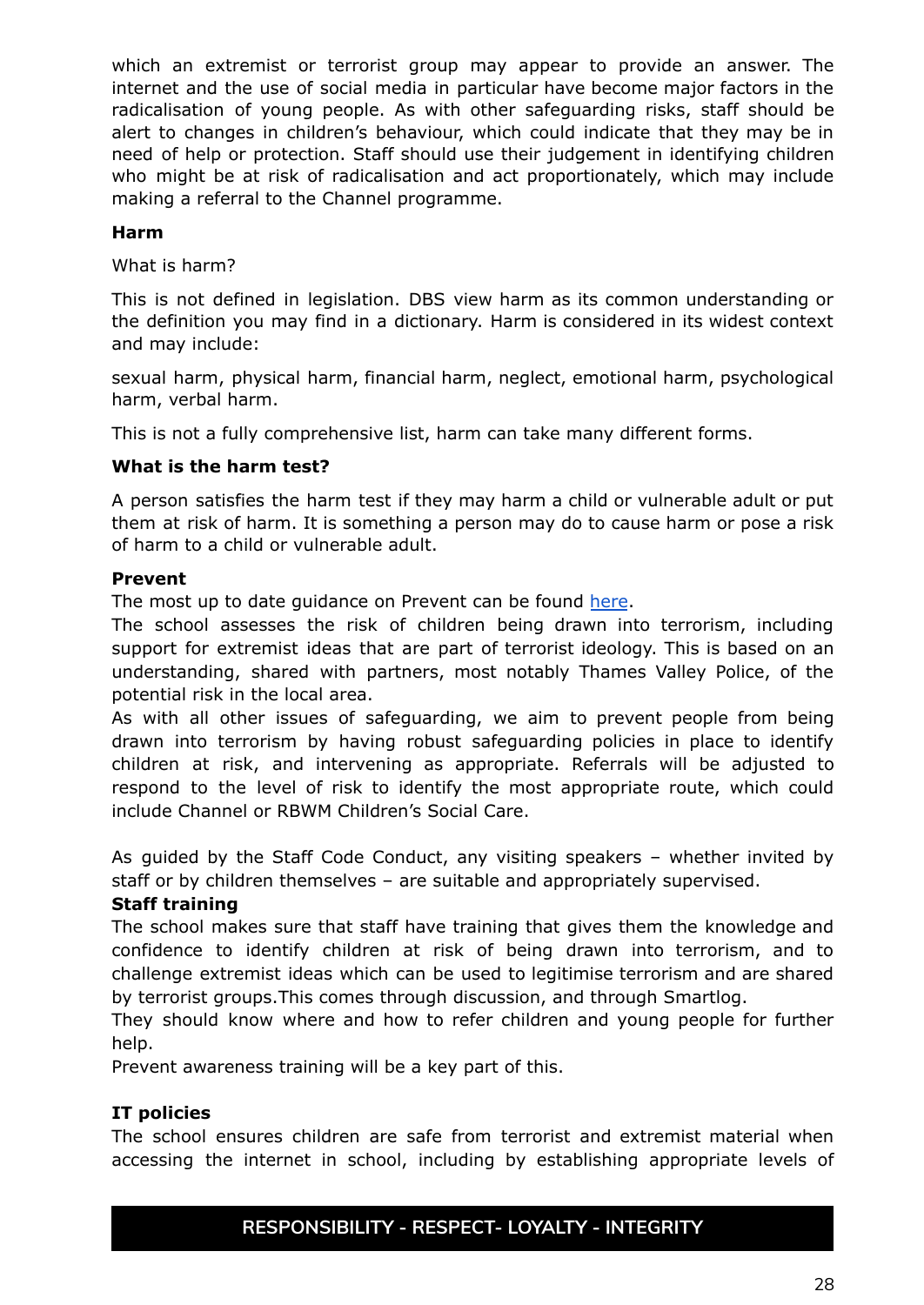which an extremist or terrorist group may appear to provide an answer. The internet and the use of social media in particular have become major factors in the radicalisation of young people. As with other safeguarding risks, staff should be alert to changes in children's behaviour, which could indicate that they may be in need of help or protection. Staff should use their judgement in identifying children who might be at risk of radicalisation and act proportionately, which may include making a referral to the Channel programme.

**Harm**

What is harm?

This is not defined in legislation. DBS view harm as its common understanding or the definition you may find in a dictionary. Harm is considered in its widest context and may include:

sexual harm, physical harm, financial harm, neglect, emotional harm, psychological harm, verbal harm.

This is not a fully comprehensive list, harm can take many different forms.

**What is the harm test?**

A person satisfies the harm test if they may harm a child or vulnerable adult or put them at risk of harm. It is something a person may do to cause harm or pose a risk of harm to a child or vulnerable adult.

**Prevent**

The most up to date guidance on Prevent can be found here.

The school assesses the risk of children being drawn into terrorism, including support for extremist ideas that are part of terrorist ideology. This is based on an understanding, shared with partners, most notably Thames Valley Police, of the potential risk in the local area.

As with all other issues of safeguarding, we aim to prevent people from being drawn into terrorism by having robust safeguarding policies in place to identify children at risk, and intervening as appropriate. Referrals will be adjusted to respond to the level of risk to identify the most appropriate route, which could include Channel or RBWM Children's Social Care.

As guided by the Staff Code Conduct, any visiting speakers – whether invited by staff or by children themselves – are suitable and appropriately supervised.

**Staff training**

The school makes sure that staff have training that gives them the knowledge and confidence to identify children at risk of being drawn into terrorism, and to challenge extremist ideas which can be used to legitimise terrorism and are shared by terrorist groups.This comes through discussion, and through Smartlog.

They should know where and how to refer children and young people for further help.

Prevent awareness training will be a key part of this.

**IT policies**

The school ensures children are safe from terrorist and extremist material when accessing the internet in school, including by establishing appropriate levels of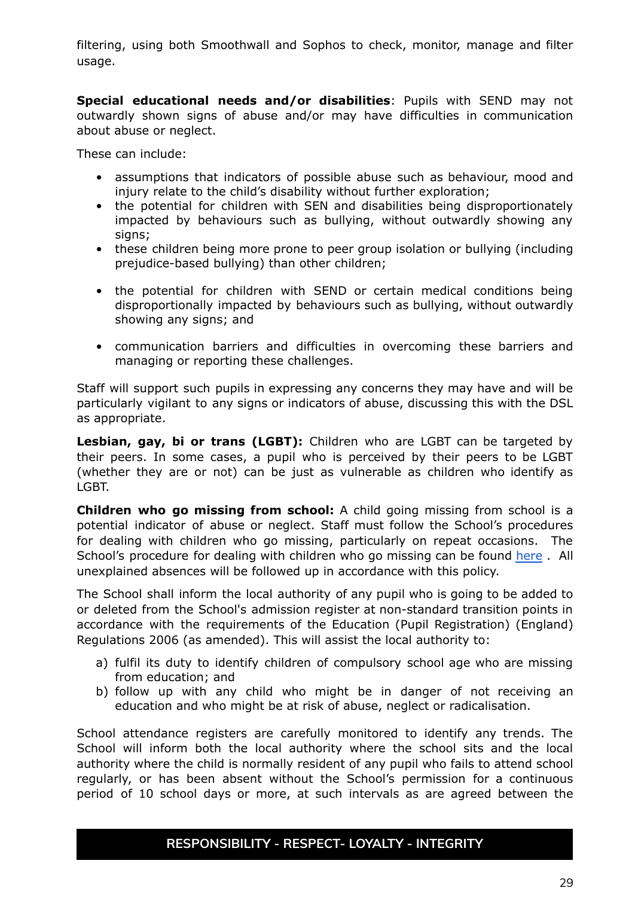filtering, using both Smoothwall and Sophos to check, monitor, manage and filter usage.

**Special educational needs and/or disabilities**: Pupils with SEND may not outwardly shown signs of abuse and/or may have difficulties in communication about abuse or neglect.

These can include:

- assumptions that indicators of possible abuse such as behaviour, mood and injury relate to the child's disability without further exploration;
- the potential for children with SEN and disabilities being disproportionately impacted by behaviours such as bullying, without outwardly showing any signs;
- these children being more prone to peer group isolation or bullying (including prejudice-based bullying) than other children;
- the potential for children with SEND or certain medical conditions being disproportionally impacted by behaviours such as bullying, without outwardly showing any signs; and
- communication barriers and difficulties in overcoming these barriers and managing or reporting these challenges.

Staff will support such pupils in expressing any concerns they may have and will be particularly vigilant to any signs or indicators of abuse, discussing this with the DSL as appropriate.

**Lesbian, gay, bi or trans (LGBT):** Children who are LGBT can be targeted by their peers. In some cases, a pupil who is perceived by their peers to be LGBT (whether they are or not) can be just as vulnerable as children who identify as LGBT.

**Children who go missing from school:** A child going missing from school is a potential indicator of abuse or neglect. Staff must follow the School's procedures for dealing with children who go missing, particularly on repeat occasions. The School's procedure for dealing with children who go missing can be found [here](). All unexplained absences will be followed up in accordance with this policy.

The School shall inform the local authority of any pupil who is going to be added to or deleted from the School's admission register at non-standard transition points in accordance with the requirements of the Education (Pupil Registration) (England) Regulations 2006 (as amended). This will assist the local authority to:

a) fulfil its duty to identify children of compulsory school age who are missing from education; and
b) follow up with any child who might be in danger of not receiving an education and who might be at risk of abuse, neglect or radicalisation.

School attendance registers are carefully monitored to identify any trends. The School will inform both the local authority where the school sits and the local authority where the child is normally resident of any pupil who fails to attend school regularly, or has been absent without the School's permission for a continuous period of 10 school days or more, at such intervals as are agreed between the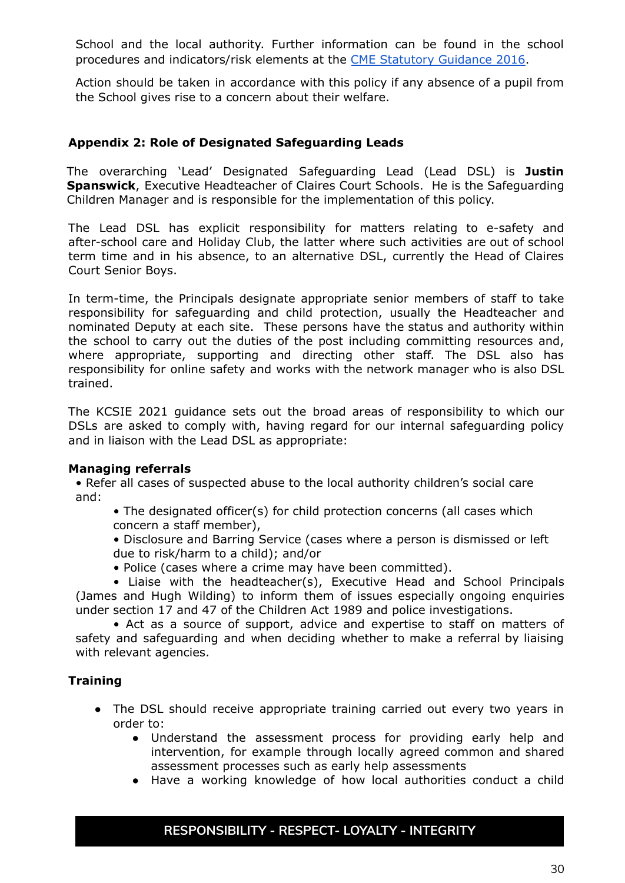School and the local authority. Further information can be found in the school procedures and indicators/risk elements at the CME Statutory Guidance 2016.

Action should be taken in accordance with this policy if any absence of a pupil from the School gives rise to a concern about their welfare.

### Appendix 2: Role of Designated Safeguarding Leads

The overarching 'Lead' Designated Safeguarding Lead (Lead DSL) is **Justin Spanswick**, Executive Headteacher of Claires Court Schools. He is the Safeguarding Children Manager and is responsible for the implementation of this policy.

The Lead DSL has explicit responsibility for matters relating to e-safety and after-school care and Holiday Club, the latter where such activities are out of school term time and in his absence, to an alternative DSL, currently the Head of Claires Court Senior Boys.

In term-time, the Principals designate appropriate senior members of staff to take responsibility for safeguarding and child protection, usually the Headteacher and nominated Deputy at each site. These persons have the status and authority within the school to carry out the duties of the post including committing resources and, where appropriate, supporting and directing other staff. The DSL also has responsibility for online safety and works with the network manager who is also DSL trained.

The KCSIE 2021 guidance sets out the broad areas of responsibility to which our DSLs are asked to comply with, having regard for our internal safeguarding policy and in liaison with the Lead DSL as appropriate:

**Managing referrals**

- Refer all cases of suspected abuse to the local authority children's social care and:
  - The designated officer(s) for child protection concerns (all cases which concern a staff member),
  - Disclosure and Barring Service (cases where a person is dismissed or left due to risk/harm to a child); and/or
  - Police (cases where a crime may have been committed).
- Liaise with the headteacher(s), Executive Head and School Principals (James and Hugh Wilding) to inform them of issues especially ongoing enquiries under section 17 and 47 of the Children Act 1989 and police investigations.
- Act as a source of support, advice and expertise to staff on matters of safety and safeguarding and when deciding whether to make a referral by liaising with relevant agencies.

**Training**

- The DSL should receive appropriate training carried out every two years in order to:
  - Understand the assessment process for providing early help and intervention, for example through locally agreed common and shared assessment processes such as early help assessments
  - Have a working knowledge of how local authorities conduct a child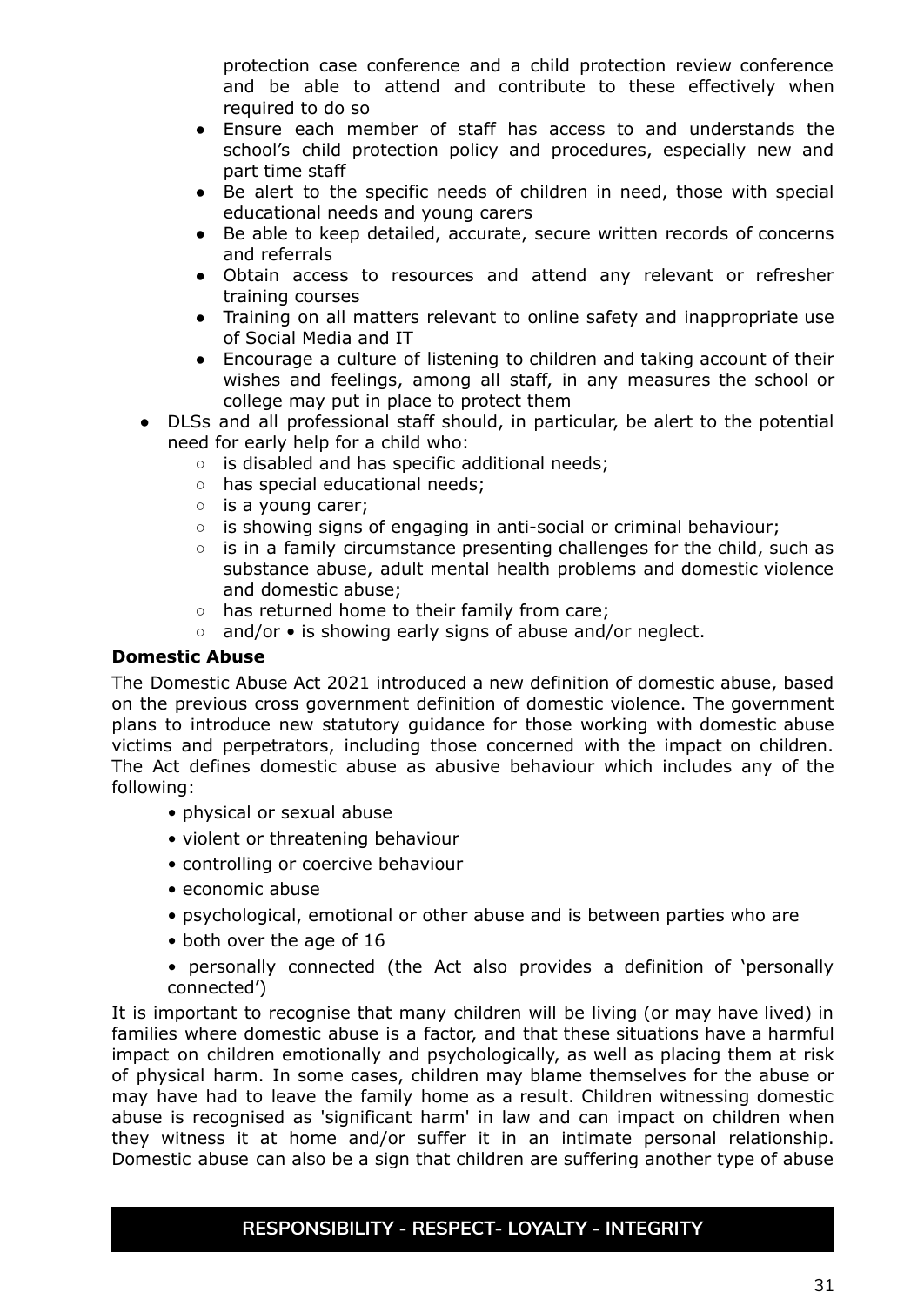protection case conference and a child protection review conference and be able to attend and contribute to these effectively when required to do so

- Ensure each member of staff has access to and understands the school's child protection policy and procedures, especially new and part time staff
- Be alert to the specific needs of children in need, those with special educational needs and young carers
- Be able to keep detailed, accurate, secure written records of concerns and referrals
- Obtain access to resources and attend any relevant or refresher training courses
- Training on all matters relevant to online safety and inappropriate use of Social Media and IT
- Encourage a culture of listening to children and taking account of their wishes and feelings, among all staff, in any measures the school or college may put in place to protect them

- DLSs and all professional staff should, in particular, be alert to the potential need for early help for a child who:
  - is disabled and has specific additional needs;
  - has special educational needs;
  - is a young carer;
  - is showing signs of engaging in anti-social or criminal behaviour;
  - is in a family circumstance presenting challenges for the child, such as substance abuse, adult mental health problems and domestic violence and domestic abuse;
  - has returned home to their family from care;
  - and/or • is showing early signs of abuse and/or neglect.

**Domestic Abuse**

The Domestic Abuse Act 2021 introduced a new definition of domestic abuse, based on the previous cross government definition of domestic violence. The government plans to introduce new statutory guidance for those working with domestic abuse victims and perpetrators, including those concerned with the impact on children. The Act defines domestic abuse as abusive behaviour which includes any of the following:

- physical or sexual abuse
- violent or threatening behaviour
- controlling or coercive behaviour
- economic abuse
- psychological, emotional or other abuse and is between parties who are
- both over the age of 16
- personally connected (the Act also provides a definition of 'personally connected')

It is important to recognise that many children will be living (or may have lived) in families where domestic abuse is a factor, and that these situations have a harmful impact on children emotionally and psychologically, as well as placing them at risk of physical harm. In some cases, children may blame themselves for the abuse or may have had to leave the family home as a result. Children witnessing domestic abuse is recognised as 'significant harm' in law and can impact on children when they witness it at home and/or suffer it in an intimate personal relationship. Domestic abuse can also be a sign that children are suffering another type of abuse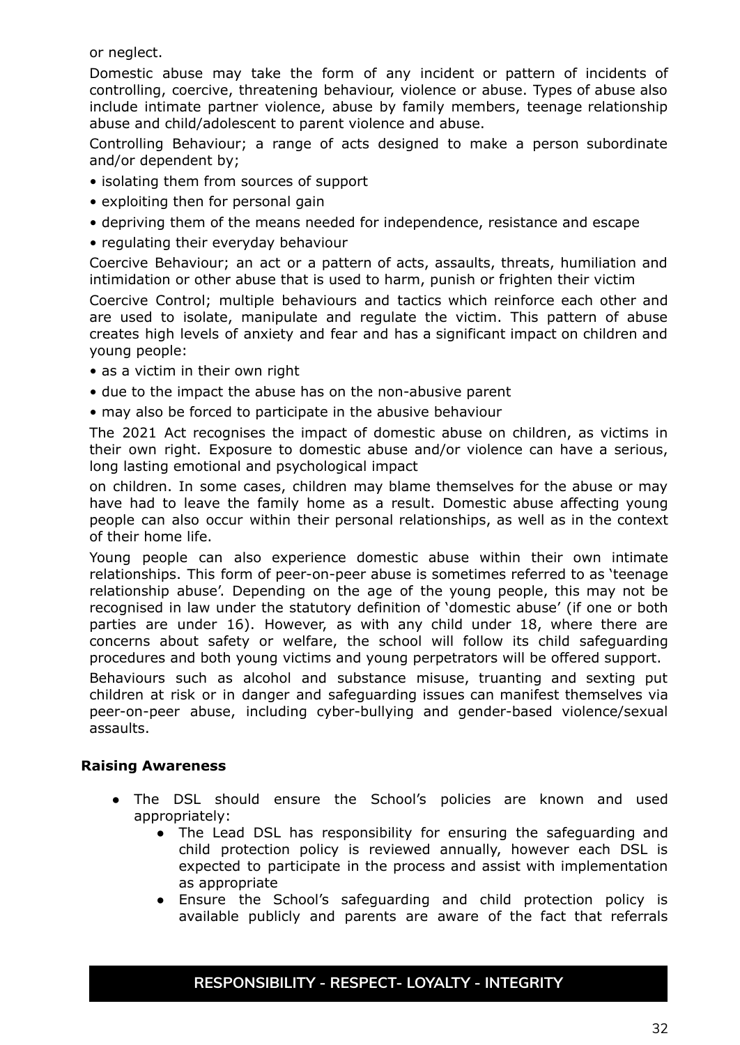or neglect.

Domestic abuse may take the form of any incident or pattern of incidents of controlling, coercive, threatening behaviour, violence or abuse. Types of abuse also include intimate partner violence, abuse by family members, teenage relationship abuse and child/adolescent to parent violence and abuse.

Controlling Behaviour; a range of acts designed to make a person subordinate and/or dependent by;

- isolating them from sources of support
- exploiting then for personal gain
- depriving them of the means needed for independence, resistance and escape
- regulating their everyday behaviour

Coercive Behaviour; an act or a pattern of acts, assaults, threats, humiliation and intimidation or other abuse that is used to harm, punish or frighten their victim

Coercive Control; multiple behaviours and tactics which reinforce each other and are used to isolate, manipulate and regulate the victim. This pattern of abuse creates high levels of anxiety and fear and has a significant impact on children and young people:

- as a victim in their own right
- due to the impact the abuse has on the non-abusive parent
- may also be forced to participate in the abusive behaviour

The 2021 Act recognises the impact of domestic abuse on children, as victims in their own right. Exposure to domestic abuse and/or violence can have a serious, long lasting emotional and psychological impact

on children. In some cases, children may blame themselves for the abuse or may have had to leave the family home as a result. Domestic abuse affecting young people can also occur within their personal relationships, as well as in the context of their home life.

Young people can also experience domestic abuse within their own intimate relationships. This form of peer-on-peer abuse is sometimes referred to as 'teenage relationship abuse'. Depending on the age of the young people, this may not be recognised in law under the statutory definition of 'domestic abuse' (if one or both parties are under 16). However, as with any child under 18, where there are concerns about safety or welfare, the school will follow its child safeguarding procedures and both young victims and young perpetrators will be offered support.

Behaviours such as alcohol and substance misuse, truanting and sexting put children at risk or in danger and safeguarding issues can manifest themselves via peer-on-peer abuse, including cyber-bullying and gender-based violence/sexual assaults.

**Raising Awareness**

- The DSL should ensure the School's policies are known and used appropriately:
  - The Lead DSL has responsibility for ensuring the safeguarding and child protection policy is reviewed annually, however each DSL is expected to participate in the process and assist with implementation as appropriate
  - Ensure the School's safeguarding and child protection policy is available publicly and parents are aware of the fact that referrals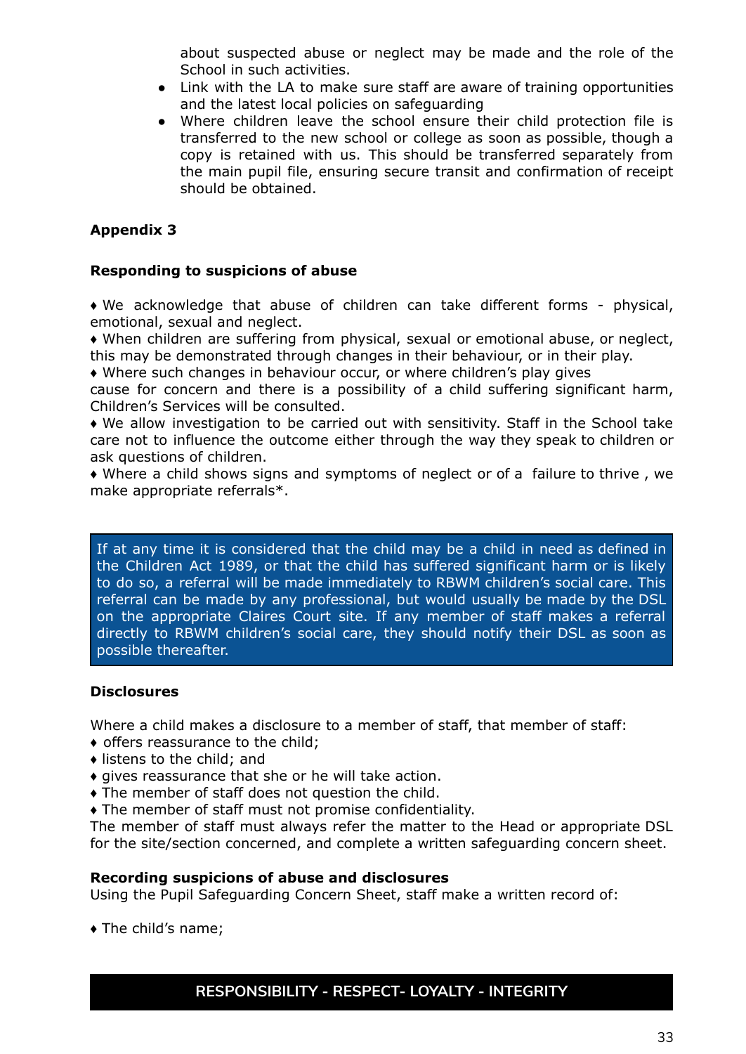about suspected abuse or neglect may be made and the role of the School in such activities.

- Link with the LA to make sure staff are aware of training opportunities and the latest local policies on safeguarding
- Where children leave the school ensure their child protection file is transferred to the new school or college as soon as possible, though a copy is retained with us. This should be transferred separately from the main pupil file, ensuring secure transit and confirmation of receipt should be obtained.

**Appendix 3**

**Responding to suspicions of abuse**

♦ We acknowledge that abuse of children can take different forms - physical, emotional, sexual and neglect.
♦ When children are suffering from physical, sexual or emotional abuse, or neglect, this may be demonstrated through changes in their behaviour, or in their play.
♦ Where such changes in behaviour occur, or where children's play gives cause for concern and there is a possibility of a child suffering significant harm, Children's Services will be consulted.
♦ We allow investigation to be carried out with sensitivity. Staff in the School take care not to influence the outcome either through the way they speak to children or ask questions of children.
♦ Where a child shows signs and symptoms of neglect or of a failure to thrive , we make appropriate referrals*.

If at any time it is considered that the child may be a child in need as defined in the Children Act 1989, or that the child has suffered significant harm or is likely to do so, a referral will be made immediately to RBWM children's social care. This referral can be made by any professional, but would usually be made by the DSL on the appropriate Claires Court site. If any member of staff makes a referral directly to RBWM children's social care, they should notify their DSL as soon as possible thereafter.

**Disclosures**

Where a child makes a disclosure to a member of staff, that member of staff:
♦ offers reassurance to the child;
♦ listens to the child; and
♦ gives reassurance that she or he will take action.
♦ The member of staff does not question the child.
♦ The member of staff must not promise confidentiality.
The member of staff must always refer the matter to the Head or appropriate DSL for the site/section concerned, and complete a written safeguarding concern sheet.

**Recording suspicions of abuse and disclosures**
Using the Pupil Safeguarding Concern Sheet, staff make a written record of:

♦ The child's name;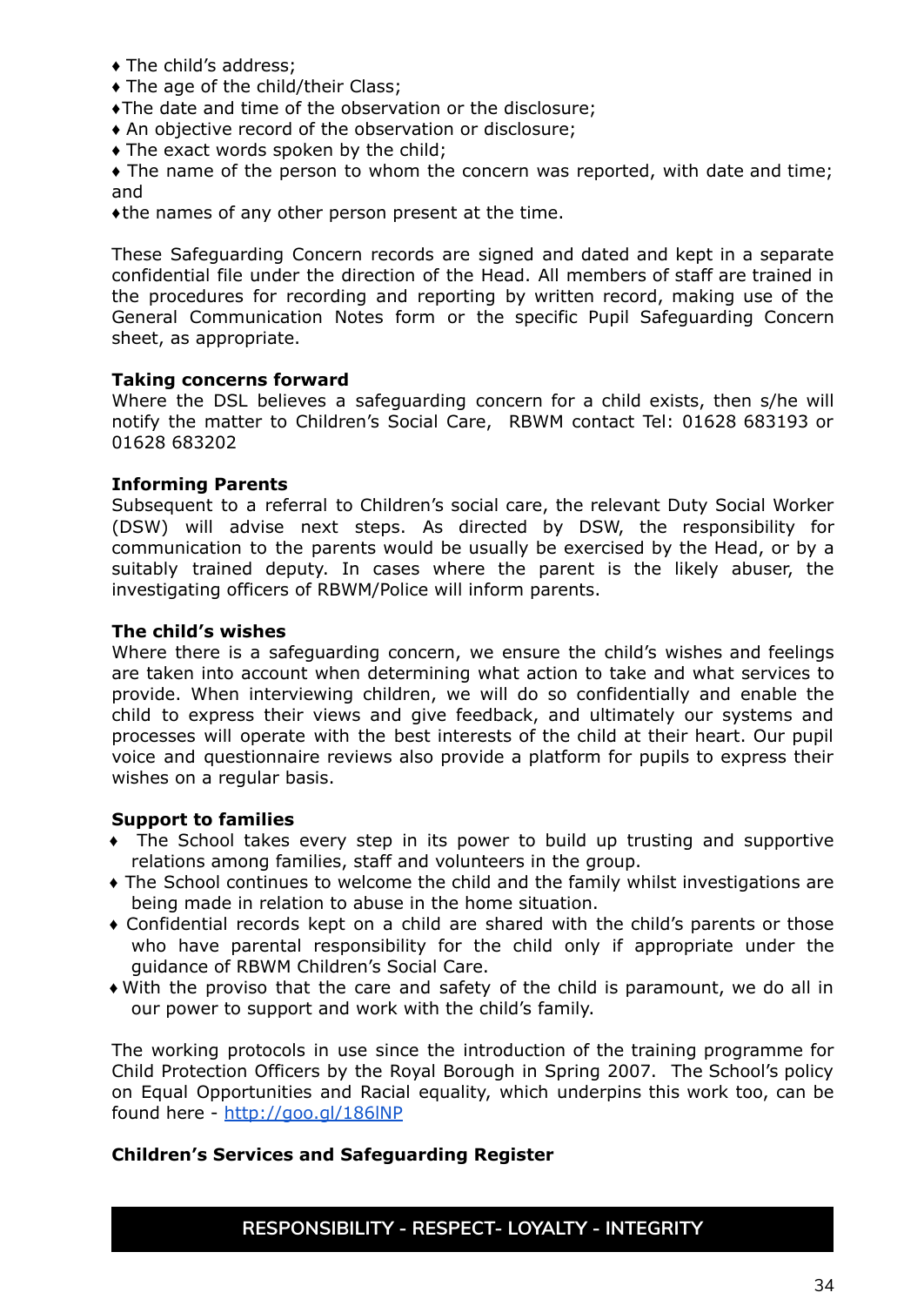- ♦ The child's address;
- ♦ The age of the child/their Class;
- ♦The date and time of the observation or the disclosure;
- ♦ An objective record of the observation or disclosure;
- ♦ The exact words spoken by the child;
- ♦ The name of the person to whom the concern was reported, with date and time; and
- ♦the names of any other person present at the time.

These Safeguarding Concern records are signed and dated and kept in a separate confidential file under the direction of the Head. All members of staff are trained in the procedures for recording and reporting by written record, making use of the General Communication Notes form or the specific Pupil Safeguarding Concern sheet, as appropriate.

**Taking concerns forward**

Where the DSL believes a safeguarding concern for a child exists, then s/he will notify the matter to Children's Social Care, RBWM contact Tel: 01628 683193 or 01628 683202

**Informing Parents**

Subsequent to a referral to Children's social care, the relevant Duty Social Worker (DSW) will advise next steps. As directed by DSW, the responsibility for communication to the parents would be usually be exercised by the Head, or by a suitably trained deputy. In cases where the parent is the likely abuser, the investigating officers of RBWM/Police will inform parents.

**The child's wishes**

Where there is a safeguarding concern, we ensure the child's wishes and feelings are taken into account when determining what action to take and what services to provide. When interviewing children, we will do so confidentially and enable the child to express their views and give feedback, and ultimately our systems and processes will operate with the best interests of the child at their heart. Our pupil voice and questionnaire reviews also provide a platform for pupils to express their wishes on a regular basis.

**Support to families**

- ♦ The School takes every step in its power to build up trusting and supportive relations among families, staff and volunteers in the group.
- ♦ The School continues to welcome the child and the family whilst investigations are being made in relation to abuse in the home situation.
- ♦ Confidential records kept on a child are shared with the child's parents or those who have parental responsibility for the child only if appropriate under the guidance of RBWM Children's Social Care.
- ♦ With the proviso that the care and safety of the child is paramount, we do all in our power to support and work with the child's family.

The working protocols in use since the introduction of the training programme for Child Protection Officers by the Royal Borough in Spring 2007. The School's policy on Equal Opportunities and Racial equality, which underpins this work too, can be found here - [http://goo.gl/186lNP](http://goo.gl/186lNP)

**Children's Services and Safeguarding Register**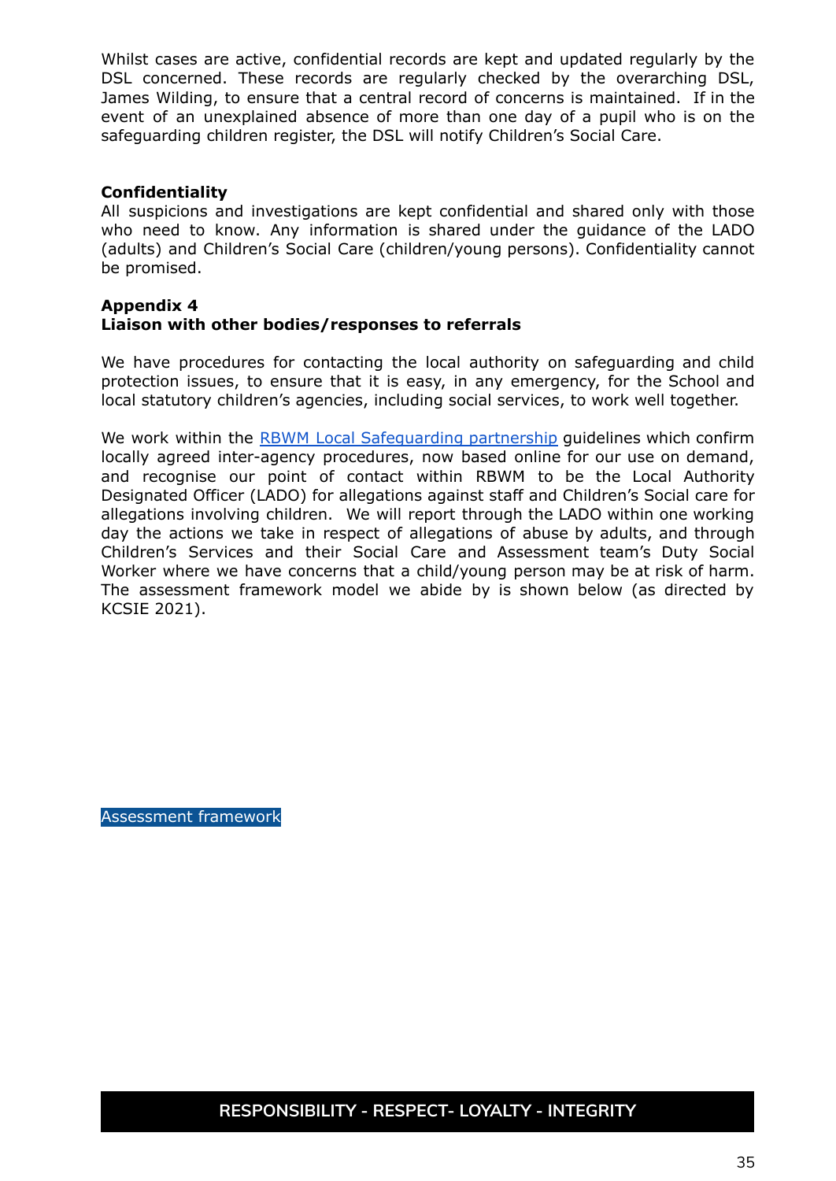Whilst cases are active, confidential records are kept and updated regularly by the DSL concerned. These records are regularly checked by the overarching DSL, James Wilding, to ensure that a central record of concerns is maintained. If in the event of an unexplained absence of more than one day of a pupil who is on the safeguarding children register, the DSL will notify Children's Social Care.

**Confidentiality**

All suspicions and investigations are kept confidential and shared only with those who need to know. Any information is shared under the guidance of the LADO (adults) and Children's Social Care (children/young persons). Confidentiality cannot be promised.

**Appendix 4**
**Liaison with other bodies/responses to referrals**

We have procedures for contacting the local authority on safeguarding and child protection issues, to ensure that it is easy, in any emergency, for the School and local statutory children's agencies, including social services, to work well together.

We work within the RBWM Local Safeguarding partnership guidelines which confirm locally agreed inter-agency procedures, now based online for our use on demand, and recognise our point of contact within RBWM to be the Local Authority Designated Officer (LADO) for allegations against staff and Children's Social care for allegations involving children. We will report through the LADO within one working day the actions we take in respect of allegations of abuse by adults, and through Children's Services and their Social Care and Assessment team's Duty Social Worker where we have concerns that a child/young person may be at risk of harm. The assessment framework model we abide by is shown below (as directed by KCSIE 2021).

Assessment framework

RESPONSIBILITY - RESPECT- LOYALTY - INTEGRITY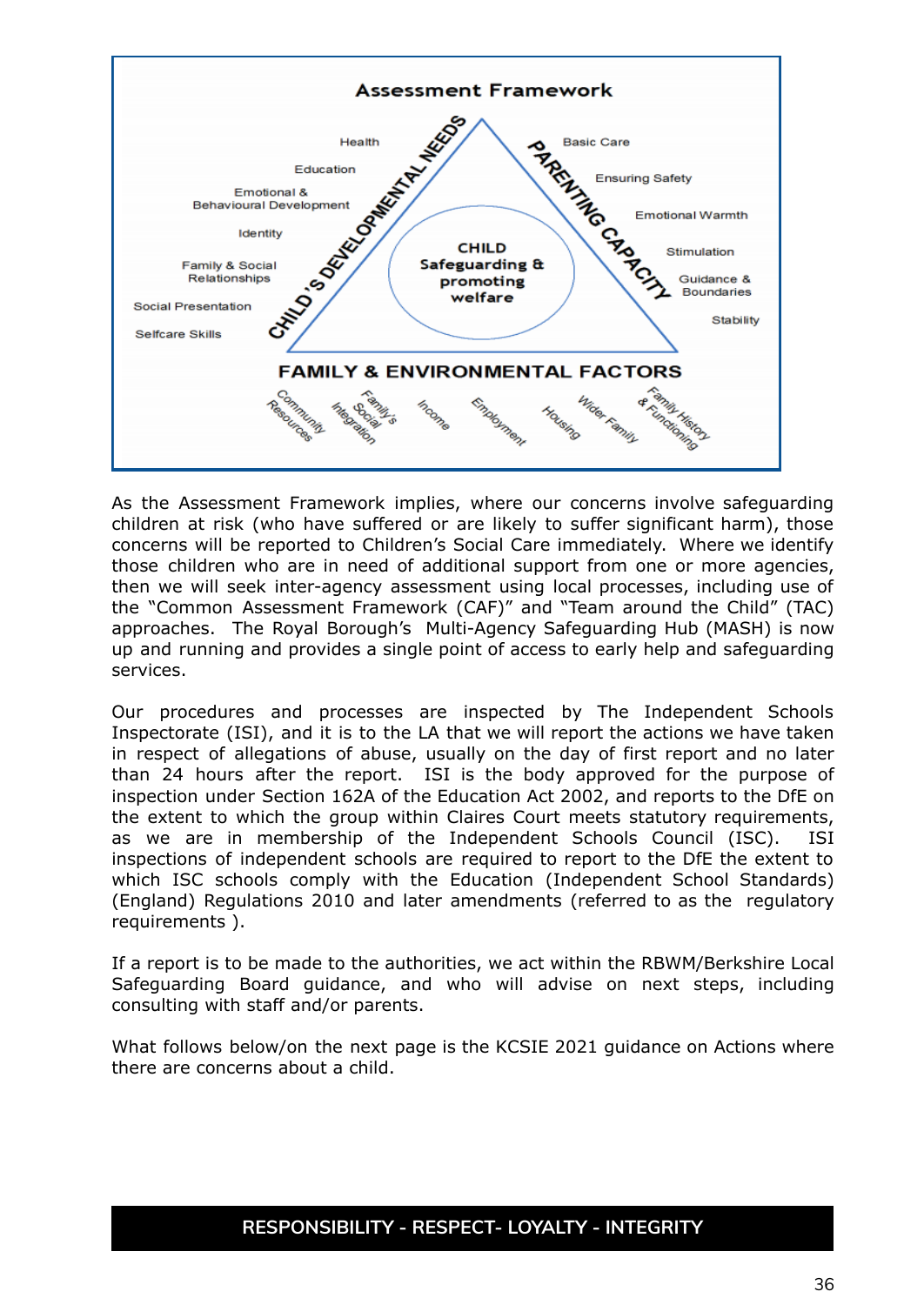**Assessment Framework**

**CHILD'S DEVELOPMENTAL NEEDS**
- Health
- Education
- Emotional & Behavioural Development
- Identity
- Family & Social Relationships
- Social Presentation
- Selfcare Skills

**PARENTING CAPACITY**
- Basic Care
- Ensuring Safety
- Emotional Warmth
- Stimulation
- Guidance & Boundaries
- Stability

**CHILD Safeguarding & promoting welfare**

**FAMILY & ENVIRONMENTAL FACTORS**
- Community Resources
- Family's Social Integration
- Income
- Employment
- Housing
- Wider Family
- Family History & Functioning

As the Assessment Framework implies, where our concerns involve safeguarding children at risk (who have suffered or are likely to suffer significant harm), those concerns will be reported to Children's Social Care immediately. Where we identify those children who are in need of additional support from one or more agencies, then we will seek inter-agency assessment using local processes, including use of the "Common Assessment Framework (CAF)" and "Team around the Child" (TAC) approaches. The Royal Borough's Multi-Agency Safeguarding Hub (MASH) is now up and running and provides a single point of access to early help and safeguarding services.

Our procedures and processes are inspected by The Independent Schools Inspectorate (ISI), and it is to the LA that we will report the actions we have taken in respect of allegations of abuse, usually on the day of first report and no later than 24 hours after the report. ISI is the body approved for the purpose of inspection under Section 162A of the Education Act 2002, and reports to the DfE on the extent to which the group within Claires Court meets statutory requirements, as we are in membership of the Independent Schools Council (ISC). ISI inspections of independent schools are required to report to the DfE the extent to which ISC schools comply with the Education (Independent School Standards) (England) Regulations 2010 and later amendments (referred to as the regulatory requirements ).

If a report is to be made to the authorities, we act within the RBWM/Berkshire Local Safeguarding Board guidance, and who will advise on next steps, including consulting with staff and/or parents.

What follows below/on the next page is the KCSIE 2021 guidance on Actions where there are concerns about a child.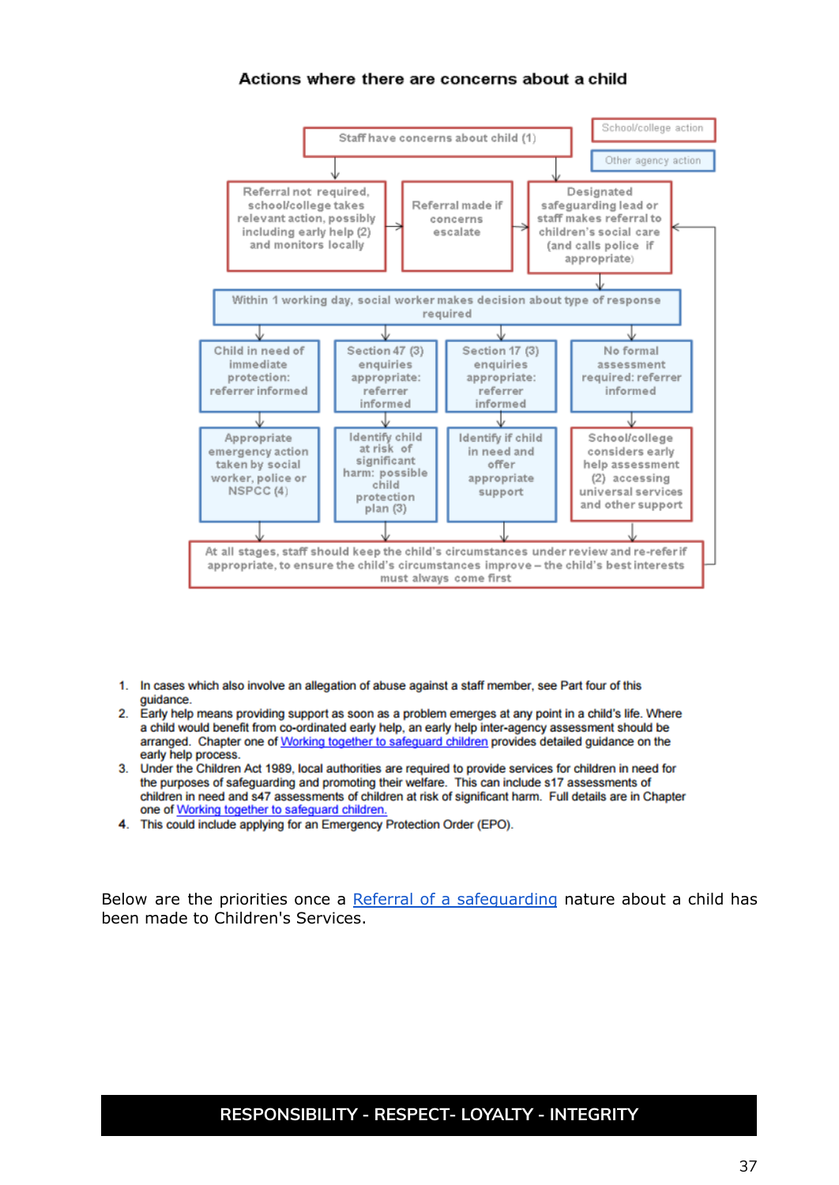## Actions where there are concerns about a child

School/college action

Other agency action

Staff have concerns about child (1)

Referral not required, school/college takes relevant action, possibly including early help (2) and monitors locally

Referral made if concerns escalate

Designated safeguarding lead or staff makes referral to children's social care (and calls police if appropriate)

Within 1 working day, social worker makes decision about type of response required

Child in need of immediate protection: referrer informed

Section 47 (3) enquiries appropriate: referrer informed

Section 17 (3) enquiries appropriate: referrer informed

No formal assessment required: referrer informed

Appropriate emergency action taken by social worker, police or NSPCC (4)

Identify child at risk of significant harm: possible child protection plan (3)

Identify if child in need and offer appropriate support

School/college considers early help assessment (2) accessing universal services and other support

At all stages, staff should keep the child's circumstances under review and re-refer if appropriate, to ensure the child's circumstances improve – the child's best interests must always come first

1. In cases which also involve an allegation of abuse against a staff member, see Part four of this guidance.
2. Early help means providing support as soon as a problem emerges at any point in a child's life. Where a child would benefit from co-ordinated early help, an early help inter-agency assessment should be arranged. Chapter one of Working together to safeguard children provides detailed guidance on the early help process.
3. Under the Children Act 1989, local authorities are required to provide services for children in need for the purposes of safeguarding and promoting their welfare. This can include s17 assessments of children in need and s47 assessments of children at risk of significant harm. Full details are in Chapter one of Working together to safeguard children.
4. This could include applying for an Emergency Protection Order (EPO).

Below are the priorities once a Referral of a safeguarding nature about a child has been made to Children's Services.

**RESPONSIBILITY - RESPECT- LOYALTY - INTEGRITY**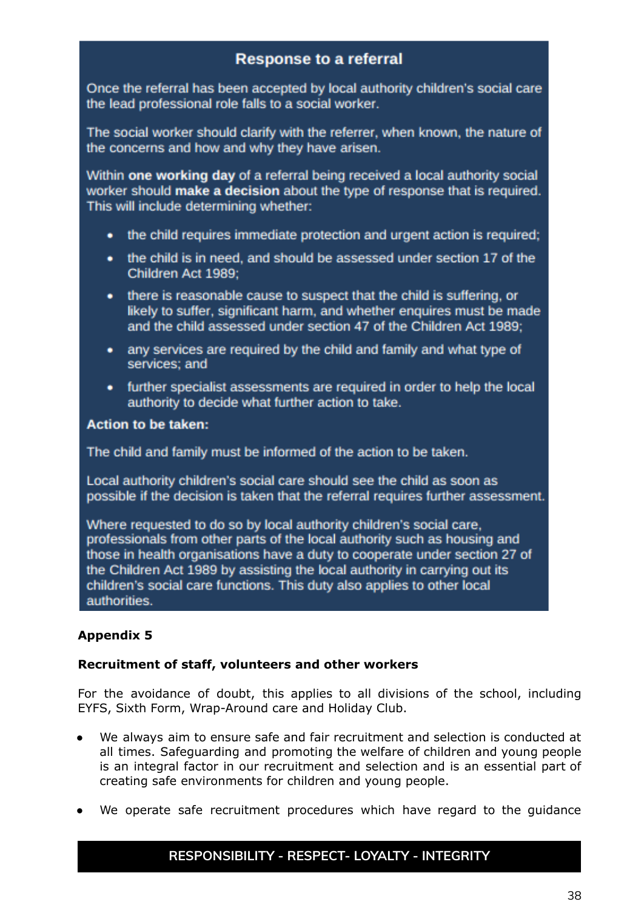### Response to a referral

Once the referral has been accepted by local authority children's social care the lead professional role falls to a social worker.

The social worker should clarify with the referrer, when known, the nature of the concerns and how and why they have arisen.

Within **one working day** of a referral being received a local authority social worker should **make a decision** about the type of response that is required. This will include determining whether:

- the child requires immediate protection and urgent action is required;
- the child is in need, and should be assessed under section 17 of the Children Act 1989;
- there is reasonable cause to suspect that the child is suffering, or likely to suffer, significant harm, and whether enquires must be made and the child assessed under section 47 of the Children Act 1989;
- any services are required by the child and family and what type of services; and
- further specialist assessments are required in order to help the local authority to decide what further action to take.

**Action to be taken:**

The child and family must be informed of the action to be taken.

Local authority children's social care should see the child as soon as possible if the decision is taken that the referral requires further assessment.

Where requested to do so by local authority children's social care, professionals from other parts of the local authority such as housing and those in health organisations have a duty to cooperate under section 27 of the Children Act 1989 by assisting the local authority in carrying out its children's social care functions. This duty also applies to other local authorities.

## Appendix 5

### Recruitment of staff, volunteers and other workers

For the avoidance of doubt, this applies to all divisions of the school, including EYFS, Sixth Form, Wrap-Around care and Holiday Club.

- We always aim to ensure safe and fair recruitment and selection is conducted at all times. Safeguarding and promoting the welfare of children and young people is an integral factor in our recruitment and selection and is an essential part of creating safe environments for children and young people.
- We operate safe recruitment procedures which have regard to the guidance

RESPONSIBILITY - RESPECT- LOYALTY - INTEGRITY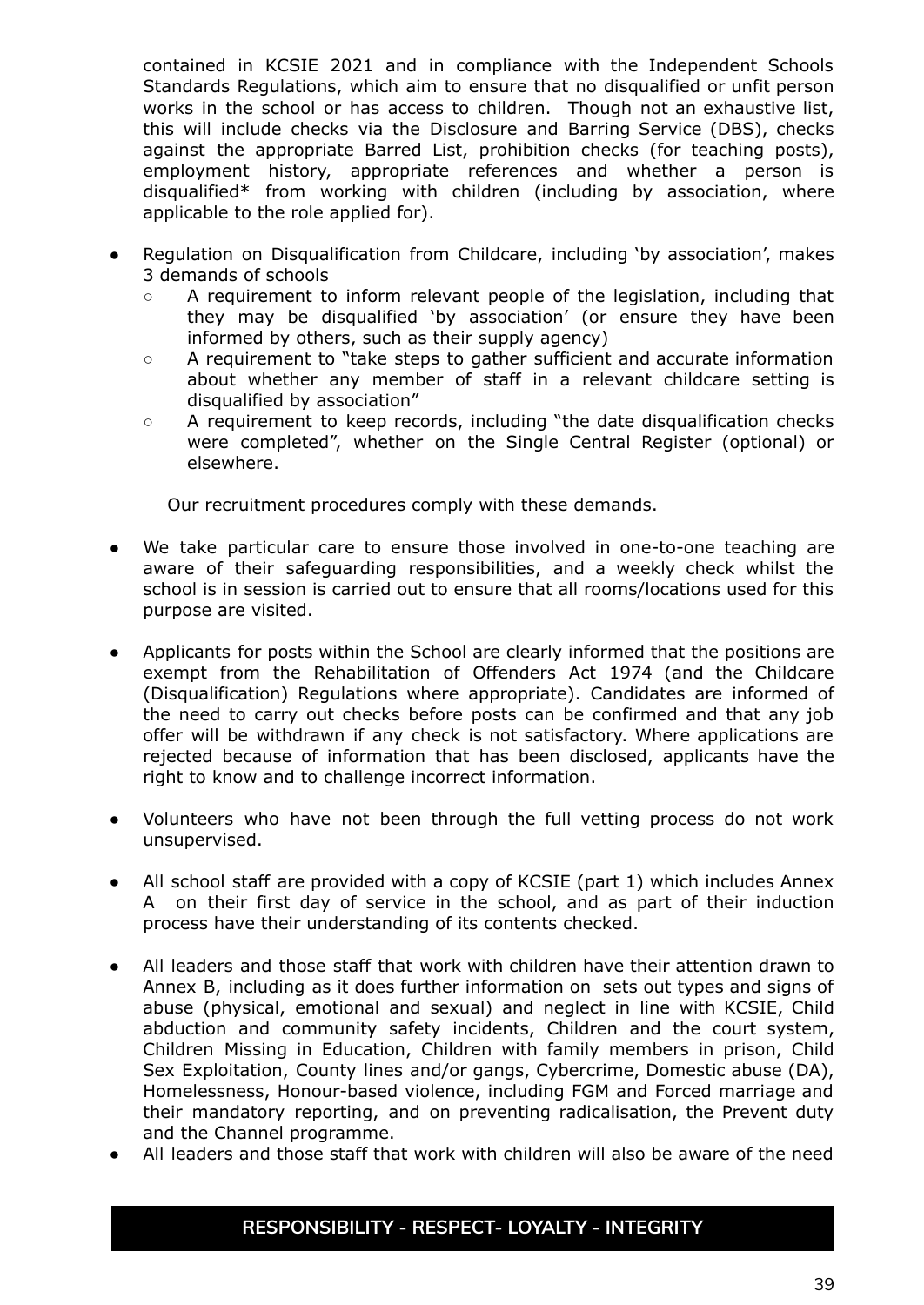contained in KCSIE 2021 and in compliance with the Independent Schools Standards Regulations, which aim to ensure that no disqualified or unfit person works in the school or has access to children. Though not an exhaustive list, this will include checks via the Disclosure and Barring Service (DBS), checks against the appropriate Barred List, prohibition checks (for teaching posts), employment history, appropriate references and whether a person is disqualified* from working with children (including by association, where applicable to the role applied for).

- Regulation on Disqualification from Childcare, including 'by association', makes 3 demands of schools
  - A requirement to inform relevant people of the legislation, including that they may be disqualified 'by association' (or ensure they have been informed by others, such as their supply agency)
  - A requirement to "take steps to gather sufficient and accurate information about whether any member of staff in a relevant childcare setting is disqualified by association"
  - A requirement to keep records, including "the date disqualification checks were completed", whether on the Single Central Register (optional) or elsewhere.

  Our recruitment procedures comply with these demands.

- We take particular care to ensure those involved in one-to-one teaching are aware of their safeguarding responsibilities, and a weekly check whilst the school is in session is carried out to ensure that all rooms/locations used for this purpose are visited.

- Applicants for posts within the School are clearly informed that the positions are exempt from the Rehabilitation of Offenders Act 1974 (and the Childcare (Disqualification) Regulations where appropriate). Candidates are informed of the need to carry out checks before posts can be confirmed and that any job offer will be withdrawn if any check is not satisfactory. Where applications are rejected because of information that has been disclosed, applicants have the right to know and to challenge incorrect information.

- Volunteers who have not been through the full vetting process do not work unsupervised.

- All school staff are provided with a copy of KCSIE (part 1) which includes Annex A on their first day of service in the school, and as part of their induction process have their understanding of its contents checked.

- All leaders and those staff that work with children have their attention drawn to Annex B, including as it does further information on sets out types and signs of abuse (physical, emotional and sexual) and neglect in line with KCSIE, Child abduction and community safety incidents, Children and the court system, Children Missing in Education, Children with family members in prison, Child Sex Exploitation, County lines and/or gangs, Cybercrime, Domestic abuse (DA), Homelessness, Honour-based violence, including FGM and Forced marriage and their mandatory reporting, and on preventing radicalisation, the Prevent duty and the Channel programme.
- All leaders and those staff that work with children will also be aware of the need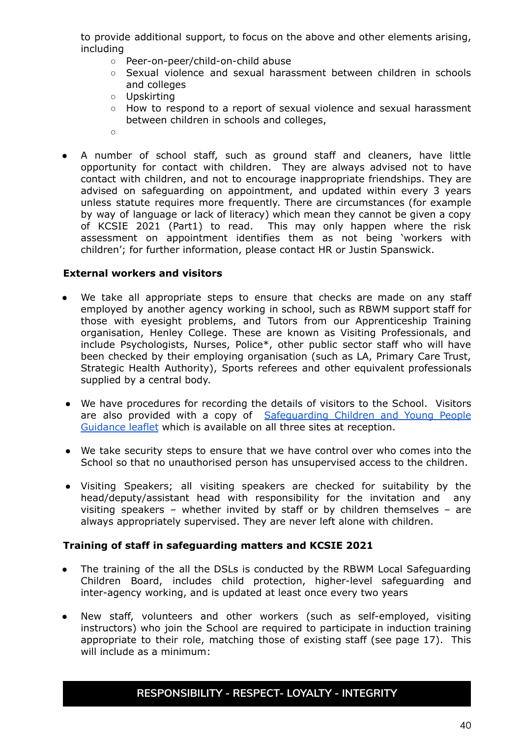to provide additional support, to focus on the above and other elements arising, including

- Peer-on-peer/child-on-child abuse
- Sexual violence and sexual harassment between children in schools and colleges
- Upskirting
- How to respond to a report of sexual violence and sexual harassment between children in schools and colleges,

- A number of school staff, such as ground staff and cleaners, have little opportunity for contact with children. They are always advised not to have contact with children, and not to encourage inappropriate friendships. They are advised on safeguarding on appointment, and updated within every 3 years unless statute requires more frequently. There are circumstances (for example by way of language or lack of literacy) which mean they cannot be given a copy of KCSIE 2021 (Part1) to read. This may only happen where the risk assessment on appointment identifies them as not being 'workers with children'; for further information, please contact HR or Justin Spanswick.

**External workers and visitors**

- We take all appropriate steps to ensure that checks are made on any staff employed by another agency working in school, such as RBWM support staff for those with eyesight problems, and Tutors from our Apprenticeship Training organisation, Henley College. These are known as Visiting Professionals, and include Psychologists, Nurses, Police*, other public sector staff who will have been checked by their employing organisation (such as LA, Primary Care Trust, Strategic Health Authority), Sports referees and other equivalent professionals supplied by a central body.

- We have procedures for recording the details of visitors to the School. Visitors are also provided with a copy of Safeguarding Children and Young People Guidance leaflet which is available on all three sites at reception.

- We take security steps to ensure that we have control over who comes into the School so that no unauthorised person has unsupervised access to the children.

- Visiting Speakers; all visiting speakers are checked for suitability by the head/deputy/assistant head with responsibility for the invitation and any visiting speakers – whether invited by staff or by children themselves – are always appropriately supervised. They are never left alone with children.

**Training of staff in safeguarding matters and KCSIE 2021**

- The training of the all the DSLs is conducted by the RBWM Local Safeguarding Children Board, includes child protection, higher-level safeguarding and inter-agency working, and is updated at least once every two years

- New staff, volunteers and other workers (such as self-employed, visiting instructors) who join the School are required to participate in induction training appropriate to their role, matching those of existing staff (see page 17). This will include as a minimum:

**RESPONSIBILITY - RESPECT- LOYALTY - INTEGRITY**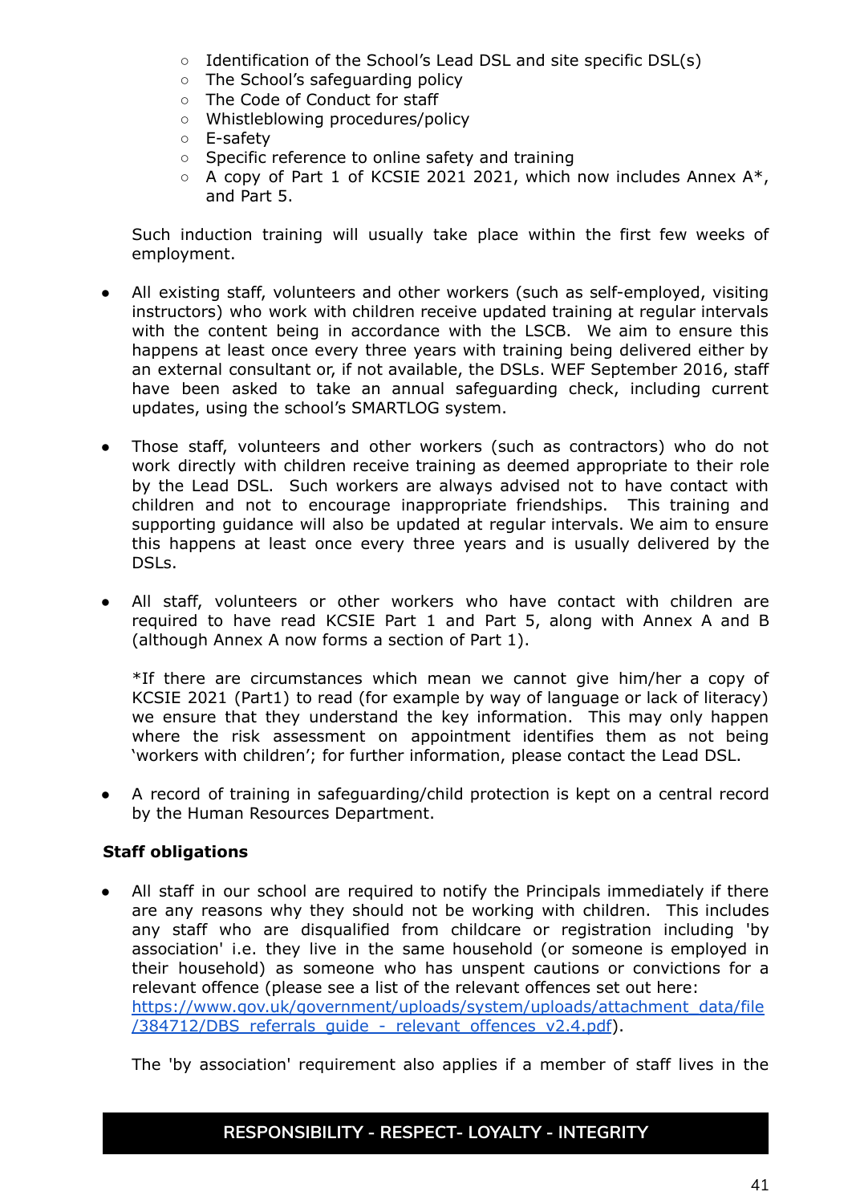- Identification of the School's Lead DSL and site specific DSL(s)
    - The School's safeguarding policy
    - The Code of Conduct for staff
    - Whistleblowing procedures/policy
    - E-safety
    - Specific reference to online safety and training
    - A copy of Part 1 of KCSIE 2021 2021, which now includes Annex A*, and Part 5.

  Such induction training will usually take place within the first few weeks of employment.

- All existing staff, volunteers and other workers (such as self-employed, visiting instructors) who work with children receive updated training at regular intervals with the content being in accordance with the LSCB. We aim to ensure this happens at least once every three years with training being delivered either by an external consultant or, if not available, the DSLs. WEF September 2016, staff have been asked to take an annual safeguarding check, including current updates, using the school's SMARTLOG system.

- Those staff, volunteers and other workers (such as contractors) who do not work directly with children receive training as deemed appropriate to their role by the Lead DSL. Such workers are always advised not to have contact with children and not to encourage inappropriate friendships. This training and supporting guidance will also be updated at regular intervals. We aim to ensure this happens at least once every three years and is usually delivered by the DSLs.

- All staff, volunteers or other workers who have contact with children are required to have read KCSIE Part 1 and Part 5, along with Annex A and B (although Annex A now forms a section of Part 1).

  *If there are circumstances which mean we cannot give him/her a copy of KCSIE 2021 (Part1) to read (for example by way of language or lack of literacy) we ensure that they understand the key information. This may only happen where the risk assessment on appointment identifies them as not being 'workers with children'; for further information, please contact the Lead DSL.

- A record of training in safeguarding/child protection is kept on a central record by the Human Resources Department.

**Staff obligations**

- All staff in our school are required to notify the Principals immediately if there are any reasons why they should not be working with children. This includes any staff who are disqualified from childcare or registration including 'by association' i.e. they live in the same household (or someone is employed in their household) as someone who has unspent cautions or convictions for a relevant offence (please see a list of the relevant offences set out here: [https://www.gov.uk/government/uploads/system/uploads/attachment_data/file/384712/DBS_referrals_guide_-_relevant_offences_v2.4.pdf](https://www.gov.uk/government/uploads/system/uploads/attachment_data/file/384712/DBS_referrals_guide_-_relevant_offences_v2.4.pdf)).

  The 'by association' requirement also applies if a member of staff lives in the

**RESPONSIBILITY - RESPECT- LOYALTY - INTEGRITY**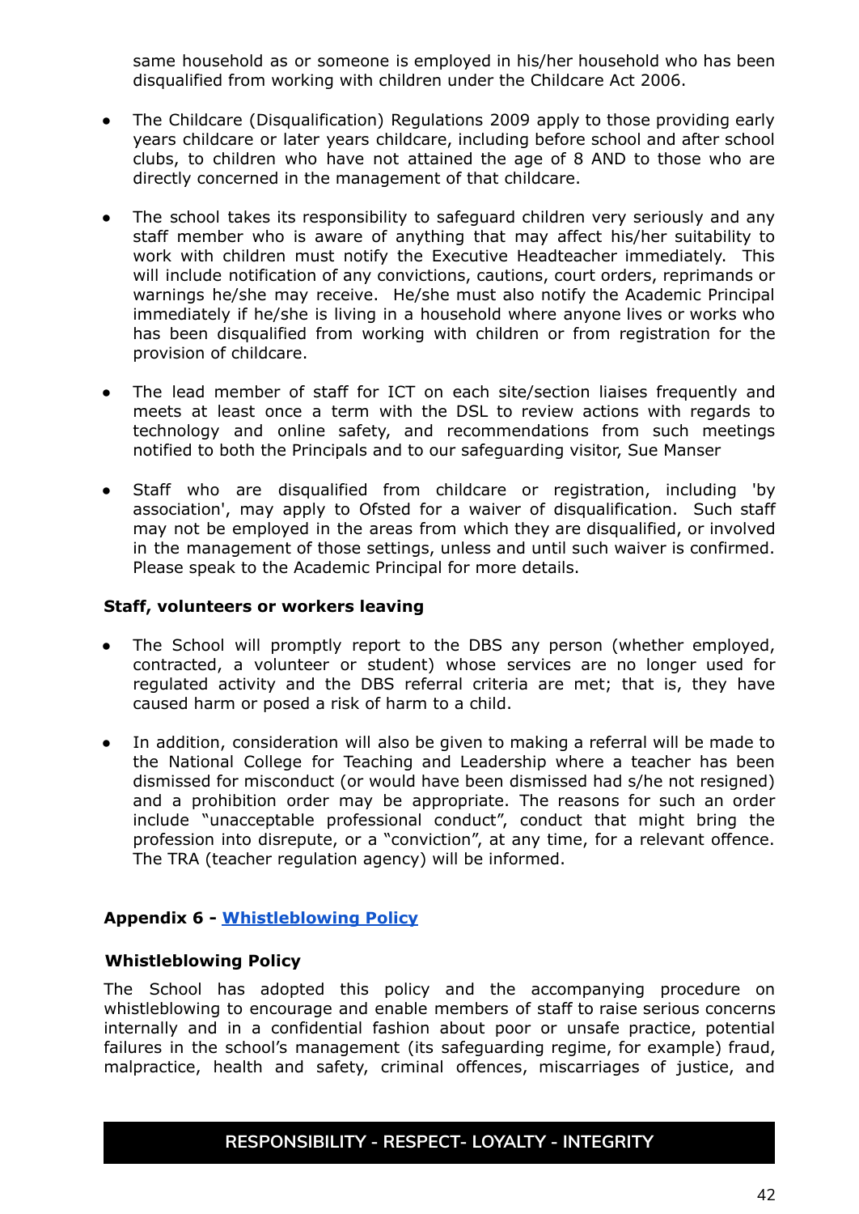same household as or someone is employed in his/her household who has been disqualified from working with children under the Childcare Act 2006.

- The Childcare (Disqualification) Regulations 2009 apply to those providing early years childcare or later years childcare, including before school and after school clubs, to children who have not attained the age of 8 AND to those who are directly concerned in the management of that childcare.

- The school takes its responsibility to safeguard children very seriously and any staff member who is aware of anything that may affect his/her suitability to work with children must notify the Executive Headteacher immediately. This will include notification of any convictions, cautions, court orders, reprimands or warnings he/she may receive. He/she must also notify the Academic Principal immediately if he/she is living in a household where anyone lives or works who has been disqualified from working with children or from registration for the provision of childcare.

- The lead member of staff for ICT on each site/section liaises frequently and meets at least once a term with the DSL to review actions with regards to technology and online safety, and recommendations from such meetings notified to both the Principals and to our safeguarding visitor, Sue Manser

- Staff who are disqualified from childcare or registration, including 'by association', may apply to Ofsted for a waiver of disqualification. Such staff may not be employed in the areas from which they are disqualified, or involved in the management of those settings, unless and until such waiver is confirmed. Please speak to the Academic Principal for more details.

**Staff, volunteers or workers leaving**

- The School will promptly report to the DBS any person (whether employed, contracted, a volunteer or student) whose services are no longer used for regulated activity and the DBS referral criteria are met; that is, they have caused harm or posed a risk of harm to a child.

- In addition, consideration will also be given to making a referral will be made to the National College for Teaching and Leadership where a teacher has been dismissed for misconduct (or would have been dismissed had s/he not resigned) and a prohibition order may be appropriate. The reasons for such an order include "unacceptable professional conduct", conduct that might bring the profession into disrepute, or a "conviction", at any time, for a relevant offence. The TRA (teacher regulation agency) will be informed.

**Appendix 6 - Whistleblowing Policy**

**Whistleblowing Policy**

The School has adopted this policy and the accompanying procedure on whistleblowing to encourage and enable members of staff to raise serious concerns internally and in a confidential fashion about poor or unsafe practice, potential failures in the school's management (its safeguarding regime, for example) fraud, malpractice, health and safety, criminal offences, miscarriages of justice, and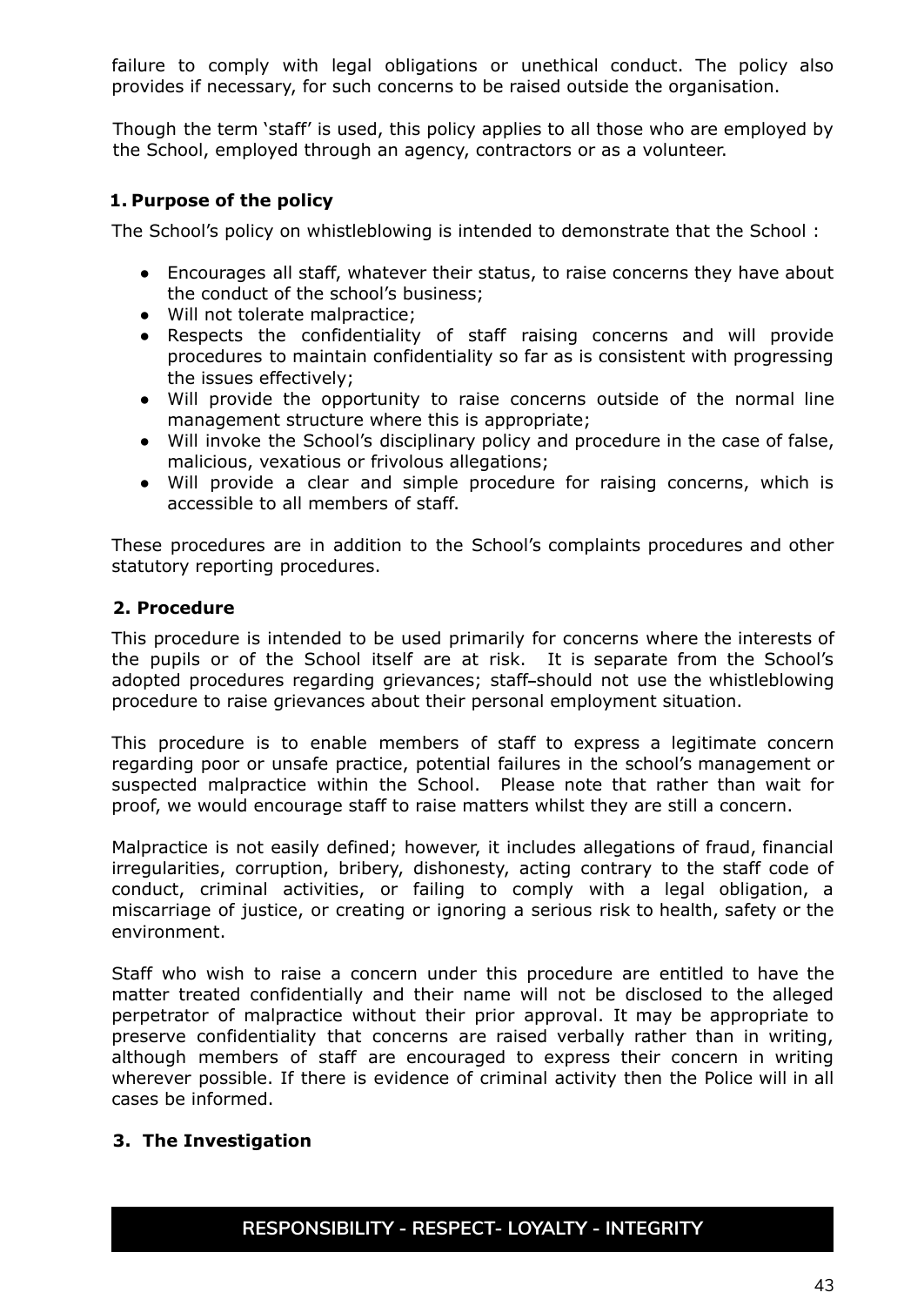failure to comply with legal obligations or unethical conduct. The policy also provides if necessary, for such concerns to be raised outside the organisation.

Though the term 'staff' is used, this policy applies to all those who are employed by the School, employed through an agency, contractors or as a volunteer.

### 1. Purpose of the policy

The School's policy on whistleblowing is intended to demonstrate that the School :

- Encourages all staff, whatever their status, to raise concerns they have about the conduct of the school's business;
- Will not tolerate malpractice;
- Respects the confidentiality of staff raising concerns and will provide procedures to maintain confidentiality so far as is consistent with progressing the issues effectively;
- Will provide the opportunity to raise concerns outside of the normal line management structure where this is appropriate;
- Will invoke the School's disciplinary policy and procedure in the case of false, malicious, vexatious or frivolous allegations;
- Will provide a clear and simple procedure for raising concerns, which is accessible to all members of staff.

These procedures are in addition to the School's complaints procedures and other statutory reporting procedures.

### 2. Procedure

This procedure is intended to be used primarily for concerns where the interests of the pupils or of the School itself are at risk. It is separate from the School's adopted procedures regarding grievances; staff should not use the whistleblowing procedure to raise grievances about their personal employment situation.

This procedure is to enable members of staff to express a legitimate concern regarding poor or unsafe practice, potential failures in the school's management or suspected malpractice within the School. Please note that rather than wait for proof, we would encourage staff to raise matters whilst they are still a concern.

Malpractice is not easily defined; however, it includes allegations of fraud, financial irregularities, corruption, bribery, dishonesty, acting contrary to the staff code of conduct, criminal activities, or failing to comply with a legal obligation, a miscarriage of justice, or creating or ignoring a serious risk to health, safety or the environment.

Staff who wish to raise a concern under this procedure are entitled to have the matter treated confidentially and their name will not be disclosed to the alleged perpetrator of malpractice without their prior approval. It may be appropriate to preserve confidentiality that concerns are raised verbally rather than in writing, although members of staff are encouraged to express their concern in writing wherever possible. If there is evidence of criminal activity then the Police will in all cases be informed.

### 3. The Investigation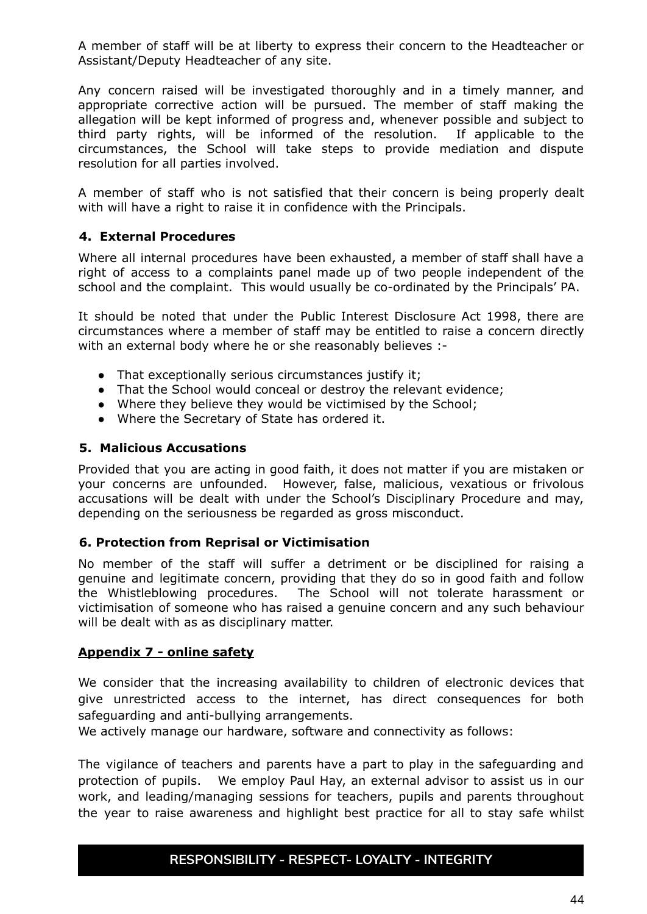A member of staff will be at liberty to express their concern to the Headteacher or Assistant/Deputy Headteacher of any site.

Any concern raised will be investigated thoroughly and in a timely manner, and appropriate corrective action will be pursued. The member of staff making the allegation will be kept informed of progress and, whenever possible and subject to third party rights, will be informed of the resolution. If applicable to the circumstances, the School will take steps to provide mediation and dispute resolution for all parties involved.

A member of staff who is not satisfied that their concern is being properly dealt with will have a right to raise it in confidence with the Principals.

#### 4. External Procedures

Where all internal procedures have been exhausted, a member of staff shall have a right of access to a complaints panel made up of two people independent of the school and the complaint. This would usually be co-ordinated by the Principals' PA.

It should be noted that under the Public Interest Disclosure Act 1998, there are circumstances where a member of staff may be entitled to raise a concern directly with an external body where he or she reasonably believes :-

- That exceptionally serious circumstances justify it;
- That the School would conceal or destroy the relevant evidence;
- Where they believe they would be victimised by the School;
- Where the Secretary of State has ordered it.

#### 5. Malicious Accusations

Provided that you are acting in good faith, it does not matter if you are mistaken or your concerns are unfounded. However, false, malicious, vexatious or frivolous accusations will be dealt with under the School's Disciplinary Procedure and may, depending on the seriousness be regarded as gross misconduct.

#### 6. Protection from Reprisal or Victimisation

No member of the staff will suffer a detriment or be disciplined for raising a genuine and legitimate concern, providing that they do so in good faith and follow the Whistleblowing procedures. The School will not tolerate harassment or victimisation of someone who has raised a genuine concern and any such behaviour will be dealt with as as disciplinary matter.

#### **Appendix 7 - online safety**

We consider that the increasing availability to children of electronic devices that give unrestricted access to the internet, has direct consequences for both safeguarding and anti-bullying arrangements.
We actively manage our hardware, software and connectivity as follows:

The vigilance of teachers and parents have a part to play in the safeguarding and protection of pupils. We employ Paul Hay, an external advisor to assist us in our work, and leading/managing sessions for teachers, pupils and parents throughout the year to raise awareness and highlight best practice for all to stay safe whilst

RESPONSIBILITY - RESPECT- LOYALTY - INTEGRITY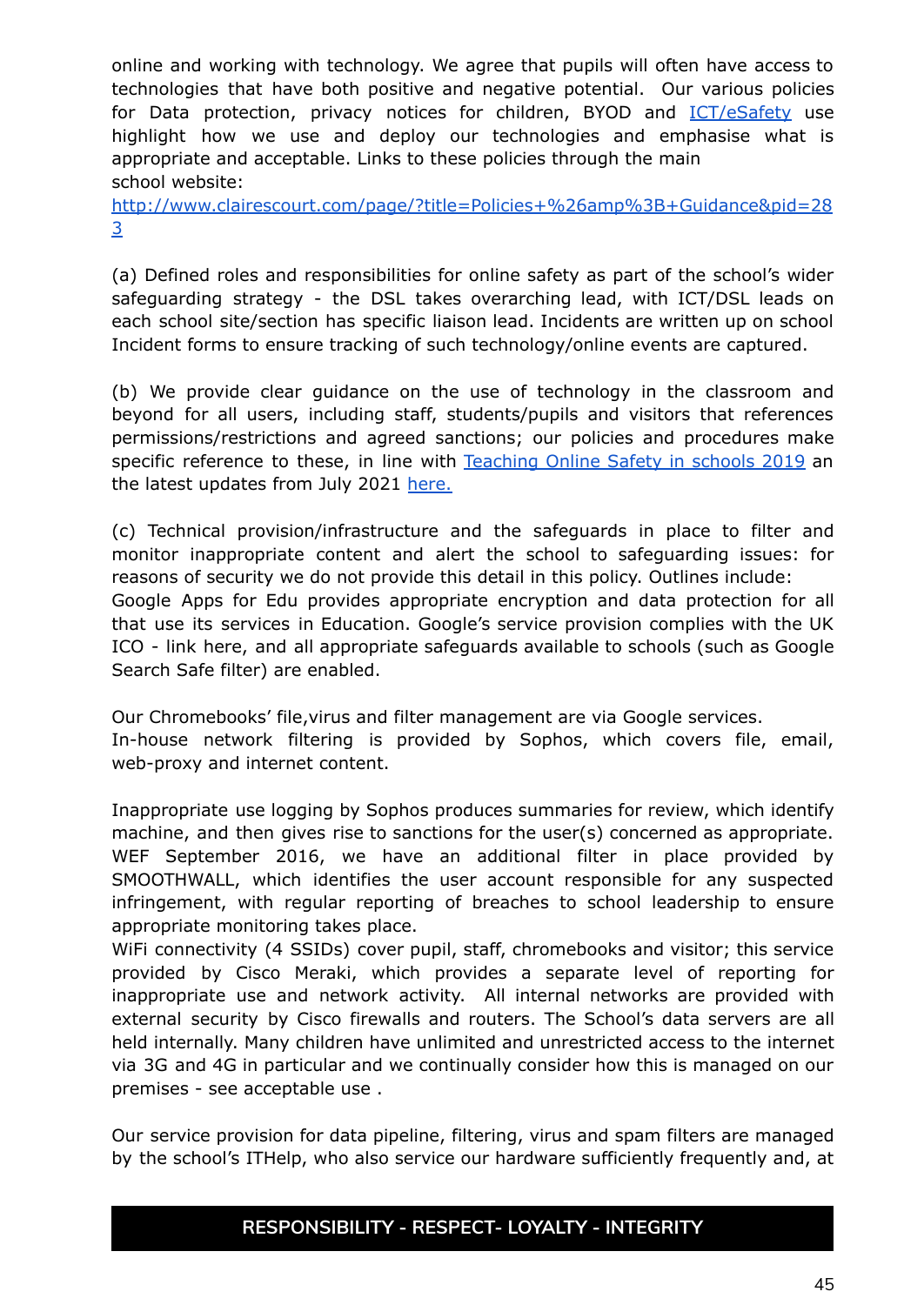online and working with technology. We agree that pupils will often have access to technologies that have both positive and negative potential. Our various policies for Data protection, privacy notices for children, BYOD and [ICT/eSafety](#) use highlight how we use and deploy our technologies and emphasise what is appropriate and acceptable. Links to these policies through the main school website:
[http://www.clairescourt.com/page/?title=Policies+%26amp%3B+Guidance&pid=283](http://www.clairescourt.com/page/?title=Policies+%26amp%3B+Guidance&pid=283)

(a) Defined roles and responsibilities for online safety as part of the school's wider safeguarding strategy - the DSL takes overarching lead, with ICT/DSL leads on each school site/section has specific liaison lead. Incidents are written up on school Incident forms to ensure tracking of such technology/online events are captured.

(b) We provide clear guidance on the use of technology in the classroom and beyond for all users, including staff, students/pupils and visitors that references permissions/restrictions and agreed sanctions; our policies and procedures make specific reference to these, in line with [Teaching Online Safety in schools 2019](#) an the latest updates from July 2021 [here.](#)

(c) Technical provision/infrastructure and the safeguards in place to filter and monitor inappropriate content and alert the school to safeguarding issues: for reasons of security we do not provide this detail in this policy. Outlines include:
Google Apps for Edu provides appropriate encryption and data protection for all that use its services in Education. Google's service provision complies with the UK ICO - link here, and all appropriate safeguards available to schools (such as Google Search Safe filter) are enabled.

Our Chromebooks' file,virus and filter management are via Google services.
In-house network filtering is provided by Sophos, which covers file, email, web-proxy and internet content.

Inappropriate use logging by Sophos produces summaries for review, which identify machine, and then gives rise to sanctions for the user(s) concerned as appropriate. WEF September 2016, we have an additional filter in place provided by SMOOTHWALL, which identifies the user account responsible for any suspected infringement, with regular reporting of breaches to school leadership to ensure appropriate monitoring takes place.
WiFi connectivity (4 SSIDs) cover pupil, staff, chromebooks and visitor; this service provided by Cisco Meraki, which provides a separate level of reporting for inappropriate use and network activity. All internal networks are provided with external security by Cisco firewalls and routers. The School's data servers are all held internally. Many children have unlimited and unrestricted access to the internet via 3G and 4G in particular and we continually consider how this is managed on our premises - see acceptable use .

Our service provision for data pipeline, filtering, virus and spam filters are managed by the school's ITHelp, who also service our hardware sufficiently frequently and, at

**RESPONSIBILITY - RESPECT- LOYALTY - INTEGRITY**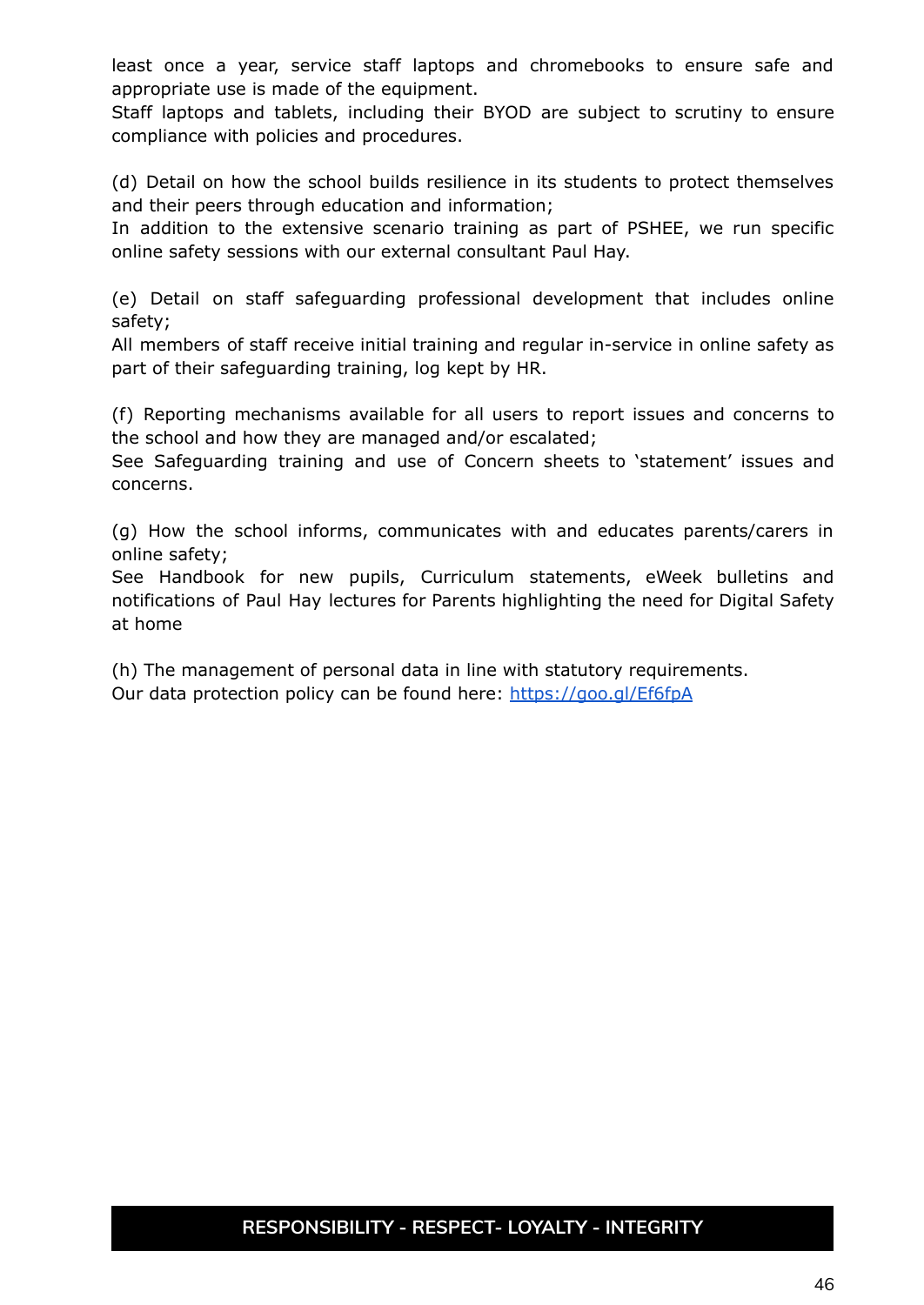least once a year, service staff laptops and chromebooks to ensure safe and appropriate use is made of the equipment.
Staff laptops and tablets, including their BYOD are subject to scrutiny to ensure compliance with policies and procedures.

(d) Detail on how the school builds resilience in its students to protect themselves and their peers through education and information;
In addition to the extensive scenario training as part of PSHEE, we run specific online safety sessions with our external consultant Paul Hay.

(e) Detail on staff safeguarding professional development that includes online safety;
All members of staff receive initial training and regular in-service in online safety as part of their safeguarding training, log kept by HR.

(f) Reporting mechanisms available for all users to report issues and concerns to the school and how they are managed and/or escalated;
See Safeguarding training and use of Concern sheets to 'statement' issues and concerns.

(g) How the school informs, communicates with and educates parents/carers in online safety;
See Handbook for new pupils, Curriculum statements, eWeek bulletins and notifications of Paul Hay lectures for Parents highlighting the need for Digital Safety at home

(h) The management of personal data in line with statutory requirements.
Our data protection policy can be found here: [https://goo.gl/Ef6fpA](https://goo.gl/Ef6fpA)

**RESPONSIBILITY - RESPECT- LOYALTY - INTEGRITY**